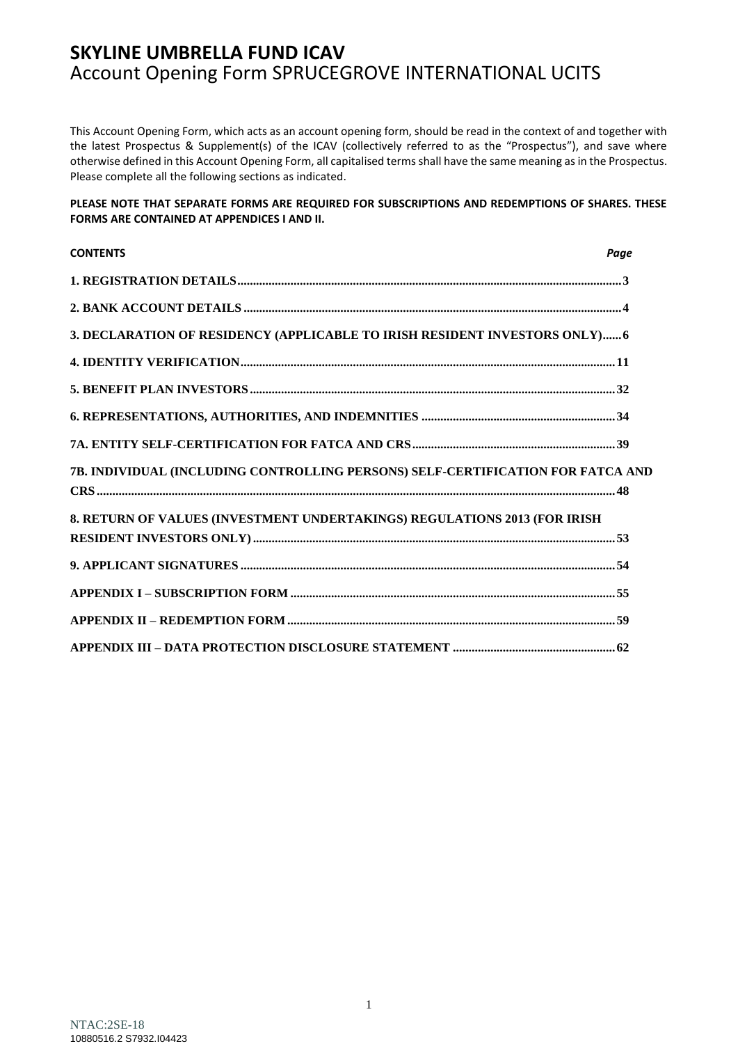# SKYLINE UMBRELLA FUND ICAV

## Account Opening Form SPRUCEGROVE INTERNATIONAL UCITS

This Account Opening Form, which acts as an account opening form, should be read in the context of and together with the latest Prospectus & Supplement(s) of the ICAV (collectively referred to as the "Prospectus"), and save where otherwise defined in this Account Opening Form, all capitalised terms shall have the same meaning as in the Prospectus. Please complete all the following sections as indicated.

**PLEASE NOTE THAT SEPARATE FORMS ARE REQUIRED FOR SUBSCRIPTIONS AND REDEMPTIONS OF SHARES. THESE FORMS ARE CONTAINED AT APPENDICES I AND II.**

| CONTENTS | *Page* |
|---|---|
| **1. REGISTRATION DETAILS** | **3** |
| **2. BANK ACCOUNT DETAILS** | **4** |
| **3. DECLARATION OF RESIDENCY (APPLICABLE TO IRISH RESIDENT INVESTORS ONLY)** | **6** |
| **4. IDENTITY VERIFICATION** | **11** |
| **5. BENEFIT PLAN INVESTORS** | **32** |
| **6. REPRESENTATIONS, AUTHORITIES, AND INDEMNITIES** | **34** |
| **7A. ENTITY SELF-CERTIFICATION FOR FATCA AND CRS** | **39** |
| **7B. INDIVIDUAL (INCLUDING CONTROLLING PERSONS) SELF-CERTIFICATION FOR FATCA AND CRS** | **48** |
| **8. RETURN OF VALUES (INVESTMENT UNDERTAKINGS) REGULATIONS 2013 (FOR IRISH RESIDENT INVESTORS ONLY)** | **53** |
| **9. APPLICANT SIGNATURES** | **54** |
| **APPENDIX I – SUBSCRIPTION FORM** | **55** |
| **APPENDIX II – REDEMPTION FORM** | **59** |
| **APPENDIX III – DATA PROTECTION DISCLOSURE STATEMENT** | **62** |

NTAC:2SE-18
10880516.2 S7932.I04423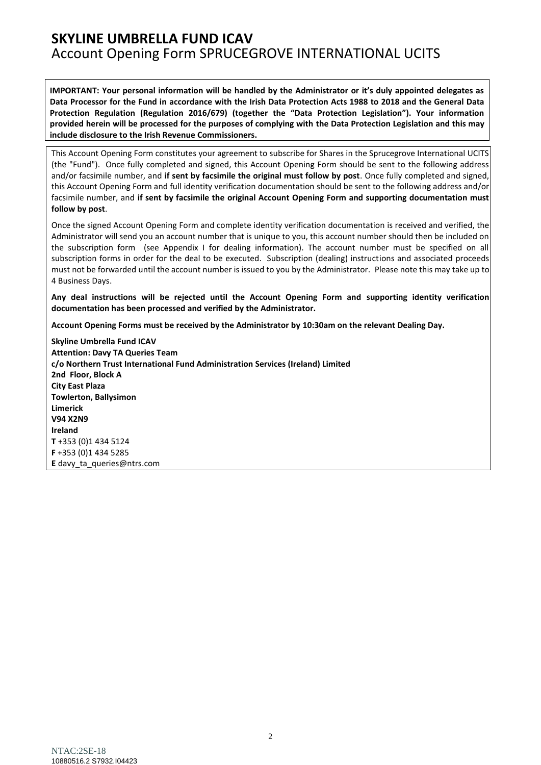# SKYLINE UMBRELLA FUND ICAV

## Account Opening Form SPRUCEGROVE INTERNATIONAL UCITS

**IMPORTANT: Your personal information will be handled by the Administrator or it's duly appointed delegates as Data Processor for the Fund in accordance with the Irish Data Protection Acts 1988 to 2018 and the General Data Protection Regulation (Regulation 2016/679) (together the "Data Protection Legislation"). Your information provided herein will be processed for the purposes of complying with the Data Protection Legislation and this may include disclosure to the Irish Revenue Commissioners.**

This Account Opening Form constitutes your agreement to subscribe for Shares in the Sprucegrove International UCITS (the "Fund"). Once fully completed and signed, this Account Opening Form should be sent to the following address and/or facsimile number, and **if sent by facsimile the original must follow by post**. Once fully completed and signed, this Account Opening Form and full identity verification documentation should be sent to the following address and/or facsimile number, and **if sent by facsimile the original Account Opening Form and supporting documentation must follow by post**.

Once the signed Account Opening Form and complete identity verification documentation is received and verified, the Administrator will send you an account number that is unique to you, this account number should then be included on the subscription form (see Appendix I for dealing information). The account number must be specified on all subscription forms in order for the deal to be executed. Subscription (dealing) instructions and associated proceeds must not be forwarded until the account number is issued to you by the Administrator. Please note this may take up to 4 Business Days.

**Any deal instructions will be rejected until the Account Opening Form and supporting identity verification documentation has been processed and verified by the Administrator.**

**Account Opening Forms must be received by the Administrator by 10:30am on the relevant Dealing Day.**

**Skyline Umbrella Fund ICAV**
**Attention: Davy TA Queries Team**
**c/o Northern Trust International Fund Administration Services (Ireland) Limited**
**2nd Floor, Block A**
**City East Plaza**
**Towlerton, Ballysimon**
**Limerick**
**V94 X2N9**
**Ireland**
**T** +353 (0)1 434 5124
**F** +353 (0)1 434 5285
**E** davy_ta_queries@ntrs.com

NTAC:2SE-18
10880516.2 S7932.I04423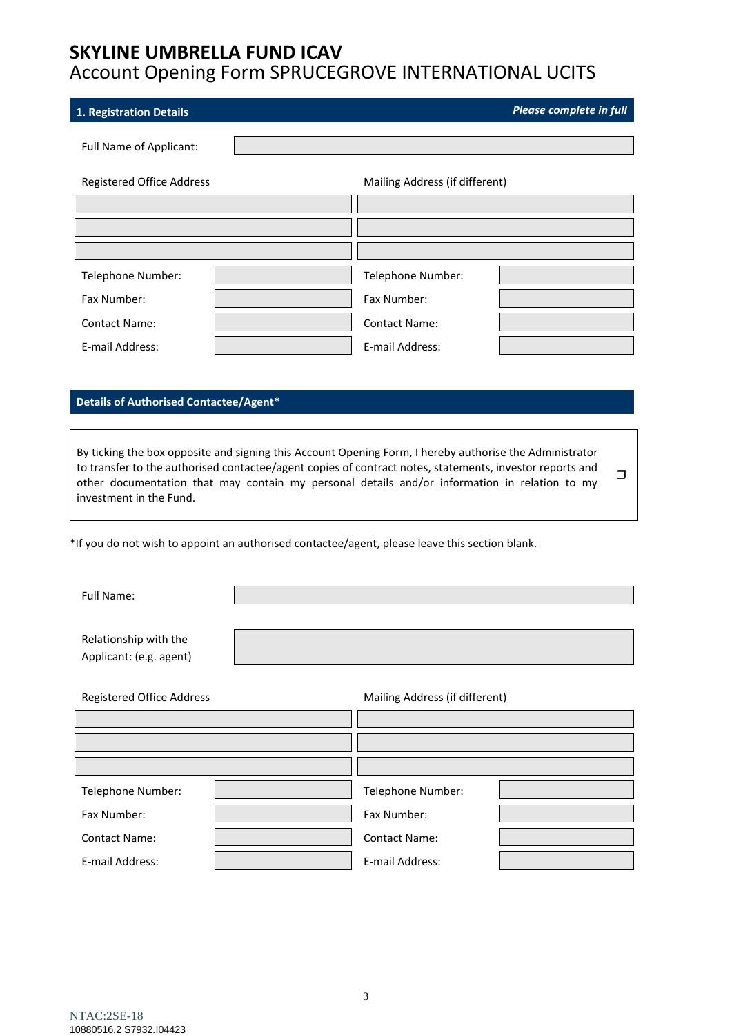# SKYLINE UMBRELLA FUND ICAV

Account Opening Form SPRUCEGROVE INTERNATIONAL UCITS

## 1. Registration Details

***Please complete in full***

Full Name of Applicant: 

| Registered Office Address | | Mailing Address (if different) | |
|---|---|---|---|
| | | | |
| | | | |
| | | | |
| Telephone Number: | | Telephone Number: | |
| Fax Number: | | Fax Number: | |
| Contact Name: | | Contact Name: | |
| E-mail Address: | | E-mail Address: | |

## Details of Authorised Contactee/Agent*

By ticking the box opposite and signing this Account Opening Form, I hereby authorise the Administrator to transfer to the authorised contactee/agent copies of contract notes, statements, investor reports and other documentation that may contain my personal details and/or information in relation to my investment in the Fund. ❒

*If you do not wish to appoint an authorised contactee/agent, please leave this section blank.

Full Name: 

Relationship with the Applicant: (e.g. agent) 

| Registered Office Address | | Mailing Address (if different) | |
|---|---|---|---|
| | | | |
| | | | |
| | | | |
| Telephone Number: | | Telephone Number: | |
| Fax Number: | | Fax Number: | |
| Contact Name: | | Contact Name: | |
| E-mail Address: | | E-mail Address: | |

NTAC:2SE-18
10880516.2 S7932.I04423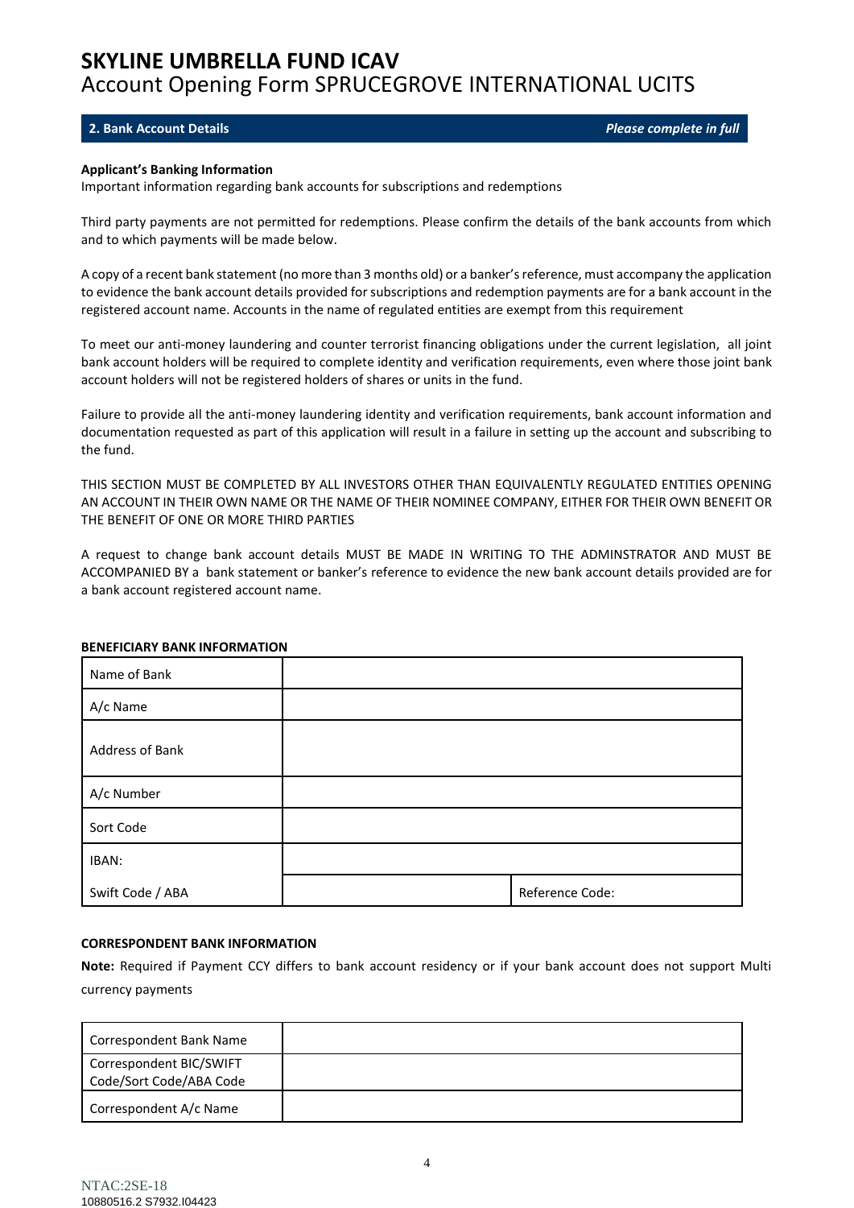# SKYLINE UMBRELLA FUND ICAV
## Account Opening Form SPRUCEGROVE INTERNATIONAL UCITS

### 2. Bank Account Details *Please complete in full*

**Applicant's Banking Information**
Important information regarding bank accounts for subscriptions and redemptions

Third party payments are not permitted for redemptions. Please confirm the details of the bank accounts from which and to which payments will be made below.

A copy of a recent bank statement (no more than 3 months old) or a banker's reference, must accompany the application to evidence the bank account details provided for subscriptions and redemption payments are for a bank account in the registered account name. Accounts in the name of regulated entities are exempt from this requirement

To meet our anti-money laundering and counter terrorist financing obligations under the current legislation, all joint bank account holders will be required to complete identity and verification requirements, even where those joint bank account holders will not be registered holders of shares or units in the fund.

Failure to provide all the anti-money laundering identity and verification requirements, bank account information and documentation requested as part of this application will result in a failure in setting up the account and subscribing to the fund.

THIS SECTION MUST BE COMPLETED BY ALL INVESTORS OTHER THAN EQUIVALENTLY REGULATED ENTITIES OPENING AN ACCOUNT IN THEIR OWN NAME OR THE NAME OF THEIR NOMINEE COMPANY, EITHER FOR THEIR OWN BENEFIT OR THE BENEFIT OF ONE OR MORE THIRD PARTIES

A request to change bank account details MUST BE MADE IN WRITING TO THE ADMINSTRATOR AND MUST BE ACCOMPANIED BY a bank statement or banker's reference to evidence the new bank account details provided are for a bank account registered account name.

**BENEFICIARY BANK INFORMATION**

| | | |
|---|---|---|
| Name of Bank | | |
| A/c Name | | |
| Address of Bank | | |
| A/c Number | | |
| Sort Code | | |
| IBAN: | | |
| Swift Code / ABA | | Reference Code: |

**CORRESPONDENT BANK INFORMATION**

**Note:** Required if Payment CCY differs to bank account residency or if your bank account does not support Multi currency payments

| | |
|---|---|
| Correspondent Bank Name | |
| Correspondent BIC/SWIFT Code/Sort Code/ABA Code | |
| Correspondent A/c Name | |

NTAC:2SE-18
10880516.2 S7932.I04423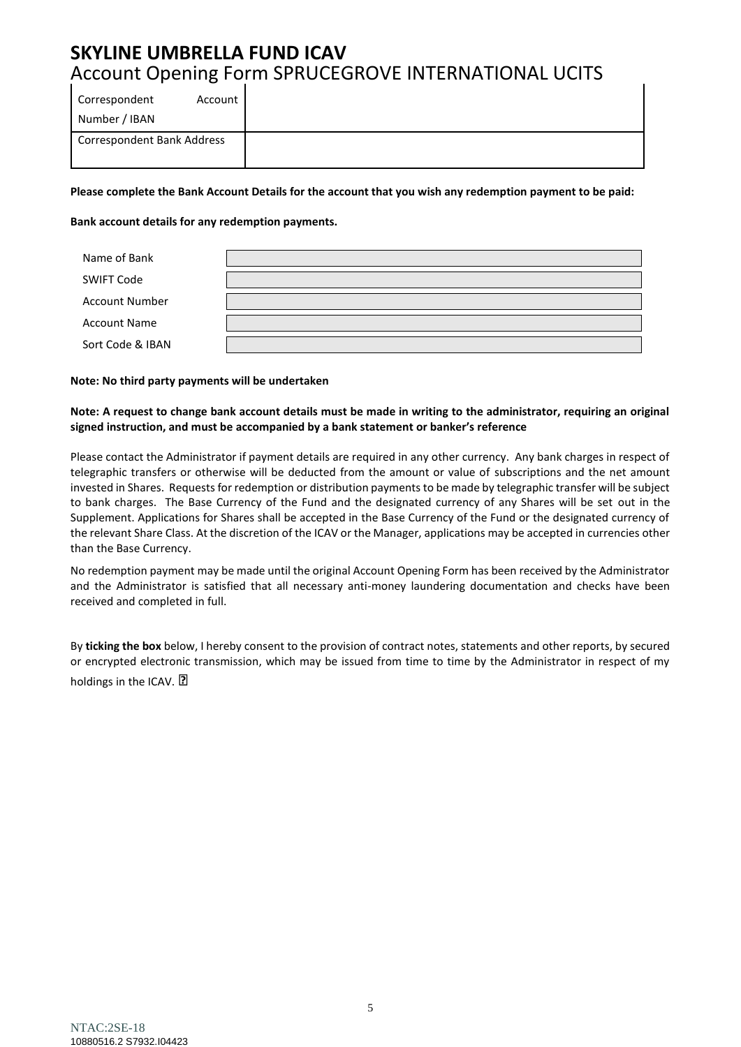| Correspondent Account Number / IBAN | |
|---|---|
| Correspondent Bank Address | |

**Please complete the Bank Account Details for the account that you wish any redemption payment to be paid:**

**Bank account details for any redemption payments.**

| Name of Bank | |
|---|---|
| SWIFT Code | |
| Account Number | |
| Account Name | |
| Sort Code & IBAN | |

**Note: No third party payments will be undertaken**

**Note: A request to change bank account details must be made in writing to the administrator, requiring an original signed instruction, and must be accompanied by a bank statement or banker's reference**

Please contact the Administrator if payment details are required in any other currency. Any bank charges in respect of telegraphic transfers or otherwise will be deducted from the amount or value of subscriptions and the net amount invested in Shares. Requests for redemption or distribution payments to be made by telegraphic transfer will be subject to bank charges. The Base Currency of the Fund and the designated currency of any Shares will be set out in the Supplement. Applications for Shares shall be accepted in the Base Currency of the Fund or the designated currency of the relevant Share Class. At the discretion of the ICAV or the Manager, applications may be accepted in currencies other than the Base Currency.

No redemption payment may be made until the original Account Opening Form has been received by the Administrator and the Administrator is satisfied that all necessary anti-money laundering documentation and checks have been received and completed in full.

By **ticking the box** below, I hereby consent to the provision of contract notes, statements and other reports, by secured or encrypted electronic transmission, which may be issued from time to time by the Administrator in respect of my holdings in the ICAV. ☐

NTAC:2SE-18
10880516.2 S7932.I04423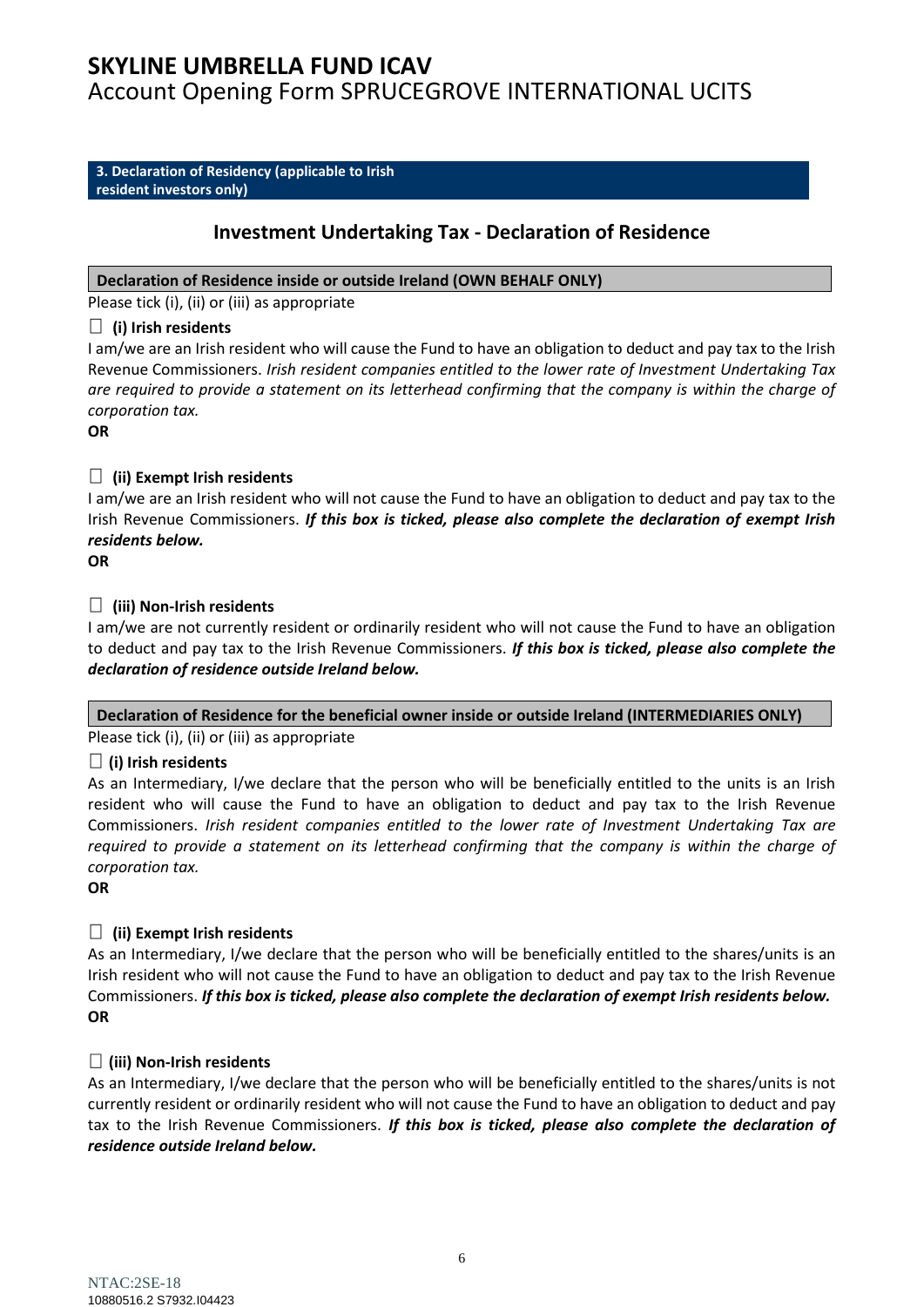# SKYLINE UMBRELLA FUND ICAV

Account Opening Form SPRUCEGROVE INTERNATIONAL UCITS

**3. Declaration of Residency (applicable to Irish resident investors only)**

## Investment Undertaking Tax - Declaration of Residence

**Declaration of Residence inside or outside Ireland (OWN BEHALF ONLY)**

Please tick (i), (ii) or (iii) as appropriate

☐ **(i) Irish residents**

I am/we are an Irish resident who will cause the Fund to have an obligation to deduct and pay tax to the Irish Revenue Commissioners. *Irish resident companies entitled to the lower rate of Investment Undertaking Tax are required to provide a statement on its letterhead confirming that the company is within the charge of corporation tax.*

**OR**

☐ **(ii) Exempt Irish residents**

I am/we are an Irish resident who will not cause the Fund to have an obligation to deduct and pay tax to the Irish Revenue Commissioners. ***If this box is ticked, please also complete the declaration of exempt Irish residents below.***

**OR**

☐ **(iii) Non-Irish residents**

I am/we are not currently resident or ordinarily resident who will not cause the Fund to have an obligation to deduct and pay tax to the Irish Revenue Commissioners. ***If this box is ticked, please also complete the declaration of residence outside Ireland below.***

**Declaration of Residence for the beneficial owner inside or outside Ireland (INTERMEDIARIES ONLY)**

Please tick (i), (ii) or (iii) as appropriate

☐ **(i) Irish residents**

As an Intermediary, I/we declare that the person who will be beneficially entitled to the units is an Irish resident who will cause the Fund to have an obligation to deduct and pay tax to the Irish Revenue Commissioners. *Irish resident companies entitled to the lower rate of Investment Undertaking Tax are required to provide a statement on its letterhead confirming that the company is within the charge of corporation tax.*

**OR**

☐ **(ii) Exempt Irish residents**

As an Intermediary, I/we declare that the person who will be beneficially entitled to the shares/units is an Irish resident who will not cause the Fund to have an obligation to deduct and pay tax to the Irish Revenue Commissioners. ***If this box is ticked, please also complete the declaration of exempt Irish residents below.***

**OR**

☐ **(iii) Non-Irish residents**

As an Intermediary, I/we declare that the person who will be beneficially entitled to the shares/units is not currently resident or ordinarily resident who will not cause the Fund to have an obligation to deduct and pay tax to the Irish Revenue Commissioners. ***If this box is ticked, please also complete the declaration of residence outside Ireland below.***

NTAC:2SE-18
10880516.2 S7932.I04423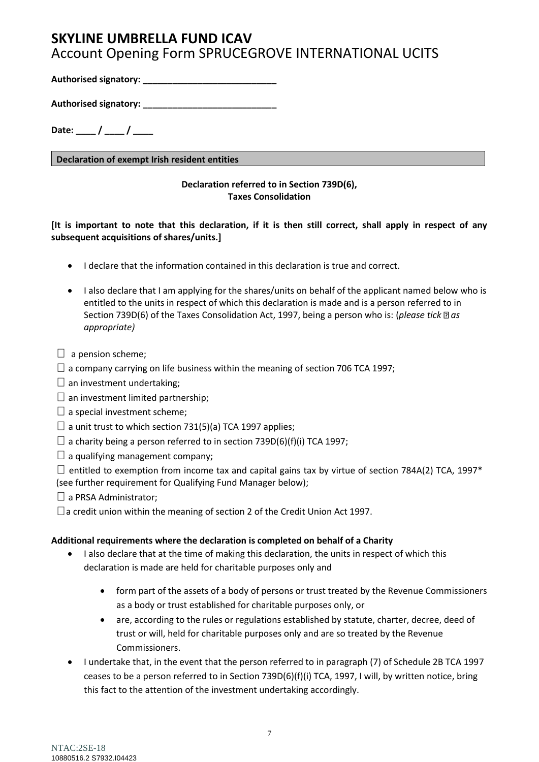# SKYLINE UMBRELLA FUND ICAV

Account Opening Form SPRUCEGROVE INTERNATIONAL UCITS

**Authorised signatory: ___________________________**

**Authorised signatory: ___________________________**

**Date: ____ / ____ / ____**

**Declaration of exempt Irish resident entities**

**Declaration referred to in Section 739D(6), Taxes Consolidation**

**[It is important to note that this declaration, if it is then still correct, shall apply in respect of any subsequent acquisitions of shares/units.]**

- I declare that the information contained in this declaration is true and correct.
- I also declare that I am applying for the shares/units on behalf of the applicant named below who is entitled to the units in respect of which this declaration is made and is a person referred to in Section 739D(6) of the Taxes Consolidation Act, 1997, being a person who is: (*please tick ☐ as appropriate)*

☐ a pension scheme;

☐ a company carrying on life business within the meaning of section 706 TCA 1997;

☐ an investment undertaking;

☐ an investment limited partnership;

☐ a special investment scheme;

☐ a unit trust to which section 731(5)(a) TCA 1997 applies;

☐ a charity being a person referred to in section 739D(6)(f)(i) TCA 1997;

☐ a qualifying management company;

☐ entitled to exemption from income tax and capital gains tax by virtue of section 784A(2) TCA, 1997* (see further requirement for Qualifying Fund Manager below);

☐ a PRSA Administrator;

☐ a credit union within the meaning of section 2 of the Credit Union Act 1997.

**Additional requirements where the declaration is completed on behalf of a Charity**

- I also declare that at the time of making this declaration, the units in respect of which this declaration is made are held for charitable purposes only and
  - form part of the assets of a body of persons or trust treated by the Revenue Commissioners as a body or trust established for charitable purposes only, or
  - are, according to the rules or regulations established by statute, charter, decree, deed of trust or will, held for charitable purposes only and are so treated by the Revenue Commissioners.
- I undertake that, in the event that the person referred to in paragraph (7) of Schedule 2B TCA 1997 ceases to be a person referred to in Section 739D(6)(f)(i) TCA, 1997, I will, by written notice, bring this fact to the attention of the investment undertaking accordingly.

NTAC:2SE-18
10880516.2 S7932.I04423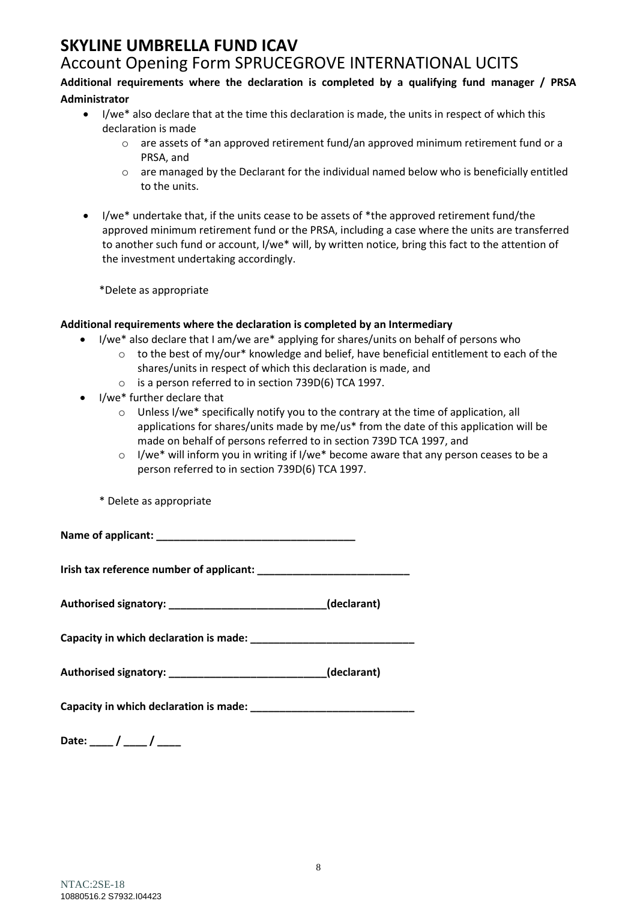# SKYLINE UMBRELLA FUND ICAV

## Account Opening Form SPRUCEGROVE INTERNATIONAL UCITS

**Additional requirements where the declaration is completed by a qualifying fund manager / PRSA Administrator**

- I/we* also declare that at the time this declaration is made, the units in respect of which this declaration is made
  - are assets of *an approved retirement fund/an approved minimum retirement fund or a PRSA, and
  - are managed by the Declarant for the individual named below who is beneficially entitled to the units.

- I/we* undertake that, if the units cease to be assets of *the approved retirement fund/the approved minimum retirement fund or the PRSA, including a case where the units are transferred to another such fund or account, I/we* will, by written notice, bring this fact to the attention of the investment undertaking accordingly.

*Delete as appropriate

**Additional requirements where the declaration is completed by an Intermediary**

- I/we* also declare that I am/we are* applying for shares/units on behalf of persons who
  - to the best of my/our* knowledge and belief, have beneficial entitlement to each of the shares/units in respect of which this declaration is made, and
  - is a person referred to in section 739D(6) TCA 1997.
- I/we* further declare that
  - Unless I/we* specifically notify you to the contrary at the time of application, all applications for shares/units made by me/us* from the date of this application will be made on behalf of persons referred to in section 739D TCA 1997, and
  - I/we* will inform you in writing if I/we* become aware that any person ceases to be a person referred to in section 739D(6) TCA 1997.

\* Delete as appropriate

**Name of applicant: ___________________________________**

**Irish tax reference number of applicant: __________________________**

**Authorised signatory: ___________________________(declarant)**

**Capacity in which declaration is made: ____________________________**

**Authorised signatory: ___________________________(declarant)**

**Capacity in which declaration is made: ____________________________**

**Date: ____ / ____ / ____**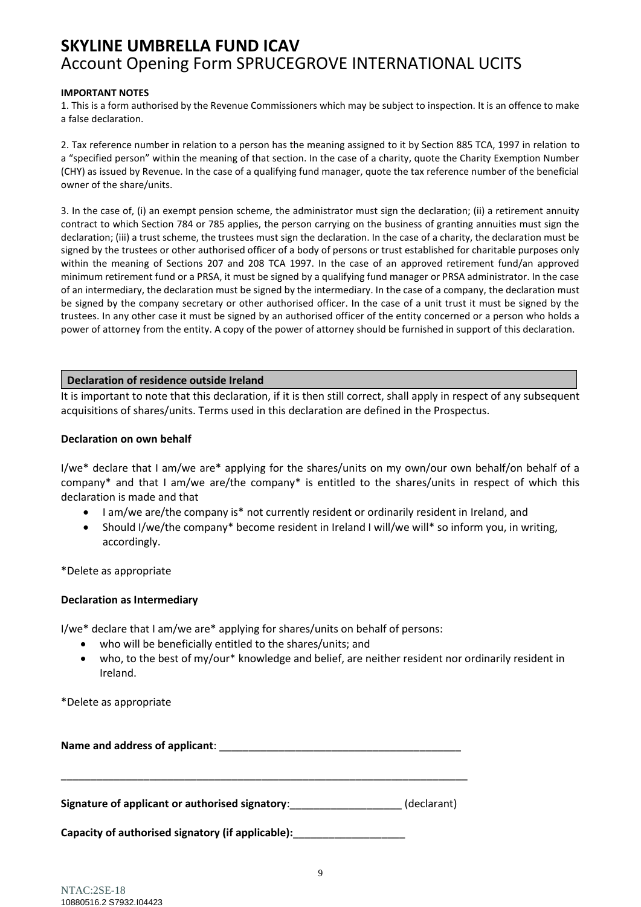# SKYLINE UMBRELLA FUND ICAV

## Account Opening Form SPRUCEGROVE INTERNATIONAL UCITS

**IMPORTANT NOTES**

1. This is a form authorised by the Revenue Commissioners which may be subject to inspection. It is an offence to make a false declaration.

2. Tax reference number in relation to a person has the meaning assigned to it by Section 885 TCA, 1997 in relation to a "specified person" within the meaning of that section. In the case of a charity, quote the Charity Exemption Number (CHY) as issued by Revenue. In the case of a qualifying fund manager, quote the tax reference number of the beneficial owner of the share/units.

3. In the case of, (i) an exempt pension scheme, the administrator must sign the declaration; (ii) a retirement annuity contract to which Section 784 or 785 applies, the person carrying on the business of granting annuities must sign the declaration; (iii) a trust scheme, the trustees must sign the declaration. In the case of a charity, the declaration must be signed by the trustees or other authorised officer of a body of persons or trust established for charitable purposes only within the meaning of Sections 207 and 208 TCA 1997. In the case of an approved retirement fund/an approved minimum retirement fund or a PRSA, it must be signed by a qualifying fund manager or PRSA administrator. In the case of an intermediary, the declaration must be signed by the intermediary. In the case of a company, the declaration must be signed by the company secretary or other authorised officer. In the case of a unit trust it must be signed by the trustees. In any other case it must be signed by an authorised officer of the entity concerned or a person who holds a power of attorney from the entity. A copy of the power of attorney should be furnished in support of this declaration.

### Declaration of residence outside Ireland

It is important to note that this declaration, if it is then still correct, shall apply in respect of any subsequent acquisitions of shares/units. Terms used in this declaration are defined in the Prospectus.

**Declaration on own behalf**

I/we* declare that I am/we are* applying for the shares/units on my own/our own behalf/on behalf of a company* and that I am/we are/the company* is entitled to the shares/units in respect of which this declaration is made and that

- I am/we are/the company is* not currently resident or ordinarily resident in Ireland, and
- Should I/we/the company* become resident in Ireland I will/we will* so inform you, in writing, accordingly.

*Delete as appropriate

**Declaration as Intermediary**

I/we* declare that I am/we are* applying for shares/units on behalf of persons:

- who will be beneficially entitled to the shares/units; and
- who, to the best of my/our* knowledge and belief, are neither resident nor ordinarily resident in Ireland.

*Delete as appropriate

**Name and address of applicant**: ________________________________________

________________________________________________________________________

**Signature of applicant or authorised signatory**:___________________ (declarant)

**Capacity of authorised signatory (if applicable):**___________________

NTAC:2SE-18
10880516.2 S7932.I04423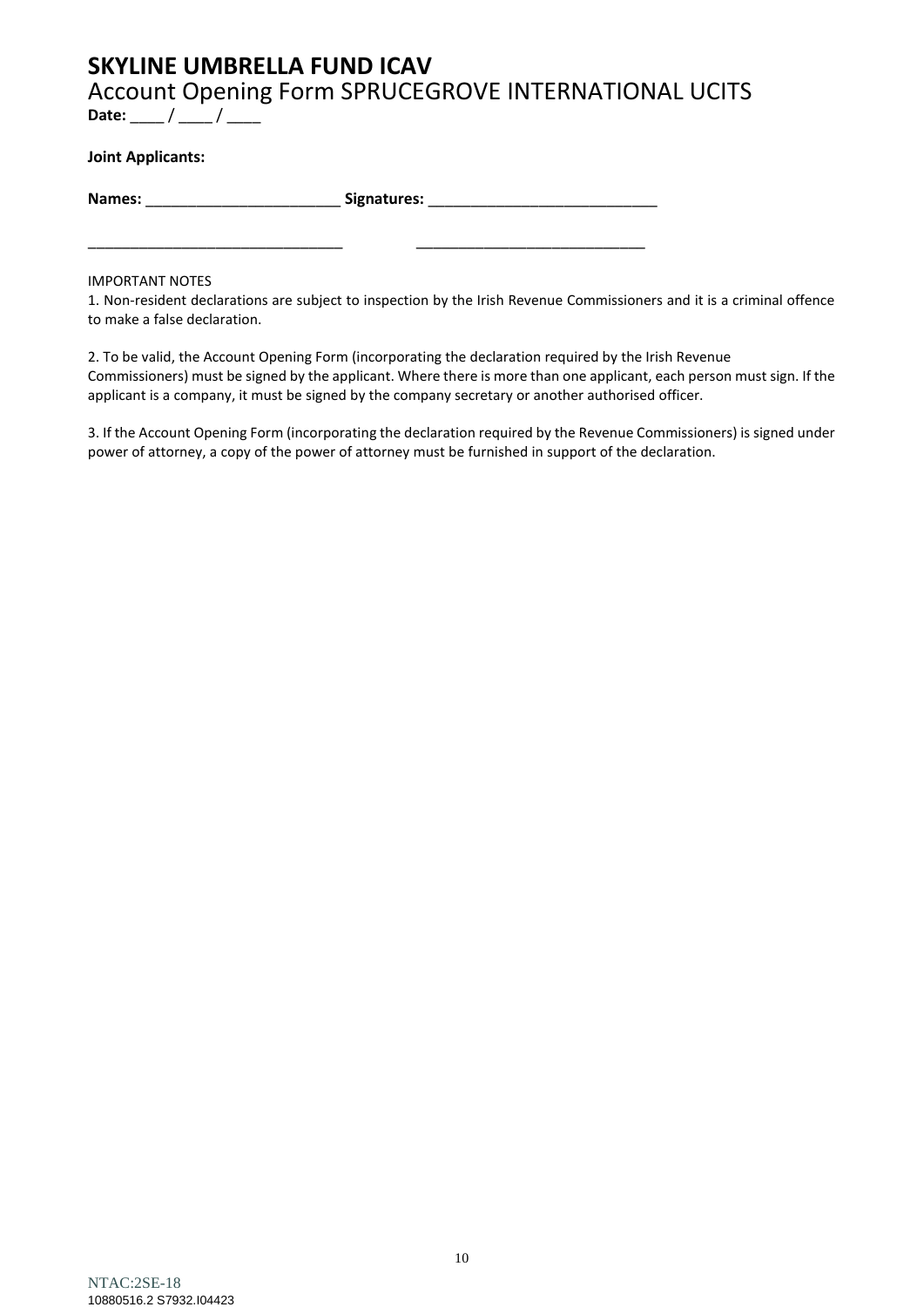# SKYLINE UMBRELLA FUND ICAV

Account Opening Form SPRUCEGROVE INTERNATIONAL UCITS

**Date:** ____ / ____ / ____

**Joint Applicants:**

**Names:** _______________________ **Signatures:** ___________________________

_______________________________ ____________________________

IMPORTANT NOTES

1. Non-resident declarations are subject to inspection by the Irish Revenue Commissioners and it is a criminal offence to make a false declaration.

2. To be valid, the Account Opening Form (incorporating the declaration required by the Irish Revenue Commissioners) must be signed by the applicant. Where there is more than one applicant, each person must sign. If the applicant is a company, it must be signed by the company secretary or another authorised officer.

3. If the Account Opening Form (incorporating the declaration required by the Revenue Commissioners) is signed under power of attorney, a copy of the power of attorney must be furnished in support of the declaration.

NTAC:2SE-18
10880516.2 S7932.I04423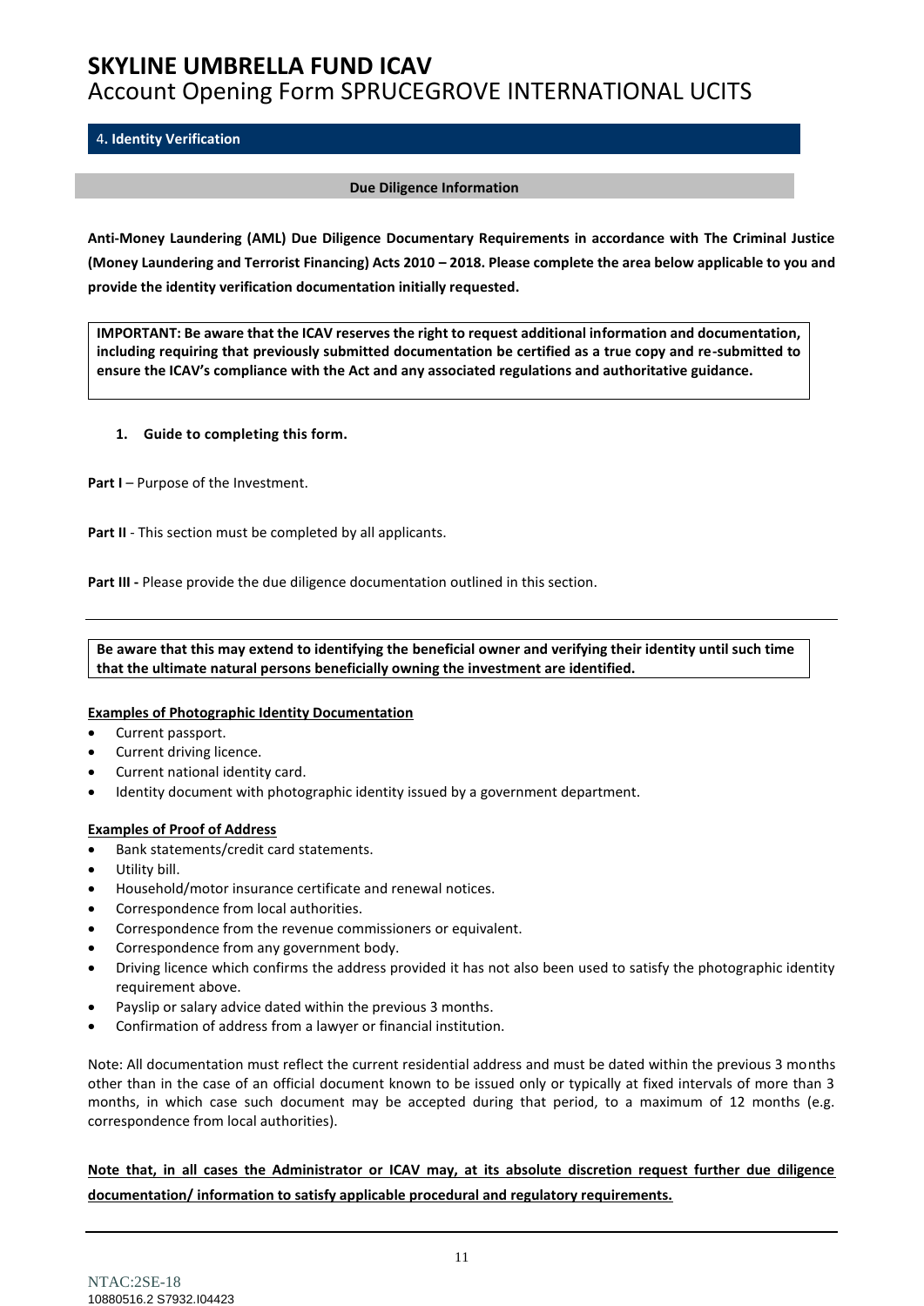## 4. Identity Verification

**Due Diligence Information**

**Anti-Money Laundering (AML) Due Diligence Documentary Requirements in accordance with The Criminal Justice (Money Laundering and Terrorist Financing) Acts 2010 – 2018. Please complete the area below applicable to you and provide the identity verification documentation initially requested.**

**IMPORTANT: Be aware that the ICAV reserves the right to request additional information and documentation, including requiring that previously submitted documentation be certified as a true copy and re-submitted to ensure the ICAV's compliance with the Act and any associated regulations and authoritative guidance.**

1. **Guide to completing this form.**

**Part I** – Purpose of the Investment.

**Part II** - This section must be completed by all applicants.

**Part III -** Please provide the due diligence documentation outlined in this section.

---

**Be aware that this may extend to identifying the beneficial owner and verifying their identity until such time that the ultimate natural persons beneficially owning the investment are identified.**

**Examples of Photographic Identity Documentation**

- Current passport.
- Current driving licence.
- Current national identity card.
- Identity document with photographic identity issued by a government department.

**Examples of Proof of Address**

- Bank statements/credit card statements.
- Utility bill.
- Household/motor insurance certificate and renewal notices.
- Correspondence from local authorities.
- Correspondence from the revenue commissioners or equivalent.
- Correspondence from any government body.
- Driving licence which confirms the address provided it has not also been used to satisfy the photographic identity requirement above.
- Payslip or salary advice dated within the previous 3 months.
- Confirmation of address from a lawyer or financial institution.

Note: All documentation must reflect the current residential address and must be dated within the previous 3 months other than in the case of an official document known to be issued only or typically at fixed intervals of more than 3 months, in which case such document may be accepted during that period, to a maximum of 12 months (e.g. correspondence from local authorities).

**Note that, in all cases the Administrator or ICAV may, at its absolute discretion request further due diligence documentation/ information to satisfy applicable procedural and regulatory requirements.**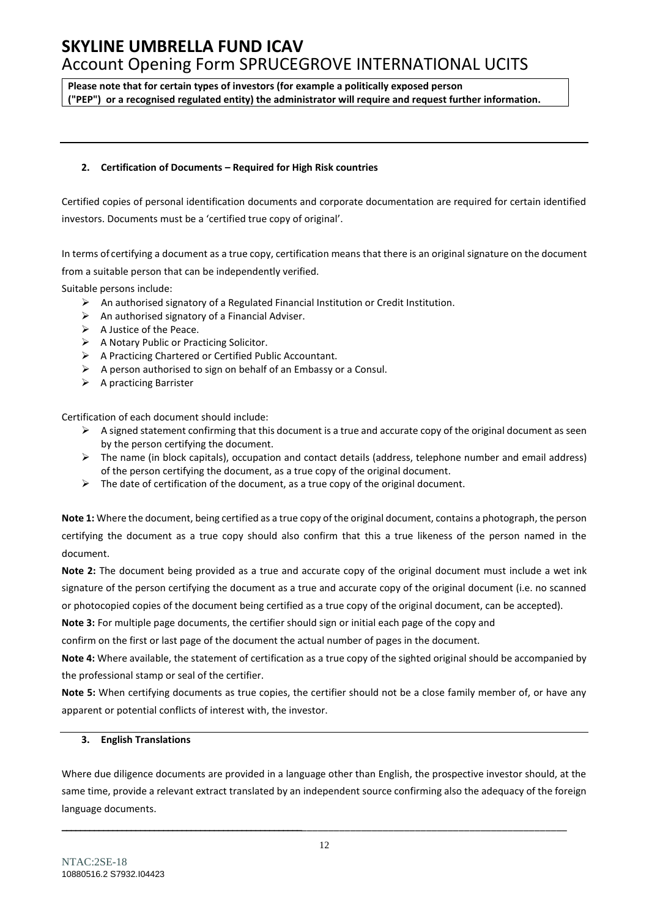**Please note that for certain types of investors (for example a politically exposed person ("PEP") or a recognised regulated entity) the administrator will require and request further information.**

---

### 2. Certification of Documents – Required for High Risk countries

Certified copies of personal identification documents and corporate documentation are required for certain identified investors. Documents must be a 'certified true copy of original'.

In terms of certifying a document as a true copy, certification means that there is an original signature on the document from a suitable person that can be independently verified.

Suitable persons include:

- An authorised signatory of a Regulated Financial Institution or Credit Institution.
- An authorised signatory of a Financial Adviser.
- A Justice of the Peace.
- A Notary Public or Practicing Solicitor.
- A Practicing Chartered or Certified Public Accountant.
- A person authorised to sign on behalf of an Embassy or a Consul.
- A practicing Barrister

Certification of each document should include:

- A signed statement confirming that this document is a true and accurate copy of the original document as seen by the person certifying the document.
- The name (in block capitals), occupation and contact details (address, telephone number and email address) of the person certifying the document, as a true copy of the original document.
- The date of certification of the document, as a true copy of the original document.

**Note 1:** Where the document, being certified as a true copy of the original document, contains a photograph, the person certifying the document as a true copy should also confirm that this a true likeness of the person named in the document.

**Note 2:** The document being provided as a true and accurate copy of the original document must include a wet ink signature of the person certifying the document as a true and accurate copy of the original document (i.e. no scanned or photocopied copies of the document being certified as a true copy of the original document, can be accepted).

**Note 3:** For multiple page documents, the certifier should sign or initial each page of the copy and confirm on the first or last page of the document the actual number of pages in the document.

**Note 4:** Where available, the statement of certification as a true copy of the sighted original should be accompanied by the professional stamp or seal of the certifier.

**Note 5:** When certifying documents as true copies, the certifier should not be a close family member of, or have any apparent or potential conflicts of interest with, the investor.

---

### 3. English Translations

Where due diligence documents are provided in a language other than English, the prospective investor should, at the same time, provide a relevant extract translated by an independent source confirming also the adequacy of the foreign language documents.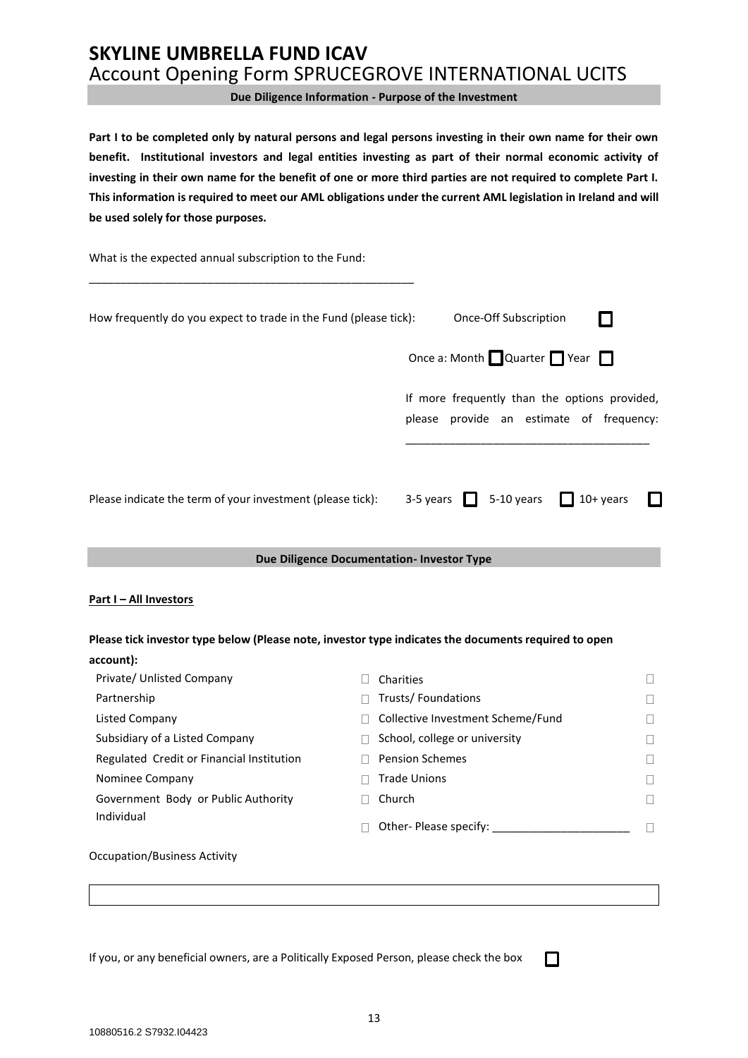# SKYLINE UMBRELLA FUND ICAV

## Account Opening Form SPRUCEGROVE INTERNATIONAL UCITS

### Due Diligence Information - Purpose of the Investment

**Part I to be completed only by natural persons and legal persons investing in their own name for their own benefit. Institutional investors and legal entities investing as part of their normal economic activity of investing in their own name for the benefit of one or more third parties are not required to complete Part I. This information is required to meet our AML obligations under the current AML legislation in Ireland and will be used solely for those purposes.**

What is the expected annual subscription to the Fund:

_______________________________________________________

How frequently do you expect to trade in the Fund (please tick): Once-Off Subscription ☐

Once a: Month ☐ Quarter ☐ Year ☐

If more frequently than the options provided, please provide an estimate of frequency:

_______________________________________

Please indicate the term of your investment (please tick): 3-5 years ☐ 5-10 years ☐ 10+ years ☐

### Due Diligence Documentation- Investor Type

**Part I – All Investors**

**Please tick investor type below (Please note, investor type indicates the documents required to open account):**

| | | | |
|---|---|---|---|
| Private/ Unlisted Company | ☐ | Charities | ☐ |
| Partnership | ☐ | Trusts/ Foundations | ☐ |
| Listed Company | ☐ | Collective Investment Scheme/Fund | ☐ |
| Subsidiary of a Listed Company | ☐ | School, college or university | ☐ |
| Regulated Credit or Financial Institution | ☐ | Pension Schemes | ☐ |
| Nominee Company | ☐ | Trade Unions | ☐ |
| Government Body or Public Authority | ☐ | Church | ☐ |
| Individual | ☐ | Other- Please specify: ______________________ | ☐ |

Occupation/Business Activity

| |
|---|
| |

If you, or any beneficial owners, are a Politically Exposed Person, please check the box ☐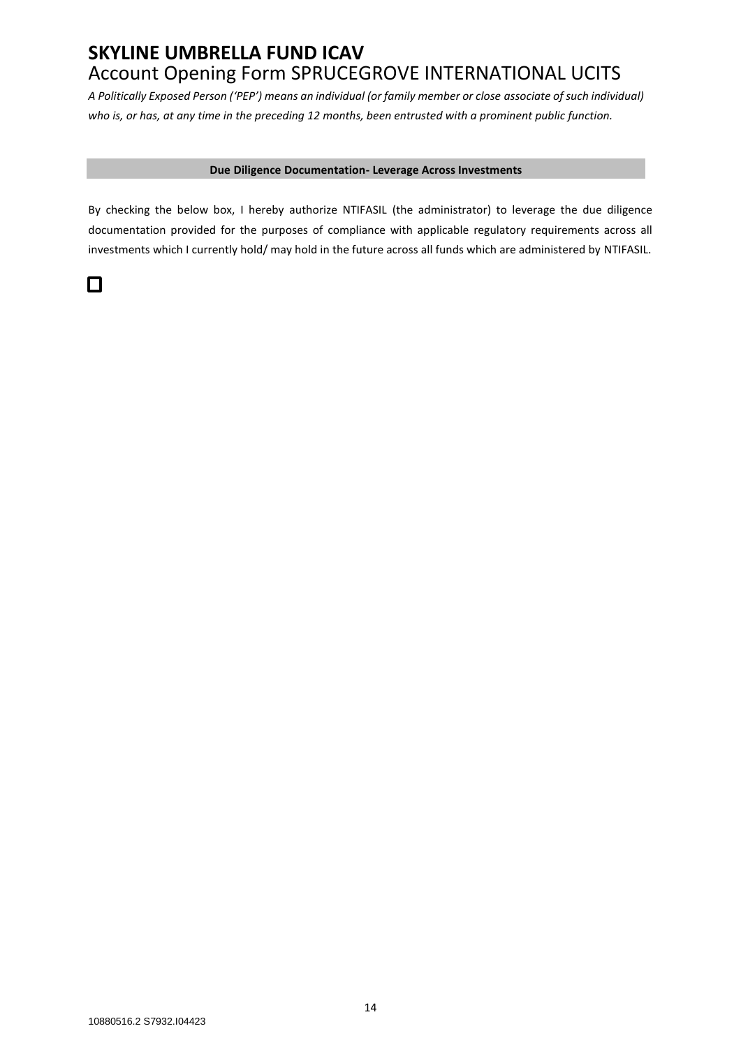*A Politically Exposed Person ('PEP') means an individual (or family member or close associate of such individual) who is, or has, at any time in the preceding 12 months, been entrusted with a prominent public function.*

**Due Diligence Documentation- Leverage Across Investments**

By checking the below box, I hereby authorize NTIFASIL (the administrator) to leverage the due diligence documentation provided for the purposes of compliance with applicable regulatory requirements across all investments which I currently hold/ may hold in the future across all funds which are administered by NTIFASIL.

☐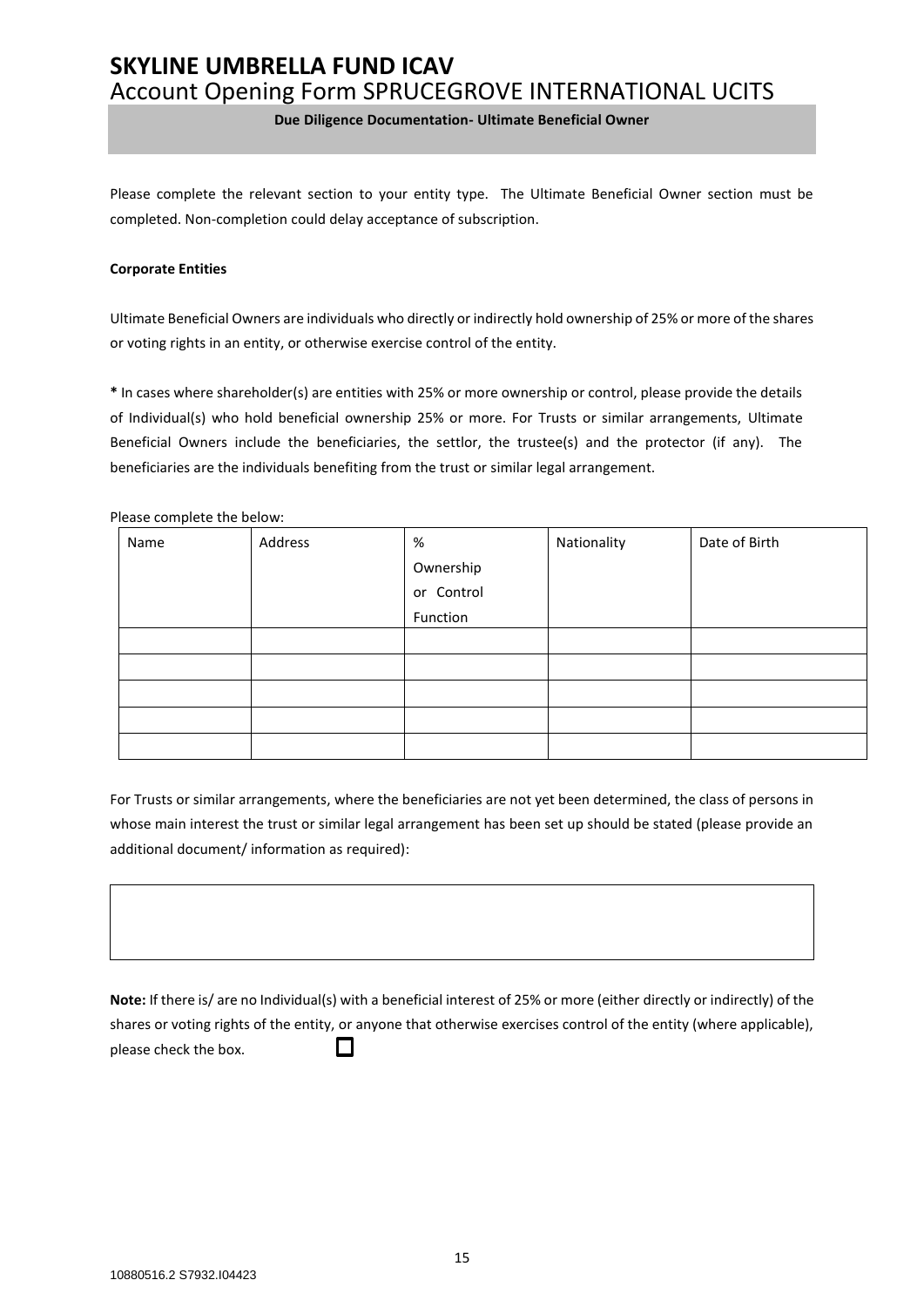# SKYLINE UMBRELLA FUND ICAV

## Account Opening Form SPRUCEGROVE INTERNATIONAL UCITS

**Due Diligence Documentation- Ultimate Beneficial Owner**

Please complete the relevant section to your entity type. The Ultimate Beneficial Owner section must be completed. Non-completion could delay acceptance of subscription.

**Corporate Entities**

Ultimate Beneficial Owners are individuals who directly or indirectly hold ownership of 25% or more of the shares or voting rights in an entity, or otherwise exercise control of the entity.

**\*** In cases where shareholder(s) are entities with 25% or more ownership or control, please provide the details of Individual(s) who hold beneficial ownership 25% or more. For Trusts or similar arrangements, Ultimate Beneficial Owners include the beneficiaries, the settlor, the trustee(s) and the protector (if any). The beneficiaries are the individuals benefiting from the trust or similar legal arrangement.

Please complete the below:

| Name | Address | % Ownership or Control Function | Nationality | Date of Birth |
|---|---|---|---|---|
| | | | | |
| | | | | |
| | | | | |
| | | | | |
| | | | | |

For Trusts or similar arrangements, where the beneficiaries are not yet been determined, the class of persons in whose main interest the trust or similar legal arrangement has been set up should be stated (please provide an additional document/ information as required):

| |
|---|
| |

**Note:** If there is/ are no Individual(s) with a beneficial interest of 25% or more (either directly or indirectly) of the shares or voting rights of the entity, or anyone that otherwise exercises control of the entity (where applicable), please check the box. ☐

10880516.2 S7932.I04423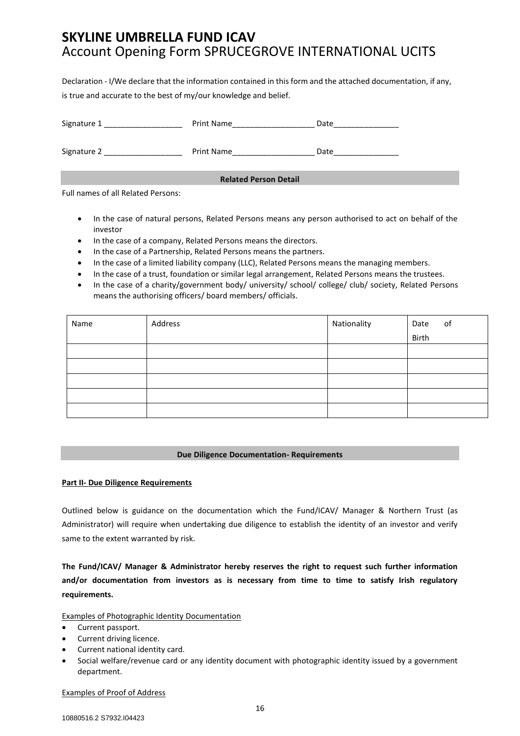# SKYLINE UMBRELLA FUND ICAV
Account Opening Form SPRUCEGROVE INTERNATIONAL UCITS

Declaration - I/We declare that the information contained in this form and the attached documentation, if any, is true and accurate to the best of my/our knowledge and belief.

Signature 1 __________________ Print Name___________________ Date_______________

Signature 2 __________________ Print Name___________________ Date_______________

**Related Person Detail**

Full names of all Related Persons:

- In the case of natural persons, Related Persons means any person authorised to act on behalf of the investor
- In the case of a company, Related Persons means the directors.
- In the case of a Partnership, Related Persons means the partners.
- In the case of a limited liability company (LLC), Related Persons means the managing members.
- In the case of a trust, foundation or similar legal arrangement, Related Persons means the trustees.
- In the case of a charity/government body/ university/ school/ college/ club/ society, Related Persons means the authorising officers/ board members/ officials.

| Name | Address | Nationality | Date of Birth |
|---|---|---|---|
| | | | |
| | | | |
| | | | |
| | | | |
| | | | |

**Due Diligence Documentation- Requirements**

**Part II- Due Diligence Requirements**

Outlined below is guidance on the documentation which the Fund/ICAV/ Manager & Northern Trust (as Administrator) will require when undertaking due diligence to establish the identity of an investor and verify same to the extent warranted by risk.

**The Fund/ICAV/ Manager & Administrator hereby reserves the right to request such further information and/or documentation from investors as is necessary from time to time to satisfy Irish regulatory requirements.**

Examples of Photographic Identity Documentation

- Current passport.
- Current driving licence.
- Current national identity card.
- Social welfare/revenue card or any identity document with photographic identity issued by a government department.

Examples of Proof of Address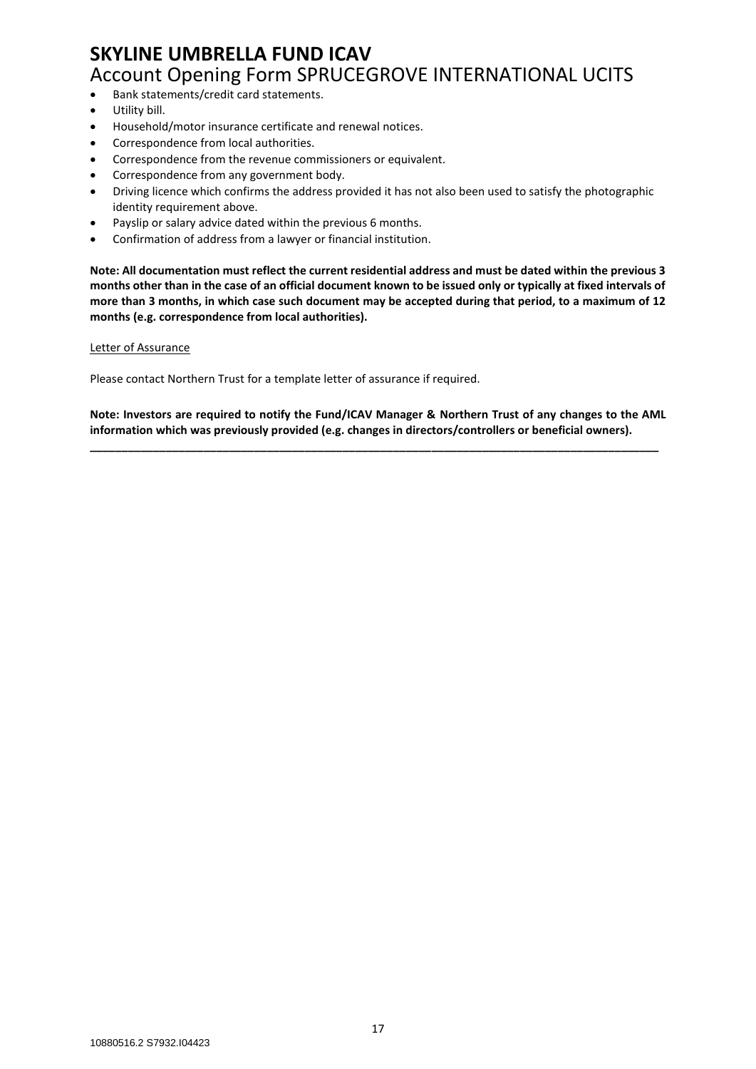- Bank statements/credit card statements.
- Utility bill.
- Household/motor insurance certificate and renewal notices.
- Correspondence from local authorities.
- Correspondence from the revenue commissioners or equivalent.
- Correspondence from any government body.
- Driving licence which confirms the address provided it has not also been used to satisfy the photographic identity requirement above.
- Payslip or salary advice dated within the previous 6 months.
- Confirmation of address from a lawyer or financial institution.

**Note: All documentation must reflect the current residential address and must be dated within the previous 3 months other than in the case of an official document known to be issued only or typically at fixed intervals of more than 3 months, in which case such document may be accepted during that period, to a maximum of 12 months (e.g. correspondence from local authorities).**

Letter of Assurance

Please contact Northern Trust for a template letter of assurance if required.

**Note: Investors are required to notify the Fund/ICAV Manager & Northern Trust of any changes to the AML information which was previously provided (e.g. changes in directors/controllers or beneficial owners).**

---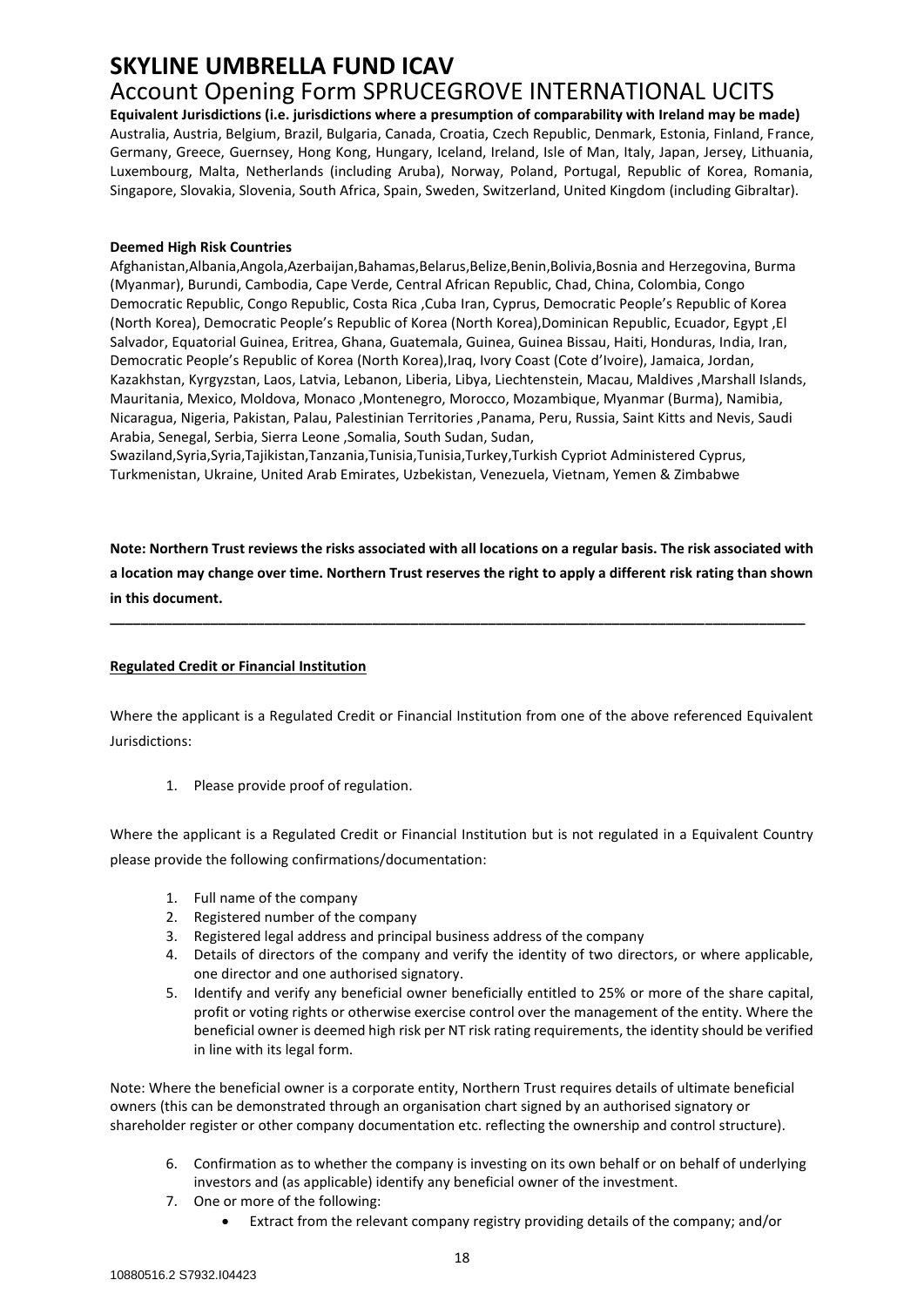**Equivalent Jurisdictions (i.e. jurisdictions where a presumption of comparability with Ireland may be made)**
Australia, Austria, Belgium, Brazil, Bulgaria, Canada, Croatia, Czech Republic, Denmark, Estonia, Finland, France, Germany, Greece, Guernsey, Hong Kong, Hungary, Iceland, Ireland, Isle of Man, Italy, Japan, Jersey, Lithuania, Luxembourg, Malta, Netherlands (including Aruba), Norway, Poland, Portugal, Republic of Korea, Romania, Singapore, Slovakia, Slovenia, South Africa, Spain, Sweden, Switzerland, United Kingdom (including Gibraltar).

**Deemed High Risk Countries**
Afghanistan,Albania,Angola,Azerbaijan,Bahamas,Belarus,Belize,Benin,Bolivia,Bosnia and Herzegovina, Burma (Myanmar), Burundi, Cambodia, Cape Verde, Central African Republic, Chad, China, Colombia, Congo Democratic Republic, Congo Republic, Costa Rica ,Cuba Iran, Cyprus, Democratic People's Republic of Korea (North Korea), Democratic People's Republic of Korea (North Korea),Dominican Republic, Ecuador, Egypt ,El Salvador, Equatorial Guinea, Eritrea, Ghana, Guatemala, Guinea, Guinea Bissau, Haiti, Honduras, India, Iran, Democratic People's Republic of Korea (North Korea),Iraq, Ivory Coast (Cote d'Ivoire), Jamaica, Jordan, Kazakhstan, Kyrgyzstan, Laos, Latvia, Lebanon, Liberia, Libya, Liechtenstein, Macau, Maldives ,Marshall Islands, Mauritania, Mexico, Moldova, Monaco ,Montenegro, Morocco, Mozambique, Myanmar (Burma), Namibia, Nicaragua, Nigeria, Pakistan, Palau, Palestinian Territories ,Panama, Peru, Russia, Saint Kitts and Nevis, Saudi Arabia, Senegal, Serbia, Sierra Leone ,Somalia, South Sudan, Sudan, Swaziland,Syria,Syria,Tajikistan,Tanzania,Tunisia,Tunisia,Turkey,Turkish Cypriot Administered Cyprus, Turkmenistan, Ukraine, United Arab Emirates, Uzbekistan, Venezuela, Vietnam, Yemen & Zimbabwe

**Note: Northern Trust reviews the risks associated with all locations on a regular basis. The risk associated with a location may change over time. Northern Trust reserves the right to apply a different risk rating than shown in this document.**

---

**Regulated Credit or Financial Institution**

Where the applicant is a Regulated Credit or Financial Institution from one of the above referenced Equivalent Jurisdictions:

1. Please provide proof of regulation.

Where the applicant is a Regulated Credit or Financial Institution but is not regulated in a Equivalent Country please provide the following confirmations/documentation:

1. Full name of the company
2. Registered number of the company
3. Registered legal address and principal business address of the company
4. Details of directors of the company and verify the identity of two directors, or where applicable, one director and one authorised signatory.
5. Identify and verify any beneficial owner beneficially entitled to 25% or more of the share capital, profit or voting rights or otherwise exercise control over the management of the entity. Where the beneficial owner is deemed high risk per NT risk rating requirements, the identity should be verified in line with its legal form.

Note: Where the beneficial owner is a corporate entity, Northern Trust requires details of ultimate beneficial owners (this can be demonstrated through an organisation chart signed by an authorised signatory or shareholder register or other company documentation etc. reflecting the ownership and control structure).

6. Confirmation as to whether the company is investing on its own behalf or on behalf of underlying investors and (as applicable) identify any beneficial owner of the investment.
7. One or more of the following:
   - Extract from the relevant company registry providing details of the company; and/or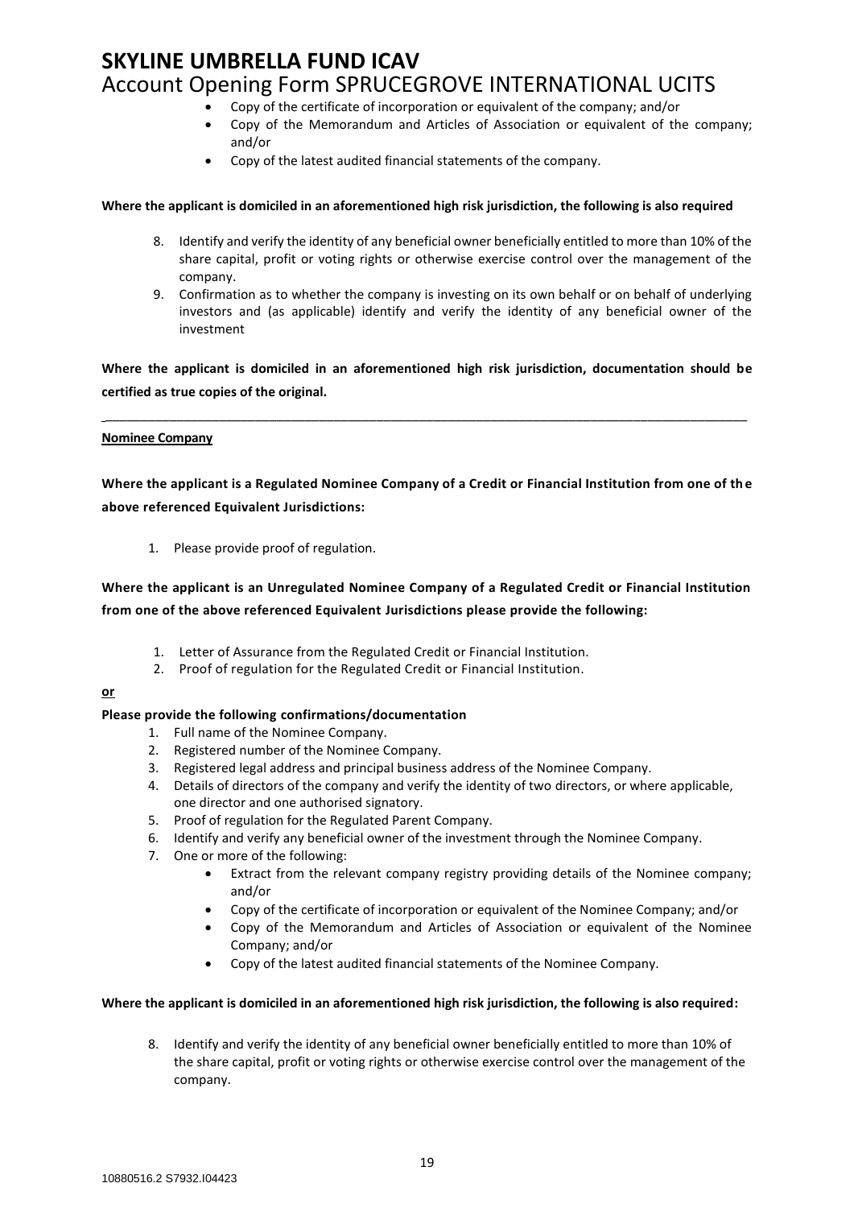- Copy of the certificate of incorporation or equivalent of the company; and/or
- Copy of the Memorandum and Articles of Association or equivalent of the company; and/or
- Copy of the latest audited financial statements of the company.

**Where the applicant is domiciled in an aforementioned high risk jurisdiction, the following is also required**

8. Identify and verify the identity of any beneficial owner beneficially entitled to more than 10% of the share capital, profit or voting rights or otherwise exercise control over the management of the company.
9. Confirmation as to whether the company is investing on its own behalf or on behalf of underlying investors and (as applicable) identify and verify the identity of any beneficial owner of the investment

**Where the applicant is domiciled in an aforementioned high risk jurisdiction, documentation should be certified as true copies of the original.**

---

**Nominee Company**

**Where the applicant is a Regulated Nominee Company of a Credit or Financial Institution from one of the above referenced Equivalent Jurisdictions:**

1. Please provide proof of regulation.

**Where the applicant is an Unregulated Nominee Company of a Regulated Credit or Financial Institution from one of the above referenced Equivalent Jurisdictions please provide the following:**

1. Letter of Assurance from the Regulated Credit or Financial Institution.
2. Proof of regulation for the Regulated Credit or Financial Institution.

**or**

**Please provide the following confirmations/documentation**

1. Full name of the Nominee Company.
2. Registered number of the Nominee Company.
3. Registered legal address and principal business address of the Nominee Company.
4. Details of directors of the company and verify the identity of two directors, or where applicable, one director and one authorised signatory.
5. Proof of regulation for the Regulated Parent Company.
6. Identify and verify any beneficial owner of the investment through the Nominee Company.
7. One or more of the following:
   - Extract from the relevant company registry providing details of the Nominee company; and/or
   - Copy of the certificate of incorporation or equivalent of the Nominee Company; and/or
   - Copy of the Memorandum and Articles of Association or equivalent of the Nominee Company; and/or
   - Copy of the latest audited financial statements of the Nominee Company.

**Where the applicant is domiciled in an aforementioned high risk jurisdiction, the following is also required:**

8. Identify and verify the identity of any beneficial owner beneficially entitled to more than 10% of the share capital, profit or voting rights or otherwise exercise control over the management of the company.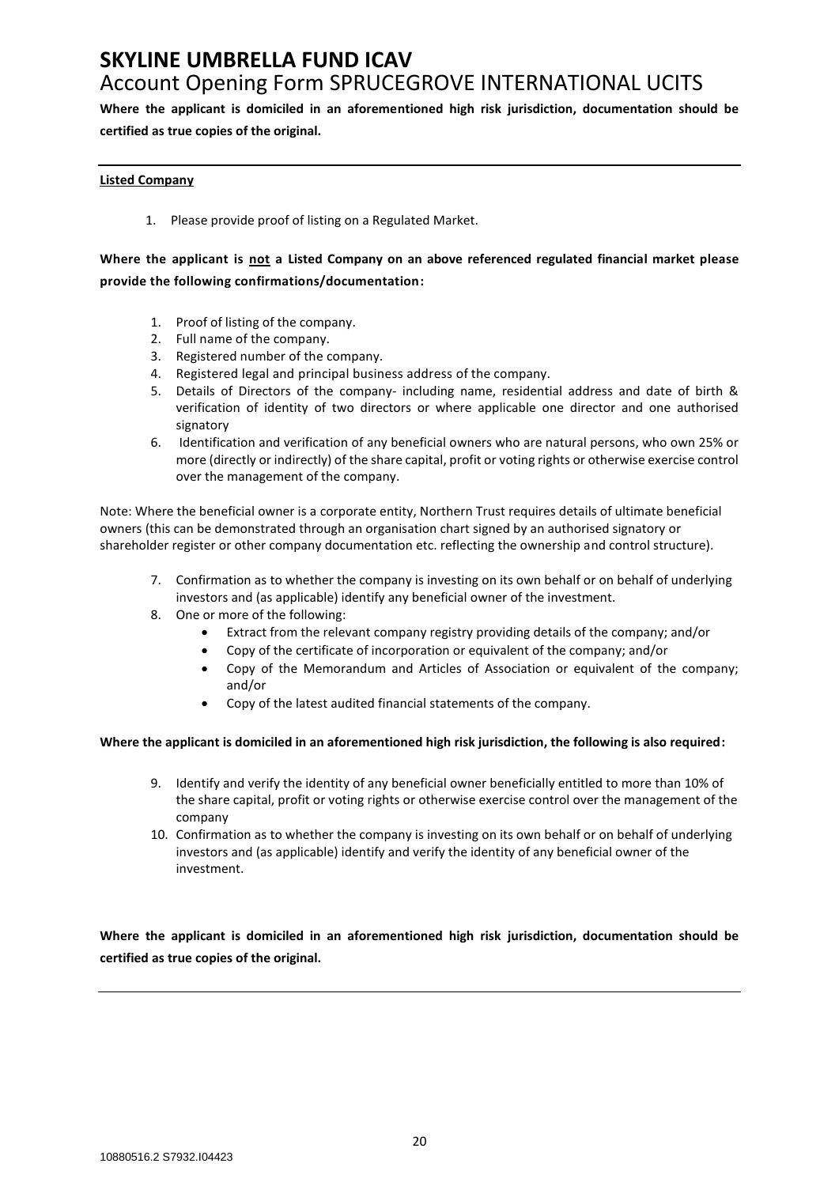**Where the applicant is domiciled in an aforementioned high risk jurisdiction, documentation should be certified as true copies of the original.**

---

**Listed Company**

1. Please provide proof of listing on a Regulated Market.

**Where the applicant is not a Listed Company on an above referenced regulated financial market please provide the following confirmations/documentation:**

1. Proof of listing of the company.
2. Full name of the company.
3. Registered number of the company.
4. Registered legal and principal business address of the company.
5. Details of Directors of the company- including name, residential address and date of birth & verification of identity of two directors or where applicable one director and one authorised signatory
6. Identification and verification of any beneficial owners who are natural persons, who own 25% or more (directly or indirectly) of the share capital, profit or voting rights or otherwise exercise control over the management of the company.

Note: Where the beneficial owner is a corporate entity, Northern Trust requires details of ultimate beneficial owners (this can be demonstrated through an organisation chart signed by an authorised signatory or shareholder register or other company documentation etc. reflecting the ownership and control structure).

7. Confirmation as to whether the company is investing on its own behalf or on behalf of underlying investors and (as applicable) identify any beneficial owner of the investment.
8. One or more of the following:
    - Extract from the relevant company registry providing details of the company; and/or
    - Copy of the certificate of incorporation or equivalent of the company; and/or
    - Copy of the Memorandum and Articles of Association or equivalent of the company; and/or
    - Copy of the latest audited financial statements of the company.

**Where the applicant is domiciled in an aforementioned high risk jurisdiction, the following is also required:**

9. Identify and verify the identity of any beneficial owner beneficially entitled to more than 10% of the share capital, profit or voting rights or otherwise exercise control over the management of the company
10. Confirmation as to whether the company is investing on its own behalf or on behalf of underlying investors and (as applicable) identify and verify the identity of any beneficial owner of the investment.

**Where the applicant is domiciled in an aforementioned high risk jurisdiction, documentation should be certified as true copies of the original.**

---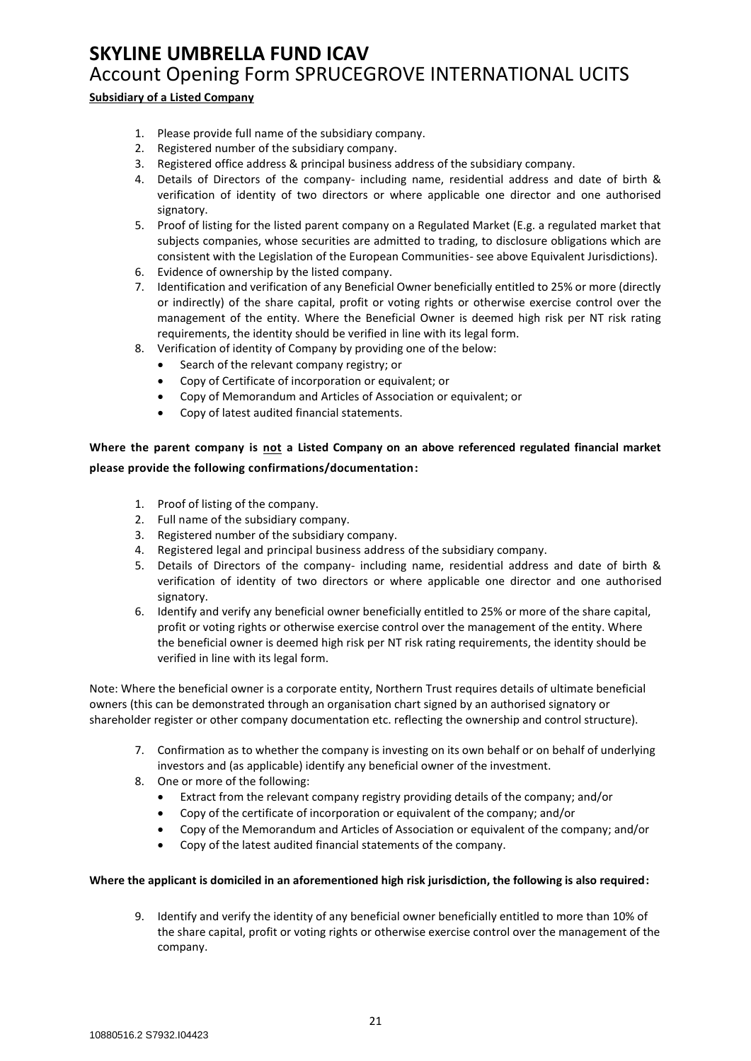**Subsidiary of a Listed Company**

1. Please provide full name of the subsidiary company.
2. Registered number of the subsidiary company.
3. Registered office address & principal business address of the subsidiary company.
4. Details of Directors of the company- including name, residential address and date of birth & verification of identity of two directors or where applicable one director and one authorised signatory.
5. Proof of listing for the listed parent company on a Regulated Market (E.g. a regulated market that subjects companies, whose securities are admitted to trading, to disclosure obligations which are consistent with the Legislation of the European Communities- see above Equivalent Jurisdictions).
6. Evidence of ownership by the listed company.
7. Identification and verification of any Beneficial Owner beneficially entitled to 25% or more (directly or indirectly) of the share capital, profit or voting rights or otherwise exercise control over the management of the entity. Where the Beneficial Owner is deemed high risk per NT risk rating requirements, the identity should be verified in line with its legal form.
8. Verification of identity of Company by providing one of the below:
   - Search of the relevant company registry; or
   - Copy of Certificate of incorporation or equivalent; or
   - Copy of Memorandum and Articles of Association or equivalent; or
   - Copy of latest audited financial statements.

**Where the parent company is <u>not</u> a Listed Company on an above referenced regulated financial market please provide the following confirmations/documentation:**

1. Proof of listing of the company.
2. Full name of the subsidiary company.
3. Registered number of the subsidiary company.
4. Registered legal and principal business address of the subsidiary company.
5. Details of Directors of the company- including name, residential address and date of birth & verification of identity of two directors or where applicable one director and one authorised signatory.
6. Identify and verify any beneficial owner beneficially entitled to 25% or more of the share capital, profit or voting rights or otherwise exercise control over the management of the entity. Where the beneficial owner is deemed high risk per NT risk rating requirements, the identity should be verified in line with its legal form.

Note: Where the beneficial owner is a corporate entity, Northern Trust requires details of ultimate beneficial owners (this can be demonstrated through an organisation chart signed by an authorised signatory or shareholder register or other company documentation etc. reflecting the ownership and control structure).

7. Confirmation as to whether the company is investing on its own behalf or on behalf of underlying investors and (as applicable) identify any beneficial owner of the investment.
8. One or more of the following:
   - Extract from the relevant company registry providing details of the company; and/or
   - Copy of the certificate of incorporation or equivalent of the company; and/or
   - Copy of the Memorandum and Articles of Association or equivalent of the company; and/or
   - Copy of the latest audited financial statements of the company.

**Where the applicant is domiciled in an aforementioned high risk jurisdiction, the following is also required:**

9. Identify and verify the identity of any beneficial owner beneficially entitled to more than 10% of the share capital, profit or voting rights or otherwise exercise control over the management of the company.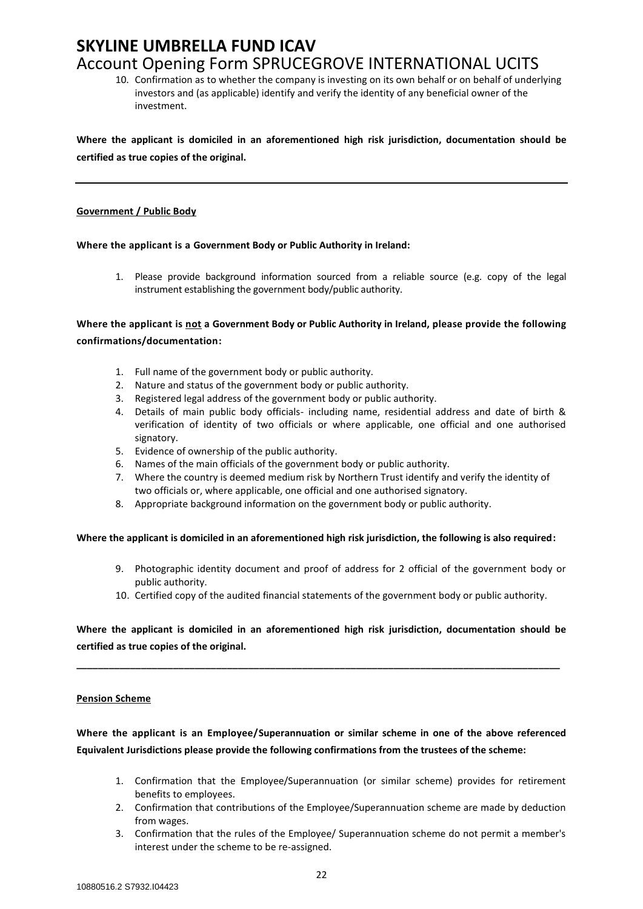10. Confirmation as to whether the company is investing on its own behalf or on behalf of underlying investors and (as applicable) identify and verify the identity of any beneficial owner of the investment.

**Where the applicant is domiciled in an aforementioned high risk jurisdiction, documentation should be certified as true copies of the original.**

---

**Government / Public Body**

**Where the applicant is a Government Body or Public Authority in Ireland:**

1. Please provide background information sourced from a reliable source (e.g. copy of the legal instrument establishing the government body/public authority.

**Where the applicant is not a Government Body or Public Authority in Ireland, please provide the following confirmations/documentation:**

1. Full name of the government body or public authority.
2. Nature and status of the government body or public authority.
3. Registered legal address of the government body or public authority.
4. Details of main public body officials- including name, residential address and date of birth & verification of identity of two officials or where applicable, one official and one authorised signatory.
5. Evidence of ownership of the public authority.
6. Names of the main officials of the government body or public authority.
7. Where the country is deemed medium risk by Northern Trust identify and verify the identity of two officials or, where applicable, one official and one authorised signatory.
8. Appropriate background information on the government body or public authority.

**Where the applicant is domiciled in an aforementioned high risk jurisdiction, the following is also required:**

9. Photographic identity document and proof of address for 2 official of the government body or public authority.
10. Certified copy of the audited financial statements of the government body or public authority.

**Where the applicant is domiciled in an aforementioned high risk jurisdiction, documentation should be certified as true copies of the original.**

---

**Pension Scheme**

**Where the applicant is an Employee/Superannuation or similar scheme in one of the above referenced Equivalent Jurisdictions please provide the following confirmations from the trustees of the scheme:**

1. Confirmation that the Employee/Superannuation (or similar scheme) provides for retirement benefits to employees.
2. Confirmation that contributions of the Employee/Superannuation scheme are made by deduction from wages.
3. Confirmation that the rules of the Employee/ Superannuation scheme do not permit a member's interest under the scheme to be re-assigned.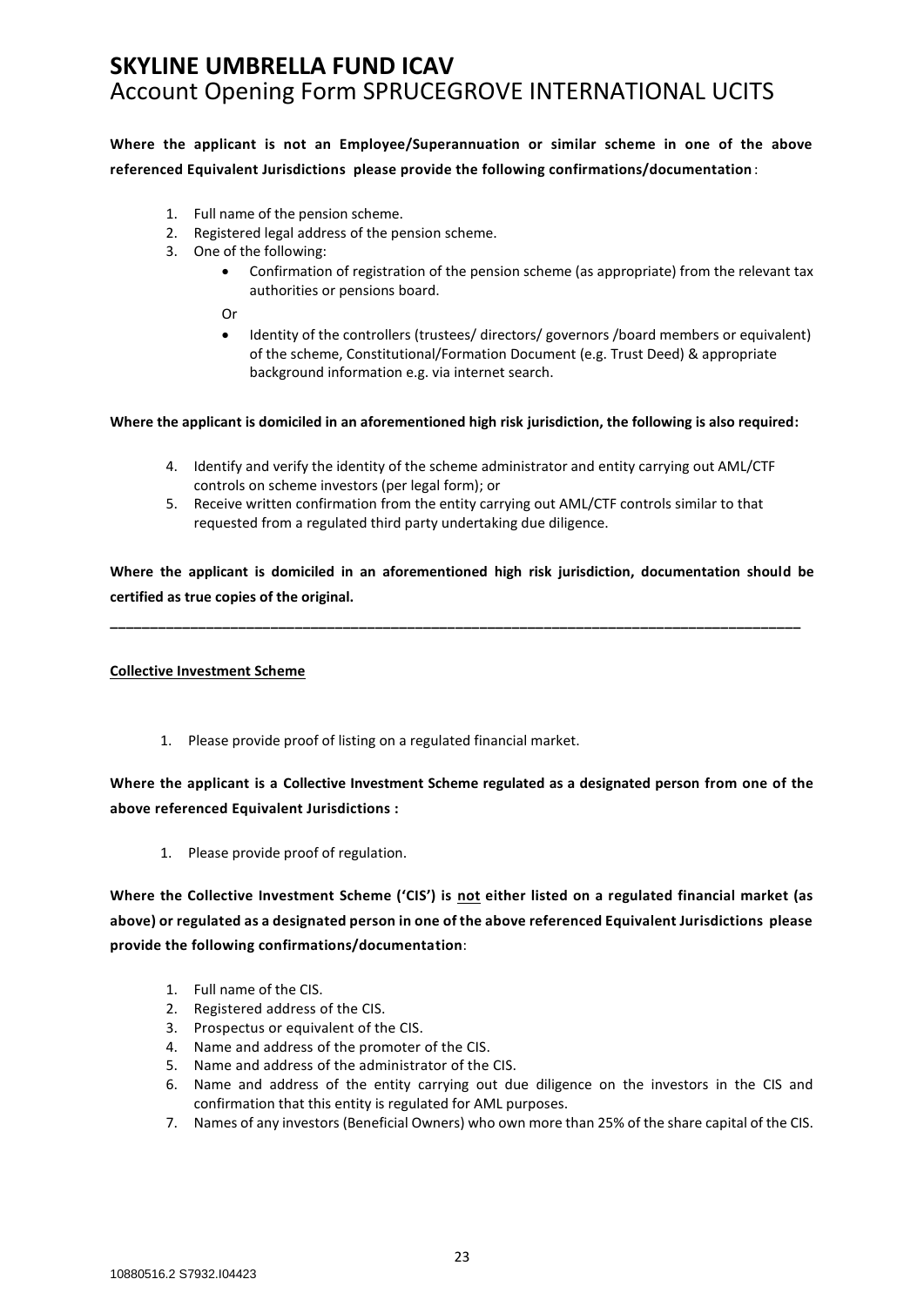**Where the applicant is not an Employee/Superannuation or similar scheme in one of the above referenced Equivalent Jurisdictions please provide the following confirmations/documentation**:

1. Full name of the pension scheme.
2. Registered legal address of the pension scheme.
3. One of the following:
   - Confirmation of registration of the pension scheme (as appropriate) from the relevant tax authorities or pensions board.

   Or

   - Identity of the controllers (trustees/ directors/ governors /board members or equivalent) of the scheme, Constitutional/Formation Document (e.g. Trust Deed) & appropriate background information e.g. via internet search.

**Where the applicant is domiciled in an aforementioned high risk jurisdiction, the following is also required:**

4. Identify and verify the identity of the scheme administrator and entity carrying out AML/CTF controls on scheme investors (per legal form); or
5. Receive written confirmation from the entity carrying out AML/CTF controls similar to that requested from a regulated third party undertaking due diligence.

**Where the applicant is domiciled in an aforementioned high risk jurisdiction, documentation should be certified as true copies of the original.**

---

**Collective Investment Scheme**

1. Please provide proof of listing on a regulated financial market.

**Where the applicant is a Collective Investment Scheme regulated as a designated person from one of the above referenced Equivalent Jurisdictions :**

1. Please provide proof of regulation.

**Where the Collective Investment Scheme ('CIS') is not either listed on a regulated financial market (as above) or regulated as a designated person in one of the above referenced Equivalent Jurisdictions please provide the following confirmations/documentation**:

1. Full name of the CIS.
2. Registered address of the CIS.
3. Prospectus or equivalent of the CIS.
4. Name and address of the promoter of the CIS.
5. Name and address of the administrator of the CIS.
6. Name and address of the entity carrying out due diligence on the investors in the CIS and confirmation that this entity is regulated for AML purposes.
7. Names of any investors (Beneficial Owners) who own more than 25% of the share capital of the CIS.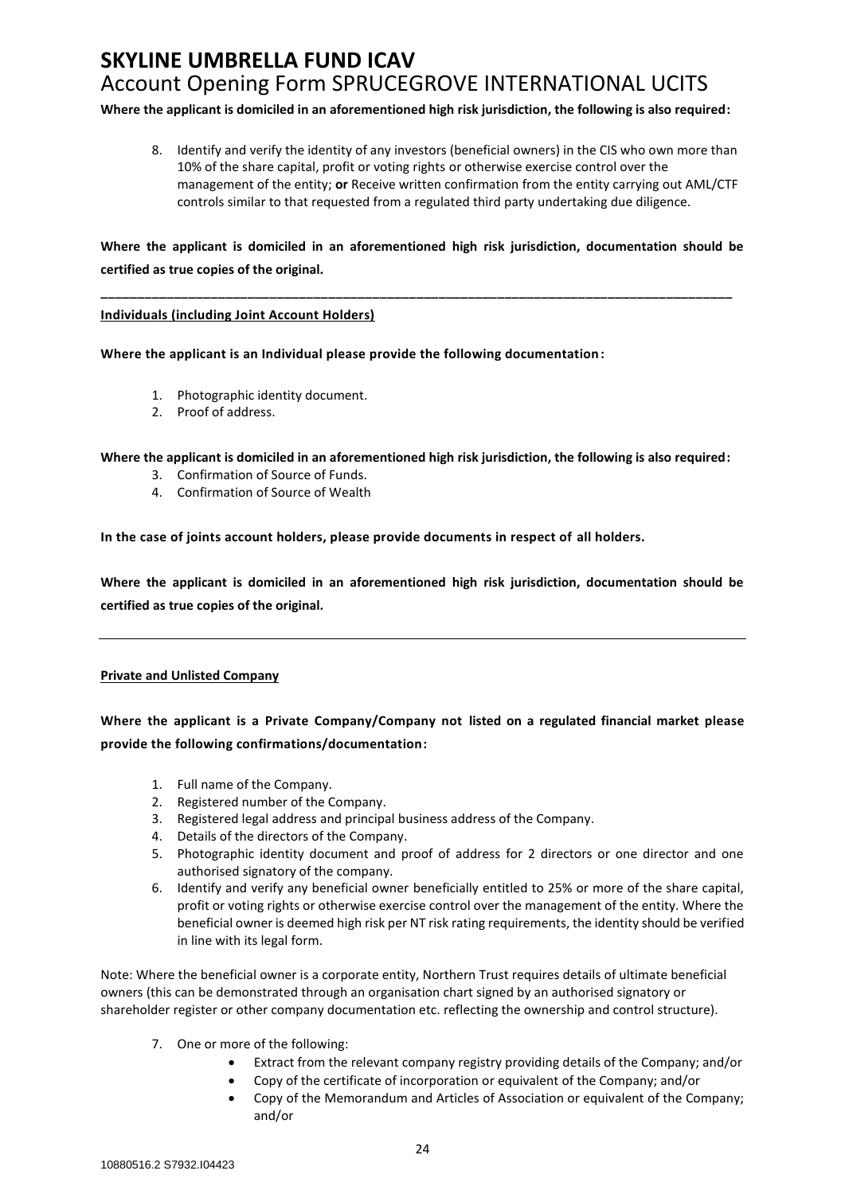**Where the applicant is domiciled in an aforementioned high risk jurisdiction, the following is also required:**

8. Identify and verify the identity of any investors (beneficial owners) in the CIS who own more than 10% of the share capital, profit or voting rights or otherwise exercise control over the management of the entity; **or** Receive written confirmation from the entity carrying out AML/CTF controls similar to that requested from a regulated third party undertaking due diligence.

**Where the applicant is domiciled in an aforementioned high risk jurisdiction, documentation should be certified as true copies of the original.**

---

**Individuals (including Joint Account Holders)**

**Where the applicant is an Individual please provide the following documentation:**

1. Photographic identity document.
2. Proof of address.

**Where the applicant is domiciled in an aforementioned high risk jurisdiction, the following is also required:**

3. Confirmation of Source of Funds.
4. Confirmation of Source of Wealth

**In the case of joints account holders, please provide documents in respect of all holders.**

**Where the applicant is domiciled in an aforementioned high risk jurisdiction, documentation should be certified as true copies of the original.**

---

**Private and Unlisted Company**

**Where the applicant is a Private Company/Company not listed on a regulated financial market please provide the following confirmations/documentation:**

1. Full name of the Company.
2. Registered number of the Company.
3. Registered legal address and principal business address of the Company.
4. Details of the directors of the Company.
5. Photographic identity document and proof of address for 2 directors or one director and one authorised signatory of the company.
6. Identify and verify any beneficial owner beneficially entitled to 25% or more of the share capital, profit or voting rights or otherwise exercise control over the management of the entity. Where the beneficial owner is deemed high risk per NT risk rating requirements, the identity should be verified in line with its legal form.

Note: Where the beneficial owner is a corporate entity, Northern Trust requires details of ultimate beneficial owners (this can be demonstrated through an organisation chart signed by an authorised signatory or shareholder register or other company documentation etc. reflecting the ownership and control structure).

7. One or more of the following:
   - Extract from the relevant company registry providing details of the Company; and/or
   - Copy of the certificate of incorporation or equivalent of the Company; and/or
   - Copy of the Memorandum and Articles of Association or equivalent of the Company; and/or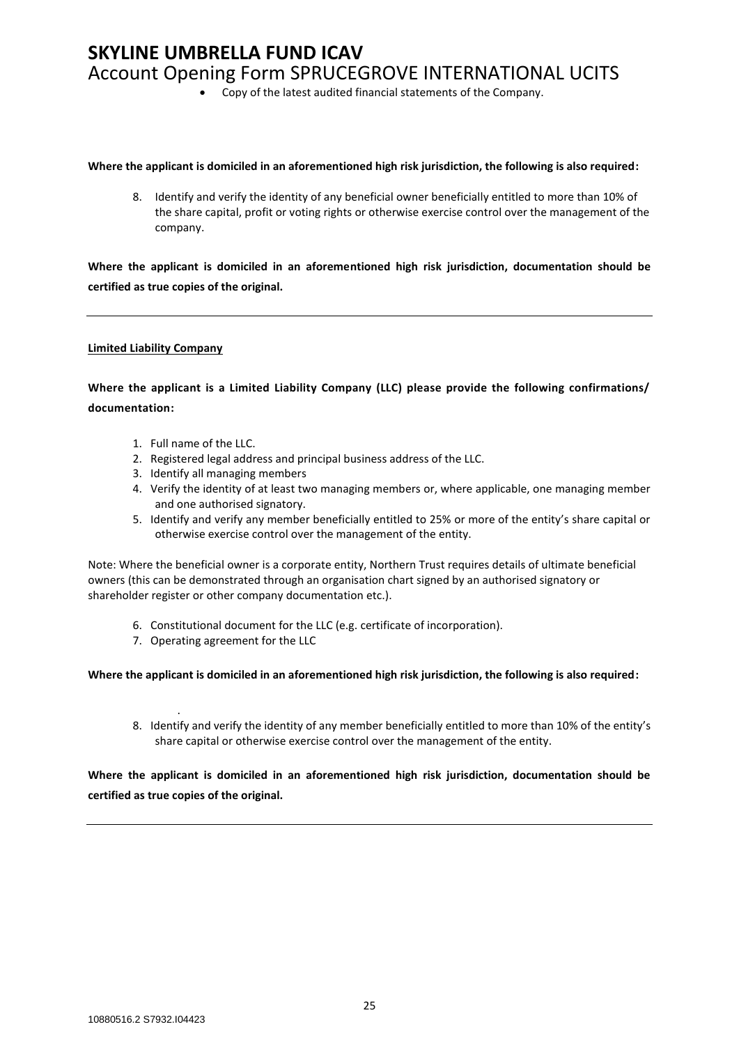- Copy of the latest audited financial statements of the Company.

**Where the applicant is domiciled in an aforementioned high risk jurisdiction, the following is also required:**

8. Identify and verify the identity of any beneficial owner beneficially entitled to more than 10% of the share capital, profit or voting rights or otherwise exercise control over the management of the company.

**Where the applicant is domiciled in an aforementioned high risk jurisdiction, documentation should be certified as true copies of the original.**

---

**Limited Liability Company**

**Where the applicant is a Limited Liability Company (LLC) please provide the following confirmations/ documentation:**

1. Full name of the LLC.
2. Registered legal address and principal business address of the LLC.
3. Identify all managing members
4. Verify the identity of at least two managing members or, where applicable, one managing member and one authorised signatory.
5. Identify and verify any member beneficially entitled to 25% or more of the entity's share capital or otherwise exercise control over the management of the entity.

Note: Where the beneficial owner is a corporate entity, Northern Trust requires details of ultimate beneficial owners (this can be demonstrated through an organisation chart signed by an authorised signatory or shareholder register or other company documentation etc.).

6. Constitutional document for the LLC (e.g. certificate of incorporation).
7. Operating agreement for the LLC

**Where the applicant is domiciled in an aforementioned high risk jurisdiction, the following is also required:**

8. Identify and verify the identity of any member beneficially entitled to more than 10% of the entity's share capital or otherwise exercise control over the management of the entity.

**Where the applicant is domiciled in an aforementioned high risk jurisdiction, documentation should be certified as true copies of the original.**

---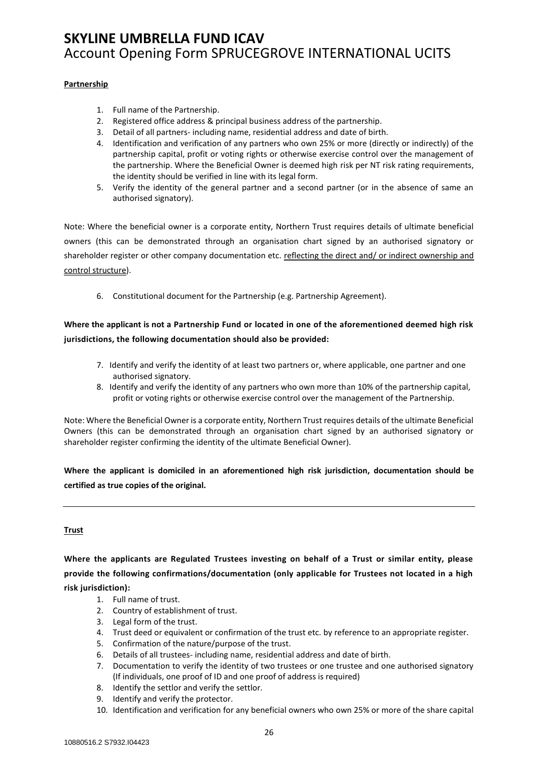**Partnership**

1. Full name of the Partnership.
2. Registered office address & principal business address of the partnership.
3. Detail of all partners- including name, residential address and date of birth.
4. Identification and verification of any partners who own 25% or more (directly or indirectly) of the partnership capital, profit or voting rights or otherwise exercise control over the management of the partnership. Where the Beneficial Owner is deemed high risk per NT risk rating requirements, the identity should be verified in line with its legal form.
5. Verify the identity of the general partner and a second partner (or in the absence of same an authorised signatory).

Note: Where the beneficial owner is a corporate entity, Northern Trust requires details of ultimate beneficial owners (this can be demonstrated through an organisation chart signed by an authorised signatory or shareholder register or other company documentation etc. reflecting the direct and/ or indirect ownership and control structure).

6. Constitutional document for the Partnership (e.g. Partnership Agreement).

**Where the applicant is not a Partnership Fund or located in one of the aforementioned deemed high risk jurisdictions, the following documentation should also be provided:**

7. Identify and verify the identity of at least two partners or, where applicable, one partner and one authorised signatory.
8. Identify and verify the identity of any partners who own more than 10% of the partnership capital, profit or voting rights or otherwise exercise control over the management of the Partnership.

Note: Where the Beneficial Owner is a corporate entity, Northern Trust requires details of the ultimate Beneficial Owners (this can be demonstrated through an organisation chart signed by an authorised signatory or shareholder register confirming the identity of the ultimate Beneficial Owner).

**Where the applicant is domiciled in an aforementioned high risk jurisdiction, documentation should be certified as true copies of the original.**

---

**Trust**

**Where the applicants are Regulated Trustees investing on behalf of a Trust or similar entity, please provide the following confirmations/documentation (only applicable for Trustees not located in a high risk jurisdiction):**

1. Full name of trust.
2. Country of establishment of trust.
3. Legal form of the trust.
4. Trust deed or equivalent or confirmation of the trust etc. by reference to an appropriate register.
5. Confirmation of the nature/purpose of the trust.
6. Details of all trustees- including name, residential address and date of birth.
7. Documentation to verify the identity of two trustees or one trustee and one authorised signatory (If individuals, one proof of ID and one proof of address is required)
8. Identify the settlor and verify the settlor.
9. Identify and verify the protector.
10. Identification and verification for any beneficial owners who own 25% or more of the share capital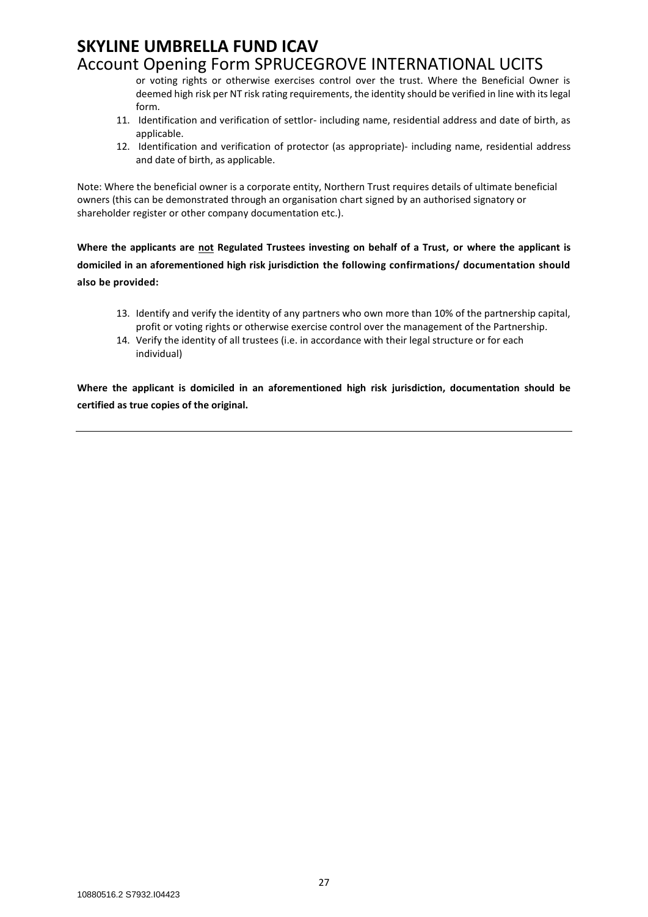or voting rights or otherwise exercises control over the trust. Where the Beneficial Owner is deemed high risk per NT risk rating requirements, the identity should be verified in line with its legal form.

11. Identification and verification of settlor- including name, residential address and date of birth, as applicable.
12. Identification and verification of protector (as appropriate)- including name, residential address and date of birth, as applicable.

Note: Where the beneficial owner is a corporate entity, Northern Trust requires details of ultimate beneficial owners (this can be demonstrated through an organisation chart signed by an authorised signatory or shareholder register or other company documentation etc.).

**Where the applicants are <u>not</u> Regulated Trustees investing on behalf of a Trust, or where the applicant is domiciled in an aforementioned high risk jurisdiction the following confirmations/ documentation should also be provided:**

13. Identify and verify the identity of any partners who own more than 10% of the partnership capital, profit or voting rights or otherwise exercise control over the management of the Partnership.
14. Verify the identity of all trustees (i.e. in accordance with their legal structure or for each individual)

**Where the applicant is domiciled in an aforementioned high risk jurisdiction, documentation should be certified as true copies of the original.**

---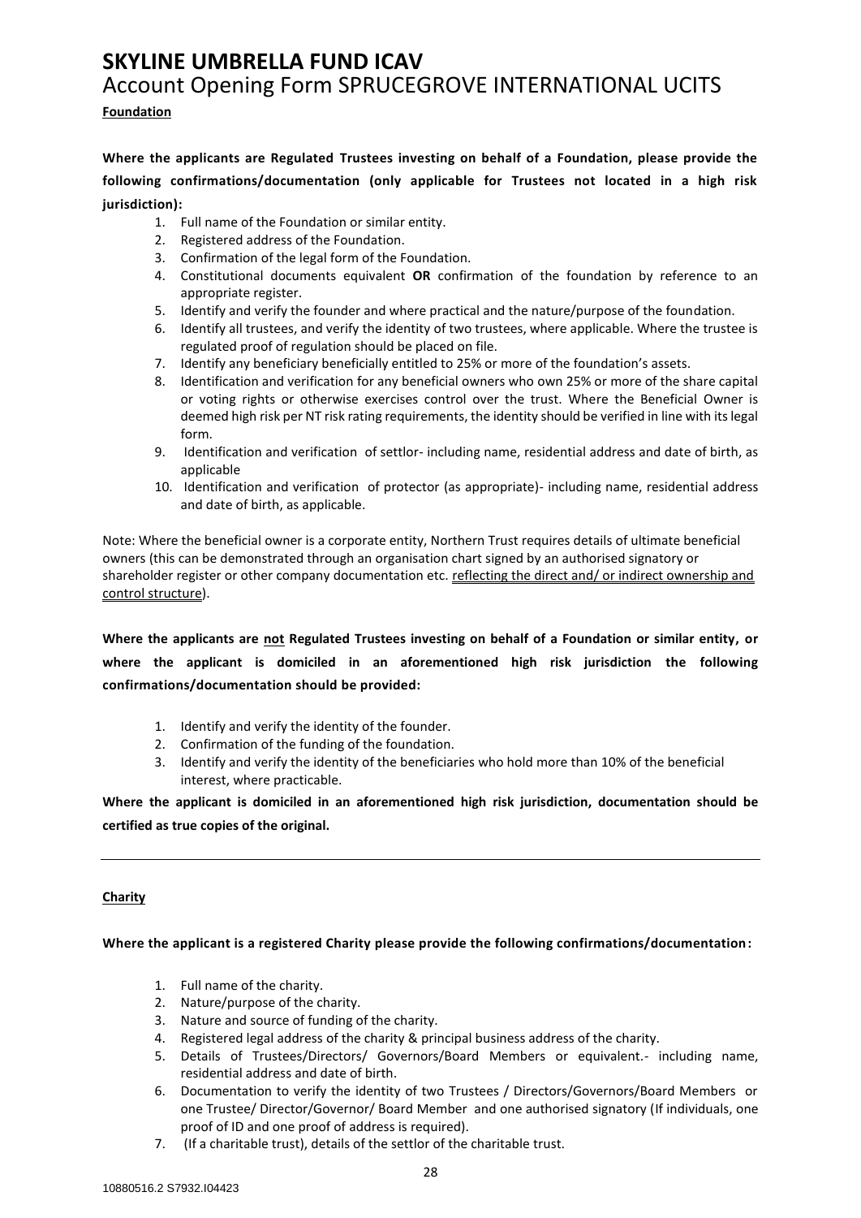**Foundation**

**Where the applicants are Regulated Trustees investing on behalf of a Foundation, please provide the following confirmations/documentation (only applicable for Trustees not located in a high risk jurisdiction):**

1. Full name of the Foundation or similar entity.
2. Registered address of the Foundation.
3. Confirmation of the legal form of the Foundation.
4. Constitutional documents equivalent **OR** confirmation of the foundation by reference to an appropriate register.
5. Identify and verify the founder and where practical and the nature/purpose of the foundation.
6. Identify all trustees, and verify the identity of two trustees, where applicable. Where the trustee is regulated proof of regulation should be placed on file.
7. Identify any beneficiary beneficially entitled to 25% or more of the foundation's assets.
8. Identification and verification for any beneficial owners who own 25% or more of the share capital or voting rights or otherwise exercises control over the trust. Where the Beneficial Owner is deemed high risk per NT risk rating requirements, the identity should be verified in line with its legal form.
9. Identification and verification of settlor- including name, residential address and date of birth, as applicable
10. Identification and verification of protector (as appropriate)- including name, residential address and date of birth, as applicable.

Note: Where the beneficial owner is a corporate entity, Northern Trust requires details of ultimate beneficial owners (this can be demonstrated through an organisation chart signed by an authorised signatory or shareholder register or other company documentation etc. reflecting the direct and/ or indirect ownership and control structure).

**Where the applicants are not Regulated Trustees investing on behalf of a Foundation or similar entity, or where the applicant is domiciled in an aforementioned high risk jurisdiction the following confirmations/documentation should be provided:**

1. Identify and verify the identity of the founder.
2. Confirmation of the funding of the foundation.
3. Identify and verify the identity of the beneficiaries who hold more than 10% of the beneficial interest, where practicable.

**Where the applicant is domiciled in an aforementioned high risk jurisdiction, documentation should be certified as true copies of the original.**

---

**Charity**

**Where the applicant is a registered Charity please provide the following confirmations/documentation:**

1. Full name of the charity.
2. Nature/purpose of the charity.
3. Nature and source of funding of the charity.
4. Registered legal address of the charity & principal business address of the charity.
5. Details of Trustees/Directors/ Governors/Board Members or equivalent.- including name, residential address and date of birth.
6. Documentation to verify the identity of two Trustees / Directors/Governors/Board Members or one Trustee/ Director/Governor/ Board Member and one authorised signatory (If individuals, one proof of ID and one proof of address is required).
7. (If a charitable trust), details of the settlor of the charitable trust.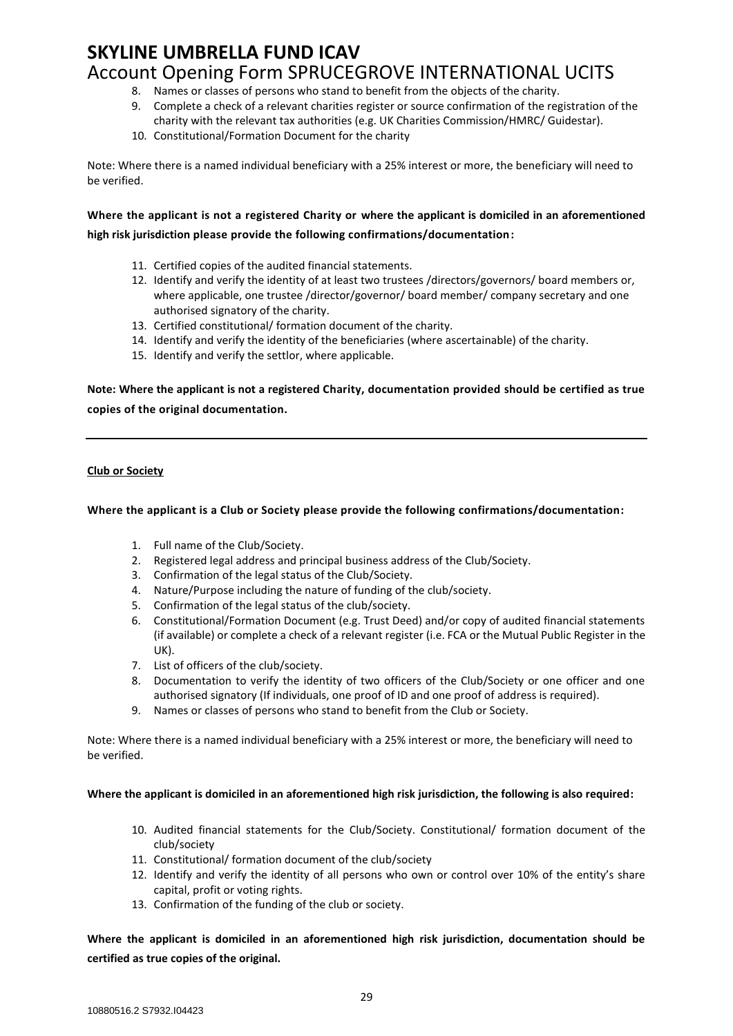8. Names or classes of persons who stand to benefit from the objects of the charity.
9. Complete a check of a relevant charities register or source confirmation of the registration of the charity with the relevant tax authorities (e.g. UK Charities Commission/HMRC/ Guidestar).
10. Constitutional/Formation Document for the charity

Note: Where there is a named individual beneficiary with a 25% interest or more, the beneficiary will need to be verified.

**Where the applicant is not a registered Charity or where the applicant is domiciled in an aforementioned high risk jurisdiction please provide the following confirmations/documentation:**

11. Certified copies of the audited financial statements.
12. Identify and verify the identity of at least two trustees /directors/governors/ board members or, where applicable, one trustee /director/governor/ board member/ company secretary and one authorised signatory of the charity.
13. Certified constitutional/ formation document of the charity.
14. Identify and verify the identity of the beneficiaries (where ascertainable) of the charity.
15. Identify and verify the settlor, where applicable.

**Note: Where the applicant is not a registered Charity, documentation provided should be certified as true copies of the original documentation.**

---

**Club or Society**

**Where the applicant is a Club or Society please provide the following confirmations/documentation:**

1. Full name of the Club/Society.
2. Registered legal address and principal business address of the Club/Society.
3. Confirmation of the legal status of the Club/Society.
4. Nature/Purpose including the nature of funding of the club/society.
5. Confirmation of the legal status of the club/society.
6. Constitutional/Formation Document (e.g. Trust Deed) and/or copy of audited financial statements (if available) or complete a check of a relevant register (i.e. FCA or the Mutual Public Register in the UK).
7. List of officers of the club/society.
8. Documentation to verify the identity of two officers of the Club/Society or one officer and one authorised signatory (If individuals, one proof of ID and one proof of address is required).
9. Names or classes of persons who stand to benefit from the Club or Society.

Note: Where there is a named individual beneficiary with a 25% interest or more, the beneficiary will need to be verified.

**Where the applicant is domiciled in an aforementioned high risk jurisdiction, the following is also required:**

10. Audited financial statements for the Club/Society. Constitutional/ formation document of the club/society
11. Constitutional/ formation document of the club/society
12. Identify and verify the identity of all persons who own or control over 10% of the entity's share capital, profit or voting rights.
13. Confirmation of the funding of the club or society.

**Where the applicant is domiciled in an aforementioned high risk jurisdiction, documentation should be certified as true copies of the original.**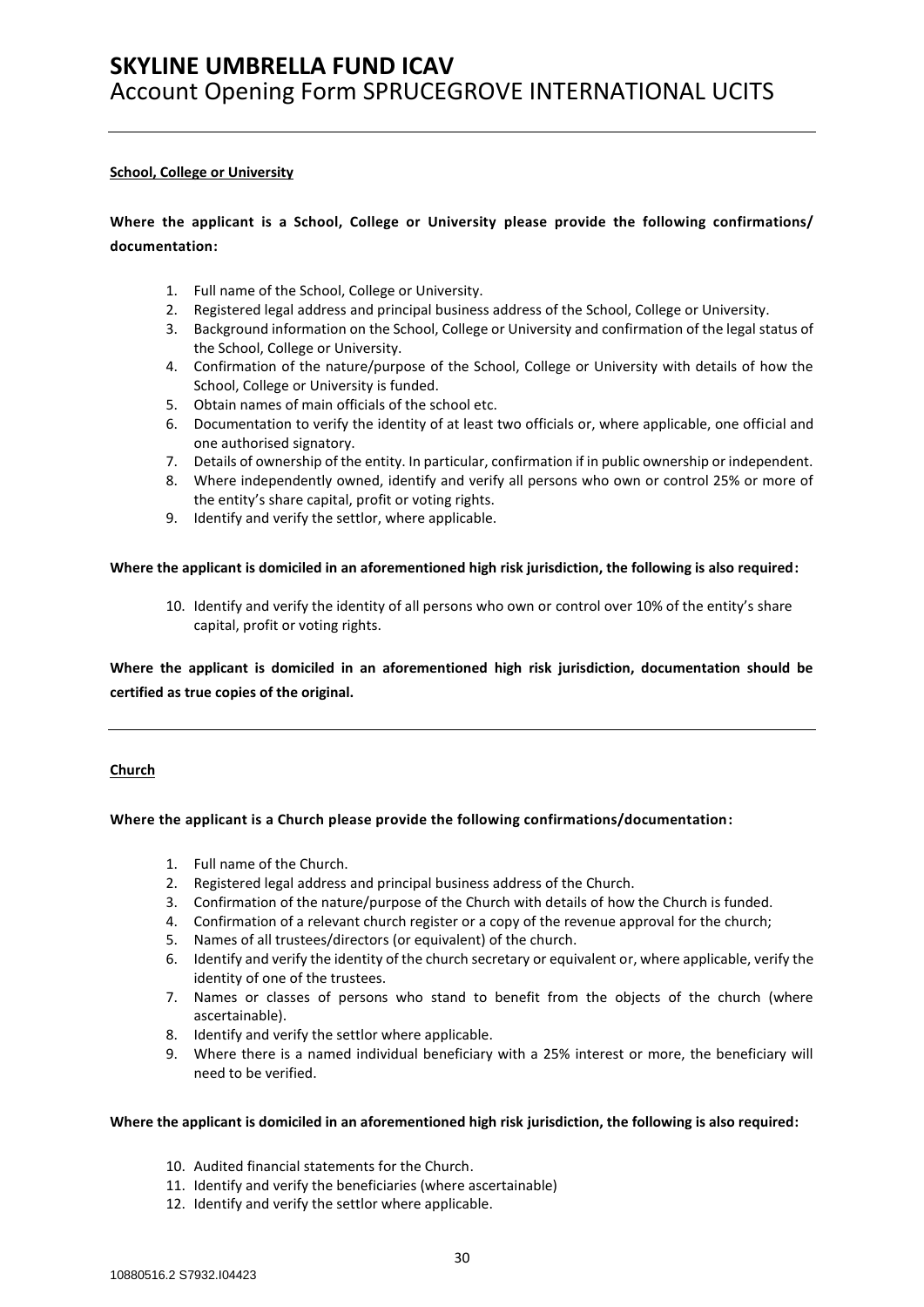**School, College or University**

**Where the applicant is a School, College or University please provide the following confirmations/ documentation:**

1. Full name of the School, College or University.
2. Registered legal address and principal business address of the School, College or University.
3. Background information on the School, College or University and confirmation of the legal status of the School, College or University.
4. Confirmation of the nature/purpose of the School, College or University with details of how the School, College or University is funded.
5. Obtain names of main officials of the school etc.
6. Documentation to verify the identity of at least two officials or, where applicable, one official and one authorised signatory.
7. Details of ownership of the entity. In particular, confirmation if in public ownership or independent.
8. Where independently owned, identify and verify all persons who own or control 25% or more of the entity's share capital, profit or voting rights.
9. Identify and verify the settlor, where applicable.

**Where the applicant is domiciled in an aforementioned high risk jurisdiction, the following is also required:**

10. Identify and verify the identity of all persons who own or control over 10% of the entity's share capital, profit or voting rights.

**Where the applicant is domiciled in an aforementioned high risk jurisdiction, documentation should be certified as true copies of the original.**

---

**Church**

**Where the applicant is a Church please provide the following confirmations/documentation:**

1. Full name of the Church.
2. Registered legal address and principal business address of the Church.
3. Confirmation of the nature/purpose of the Church with details of how the Church is funded.
4. Confirmation of a relevant church register or a copy of the revenue approval for the church;
5. Names of all trustees/directors (or equivalent) of the church.
6. Identify and verify the identity of the church secretary or equivalent or, where applicable, verify the identity of one of the trustees.
7. Names or classes of persons who stand to benefit from the objects of the church (where ascertainable).
8. Identify and verify the settlor where applicable.
9. Where there is a named individual beneficiary with a 25% interest or more, the beneficiary will need to be verified.

**Where the applicant is domiciled in an aforementioned high risk jurisdiction, the following is also required:**

10. Audited financial statements for the Church.
11. Identify and verify the beneficiaries (where ascertainable)
12. Identify and verify the settlor where applicable.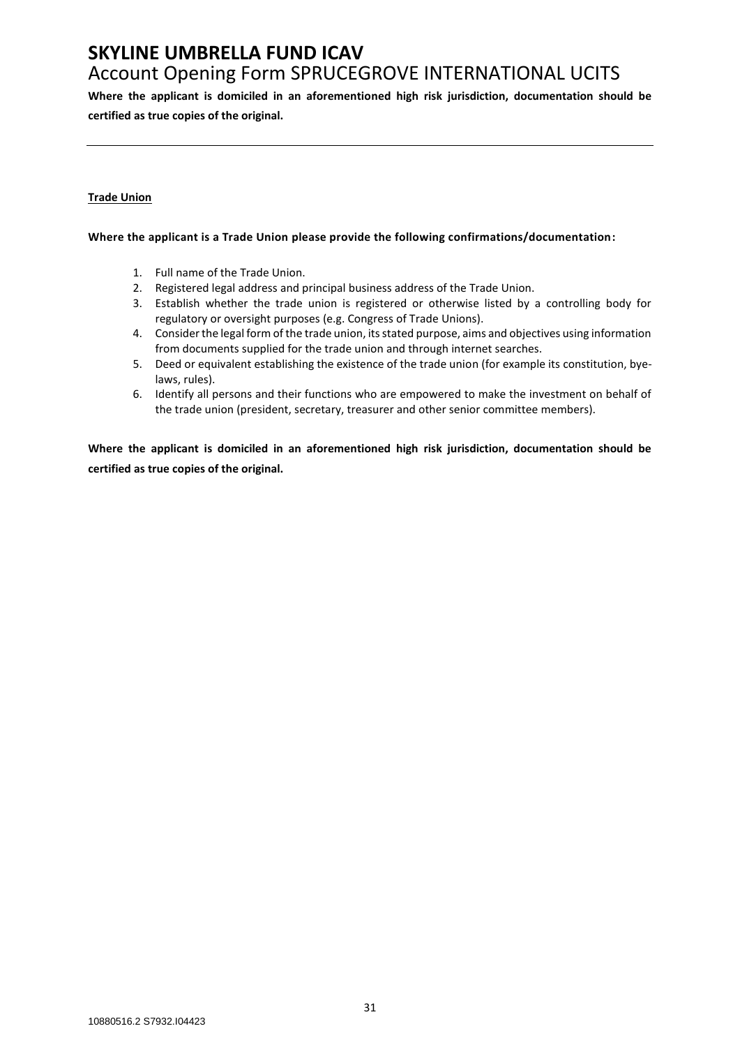**Where the applicant is domiciled in an aforementioned high risk jurisdiction, documentation should be certified as true copies of the original.**

---

**Trade Union**

**Where the applicant is a Trade Union please provide the following confirmations/documentation:**

1. Full name of the Trade Union.
2. Registered legal address and principal business address of the Trade Union.
3. Establish whether the trade union is registered or otherwise listed by a controlling body for regulatory or oversight purposes (e.g. Congress of Trade Unions).
4. Consider the legal form of the trade union, its stated purpose, aims and objectives using information from documents supplied for the trade union and through internet searches.
5. Deed or equivalent establishing the existence of the trade union (for example its constitution, bye-laws, rules).
6. Identify all persons and their functions who are empowered to make the investment on behalf of the trade union (president, secretary, treasurer and other senior committee members).

**Where the applicant is domiciled in an aforementioned high risk jurisdiction, documentation should be certified as true copies of the original.**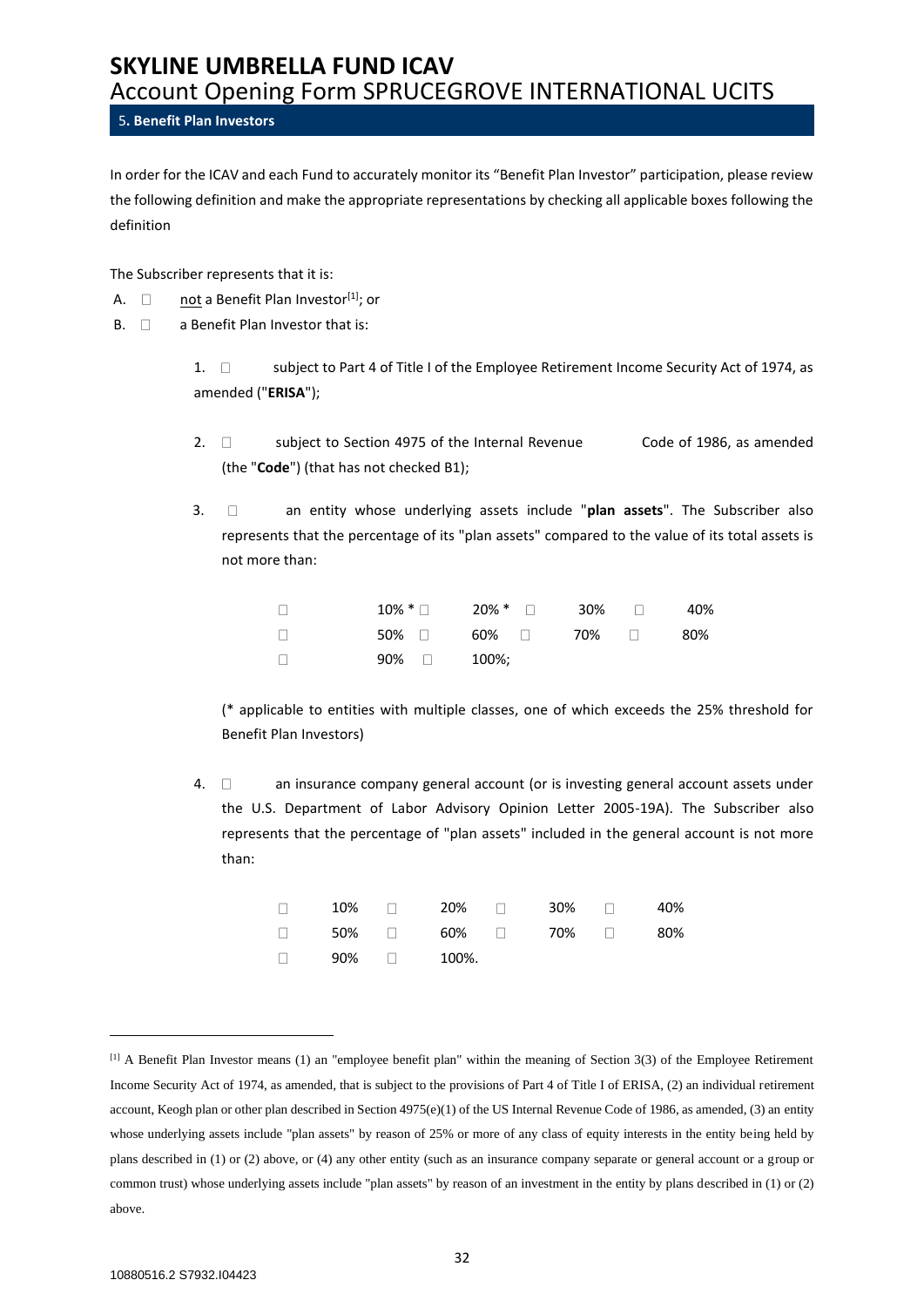# SKYLINE UMBRELLA FUND ICAV

Account Opening Form SPRUCEGROVE INTERNATIONAL UCITS

## 5. Benefit Plan Investors

In order for the ICAV and each Fund to accurately monitor its "Benefit Plan Investor" participation, please review the following definition and make the appropriate representations by checking all applicable boxes following the definition

The Subscriber represents that it is:

A. ☐ not a Benefit Plan Investor[1]; or

B. ☐ a Benefit Plan Investor that is:

1. ☐ subject to Part 4 of Title I of the Employee Retirement Income Security Act of 1974, as amended ("**ERISA**");

2. ☐ subject to Section 4975 of the Internal Revenue Code of 1986, as amended (the "**Code**") (that has not checked B1);

3. ☐ an entity whose underlying assets include "**plan assets**". The Subscriber also represents that the percentage of its "plan assets" compared to the value of its total assets is not more than:

| | | | |
|---|---|---|---|
| ☐ 10% * | ☐ 20% * | ☐ 30% | ☐ 40% |
| ☐ 50% | ☐ 60% | ☐ 70% | ☐ 80% |
| ☐ 90% | ☐ 100%; | | |

(* applicable to entities with multiple classes, one of which exceeds the 25% threshold for Benefit Plan Investors)

4. ☐ an insurance company general account (or is investing general account assets under the U.S. Department of Labor Advisory Opinion Letter 2005-19A). The Subscriber also represents that the percentage of "plan assets" included in the general account is not more than:

| | | | |
|---|---|---|---|
| ☐ 10% | ☐ 20% | ☐ 30% | ☐ 40% |
| ☐ 50% | ☐ 60% | ☐ 70% | ☐ 80% |
| ☐ 90% | ☐ 100%. | | |

---

[1] A Benefit Plan Investor means (1) an "employee benefit plan" within the meaning of Section 3(3) of the Employee Retirement Income Security Act of 1974, as amended, that is subject to the provisions of Part 4 of Title I of ERISA, (2) an individual retirement account, Keogh plan or other plan described in Section 4975(e)(1) of the US Internal Revenue Code of 1986, as amended, (3) an entity whose underlying assets include "plan assets" by reason of 25% or more of any class of equity interests in the entity being held by plans described in (1) or (2) above, or (4) any other entity (such as an insurance company separate or general account or a group or common trust) whose underlying assets include "plan assets" by reason of an investment in the entity by plans described in (1) or (2) above.

10880516.2 S7932.I04423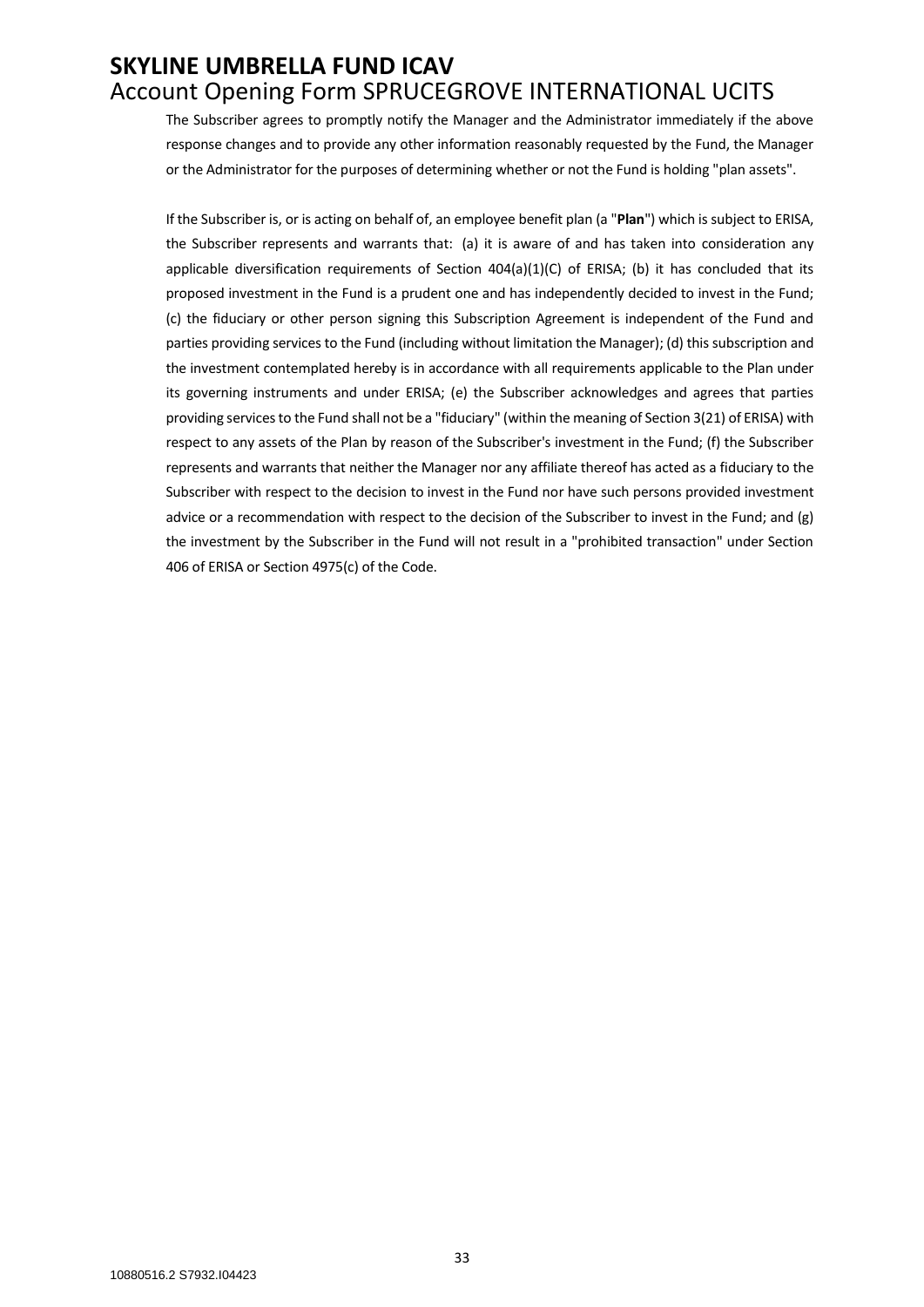The Subscriber agrees to promptly notify the Manager and the Administrator immediately if the above response changes and to provide any other information reasonably requested by the Fund, the Manager or the Administrator for the purposes of determining whether or not the Fund is holding "plan assets".

If the Subscriber is, or is acting on behalf of, an employee benefit plan (a "**Plan**") which is subject to ERISA, the Subscriber represents and warrants that: (a) it is aware of and has taken into consideration any applicable diversification requirements of Section 404(a)(1)(C) of ERISA; (b) it has concluded that its proposed investment in the Fund is a prudent one and has independently decided to invest in the Fund; (c) the fiduciary or other person signing this Subscription Agreement is independent of the Fund and parties providing services to the Fund (including without limitation the Manager); (d) this subscription and the investment contemplated hereby is in accordance with all requirements applicable to the Plan under its governing instruments and under ERISA; (e) the Subscriber acknowledges and agrees that parties providing services to the Fund shall not be a "fiduciary" (within the meaning of Section 3(21) of ERISA) with respect to any assets of the Plan by reason of the Subscriber's investment in the Fund; (f) the Subscriber represents and warrants that neither the Manager nor any affiliate thereof has acted as a fiduciary to the Subscriber with respect to the decision to invest in the Fund nor have such persons provided investment advice or a recommendation with respect to the decision of the Subscriber to invest in the Fund; and (g) the investment by the Subscriber in the Fund will not result in a "prohibited transaction" under Section 406 of ERISA or Section 4975(c) of the Code.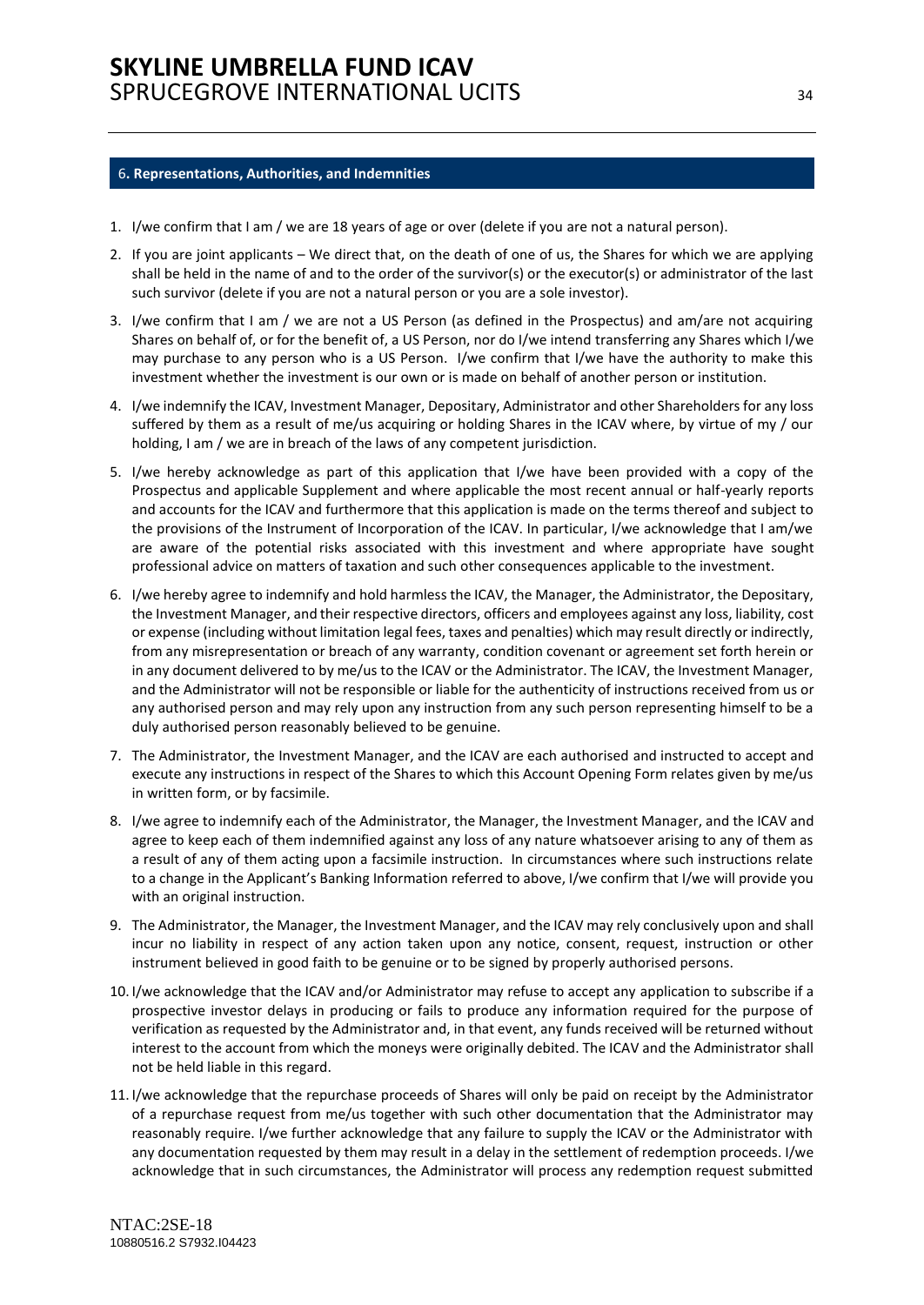## 6. Representations, Authorities, and Indemnities

1. I/we confirm that I am / we are 18 years of age or over (delete if you are not a natural person).
2. If you are joint applicants – We direct that, on the death of one of us, the Shares for which we are applying shall be held in the name of and to the order of the survivor(s) or the executor(s) or administrator of the last such survivor (delete if you are not a natural person or you are a sole investor).
3. I/we confirm that I am / we are not a US Person (as defined in the Prospectus) and am/are not acquiring Shares on behalf of, or for the benefit of, a US Person, nor do I/we intend transferring any Shares which I/we may purchase to any person who is a US Person. I/we confirm that I/we have the authority to make this investment whether the investment is our own or is made on behalf of another person or institution.
4. I/we indemnify the ICAV, Investment Manager, Depositary, Administrator and other Shareholders for any loss suffered by them as a result of me/us acquiring or holding Shares in the ICAV where, by virtue of my / our holding, I am / we are in breach of the laws of any competent jurisdiction.
5. I/we hereby acknowledge as part of this application that I/we have been provided with a copy of the Prospectus and applicable Supplement and where applicable the most recent annual or half-yearly reports and accounts for the ICAV and furthermore that this application is made on the terms thereof and subject to the provisions of the Instrument of Incorporation of the ICAV. In particular, I/we acknowledge that I am/we are aware of the potential risks associated with this investment and where appropriate have sought professional advice on matters of taxation and such other consequences applicable to the investment.
6. I/we hereby agree to indemnify and hold harmless the ICAV, the Manager, the Administrator, the Depositary, the Investment Manager, and their respective directors, officers and employees against any loss, liability, cost or expense (including without limitation legal fees, taxes and penalties) which may result directly or indirectly, from any misrepresentation or breach of any warranty, condition covenant or agreement set forth herein or in any document delivered to by me/us to the ICAV or the Administrator. The ICAV, the Investment Manager, and the Administrator will not be responsible or liable for the authenticity of instructions received from us or any authorised person and may rely upon any instruction from any such person representing himself to be a duly authorised person reasonably believed to be genuine.
7. The Administrator, the Investment Manager, and the ICAV are each authorised and instructed to accept and execute any instructions in respect of the Shares to which this Account Opening Form relates given by me/us in written form, or by facsimile.
8. I/we agree to indemnify each of the Administrator, the Manager, the Investment Manager, and the ICAV and agree to keep each of them indemnified against any loss of any nature whatsoever arising to any of them as a result of any of them acting upon a facsimile instruction. In circumstances where such instructions relate to a change in the Applicant's Banking Information referred to above, I/we confirm that I/we will provide you with an original instruction.
9. The Administrator, the Manager, the Investment Manager, and the ICAV may rely conclusively upon and shall incur no liability in respect of any action taken upon any notice, consent, request, instruction or other instrument believed in good faith to be genuine or to be signed by properly authorised persons.
10. I/we acknowledge that the ICAV and/or Administrator may refuse to accept any application to subscribe if a prospective investor delays in producing or fails to produce any information required for the purpose of verification as requested by the Administrator and, in that event, any funds received will be returned without interest to the account from which the moneys were originally debited. The ICAV and the Administrator shall not be held liable in this regard.
11. I/we acknowledge that the repurchase proceeds of Shares will only be paid on receipt by the Administrator of a repurchase request from me/us together with such other documentation that the Administrator may reasonably require. I/we further acknowledge that any failure to supply the ICAV or the Administrator with any documentation requested by them may result in a delay in the settlement of redemption proceeds. I/we acknowledge that in such circumstances, the Administrator will process any redemption request submitted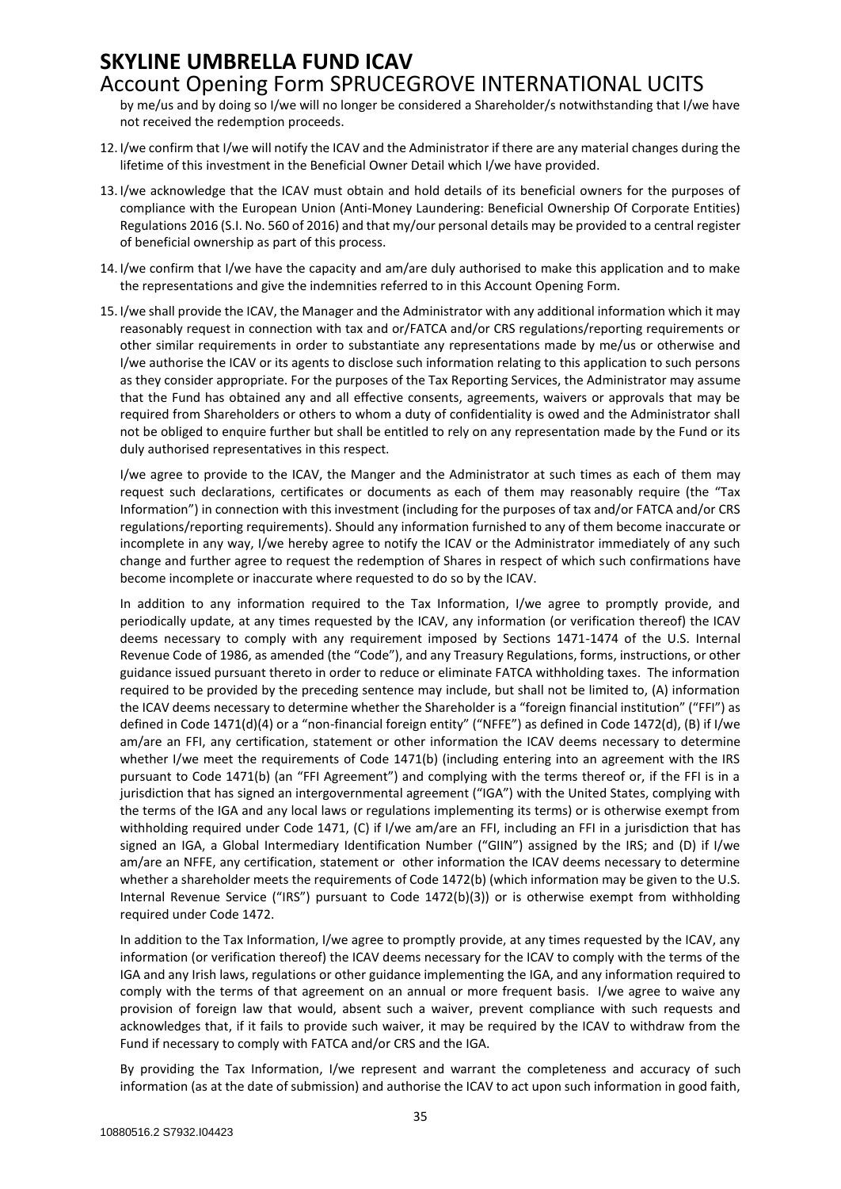by me/us and by doing so I/we will no longer be considered a Shareholder/s notwithstanding that I/we have not received the redemption proceeds.

12. I/we confirm that I/we will notify the ICAV and the Administrator if there are any material changes during the lifetime of this investment in the Beneficial Owner Detail which I/we have provided.

13. I/we acknowledge that the ICAV must obtain and hold details of its beneficial owners for the purposes of compliance with the European Union (Anti-Money Laundering: Beneficial Ownership Of Corporate Entities) Regulations 2016 (S.I. No. 560 of 2016) and that my/our personal details may be provided to a central register of beneficial ownership as part of this process.

14. I/we confirm that I/we have the capacity and am/are duly authorised to make this application and to make the representations and give the indemnities referred to in this Account Opening Form.

15. I/we shall provide the ICAV, the Manager and the Administrator with any additional information which it may reasonably request in connection with tax and or/FATCA and/or CRS regulations/reporting requirements or other similar requirements in order to substantiate any representations made by me/us or otherwise and I/we authorise the ICAV or its agents to disclose such information relating to this application to such persons as they consider appropriate. For the purposes of the Tax Reporting Services, the Administrator may assume that the Fund has obtained any and all effective consents, agreements, waivers or approvals that may be required from Shareholders or others to whom a duty of confidentiality is owed and the Administrator shall not be obliged to enquire further but shall be entitled to rely on any representation made by the Fund or its duly authorised representatives in this respect.

    I/we agree to provide to the ICAV, the Manger and the Administrator at such times as each of them may request such declarations, certificates or documents as each of them may reasonably require (the "Tax Information") in connection with this investment (including for the purposes of tax and/or FATCA and/or CRS regulations/reporting requirements). Should any information furnished to any of them become inaccurate or incomplete in any way, I/we hereby agree to notify the ICAV or the Administrator immediately of any such change and further agree to request the redemption of Shares in respect of which such confirmations have become incomplete or inaccurate where requested to do so by the ICAV.

    In addition to any information required to the Tax Information, I/we agree to promptly provide, and periodically update, at any times requested by the ICAV, any information (or verification thereof) the ICAV deems necessary to comply with any requirement imposed by Sections 1471-1474 of the U.S. Internal Revenue Code of 1986, as amended (the "Code"), and any Treasury Regulations, forms, instructions, or other guidance issued pursuant thereto in order to reduce or eliminate FATCA withholding taxes. The information required to be provided by the preceding sentence may include, but shall not be limited to, (A) information the ICAV deems necessary to determine whether the Shareholder is a "foreign financial institution" ("FFI") as defined in Code 1471(d)(4) or a "non-financial foreign entity" ("NFFE") as defined in Code 1472(d), (B) if I/we am/are an FFI, any certification, statement or other information the ICAV deems necessary to determine whether I/we meet the requirements of Code 1471(b) (including entering into an agreement with the IRS pursuant to Code 1471(b) (an "FFI Agreement") and complying with the terms thereof or, if the FFI is in a jurisdiction that has signed an intergovernmental agreement ("IGA") with the United States, complying with the terms of the IGA and any local laws or regulations implementing its terms) or is otherwise exempt from withholding required under Code 1471, (C) if I/we am/are an FFI, including an FFI in a jurisdiction that has signed an IGA, a Global Intermediary Identification Number ("GIIN") assigned by the IRS; and (D) if I/we am/are an NFFE, any certification, statement or other information the ICAV deems necessary to determine whether a shareholder meets the requirements of Code 1472(b) (which information may be given to the U.S. Internal Revenue Service ("IRS") pursuant to Code 1472(b)(3)) or is otherwise exempt from withholding required under Code 1472.

    In addition to the Tax Information, I/we agree to promptly provide, at any times requested by the ICAV, any information (or verification thereof) the ICAV deems necessary for the ICAV to comply with the terms of the IGA and any Irish laws, regulations or other guidance implementing the IGA, and any information required to comply with the terms of that agreement on an annual or more frequent basis. I/we agree to waive any provision of foreign law that would, absent such a waiver, prevent compliance with such requests and acknowledges that, if it fails to provide such waiver, it may be required by the ICAV to withdraw from the Fund if necessary to comply with FATCA and/or CRS and the IGA.

    By providing the Tax Information, I/we represent and warrant the completeness and accuracy of such information (as at the date of submission) and authorise the ICAV to act upon such information in good faith,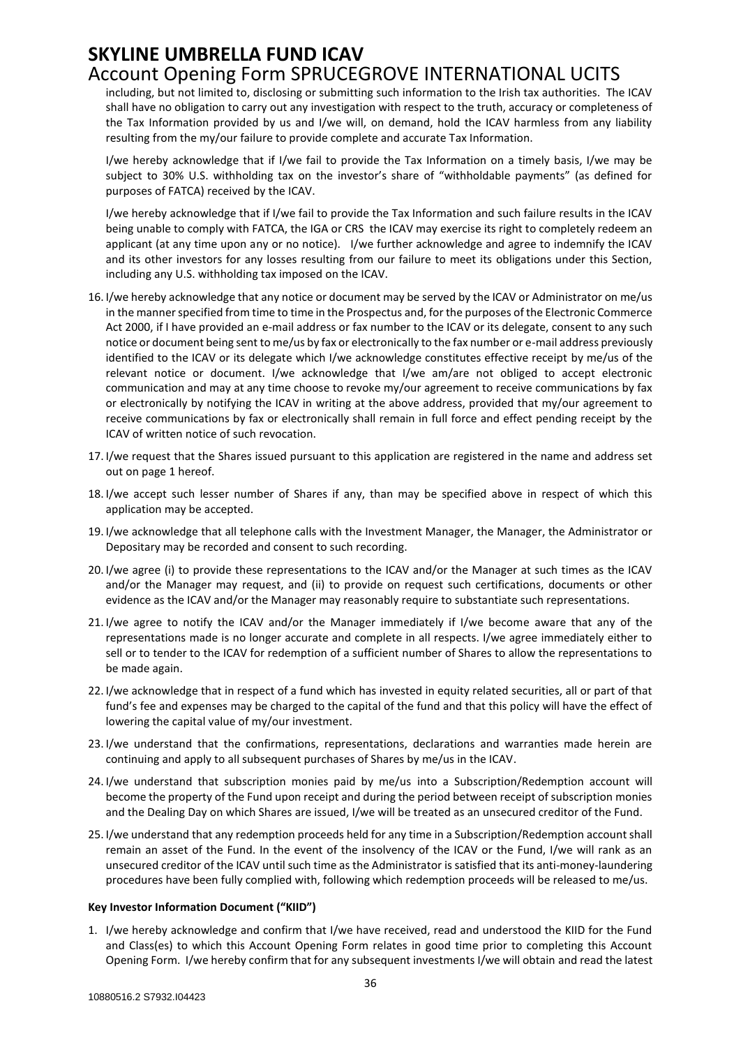including, but not limited to, disclosing or submitting such information to the Irish tax authorities. The ICAV shall have no obligation to carry out any investigation with respect to the truth, accuracy or completeness of the Tax Information provided by us and I/we will, on demand, hold the ICAV harmless from any liability resulting from the my/our failure to provide complete and accurate Tax Information.

I/we hereby acknowledge that if I/we fail to provide the Tax Information on a timely basis, I/we may be subject to 30% U.S. withholding tax on the investor's share of "withholdable payments" (as defined for purposes of FATCA) received by the ICAV.

I/we hereby acknowledge that if I/we fail to provide the Tax Information and such failure results in the ICAV being unable to comply with FATCA, the IGA or CRS the ICAV may exercise its right to completely redeem an applicant (at any time upon any or no notice). I/we further acknowledge and agree to indemnify the ICAV and its other investors for any losses resulting from our failure to meet its obligations under this Section, including any U.S. withholding tax imposed on the ICAV.

16. I/we hereby acknowledge that any notice or document may be served by the ICAV or Administrator on me/us in the manner specified from time to time in the Prospectus and, for the purposes of the Electronic Commerce Act 2000, if I have provided an e-mail address or fax number to the ICAV or its delegate, consent to any such notice or document being sent to me/us by fax or electronically to the fax number or e-mail address previously identified to the ICAV or its delegate which I/we acknowledge constitutes effective receipt by me/us of the relevant notice or document. I/we acknowledge that I/we am/are not obliged to accept electronic communication and may at any time choose to revoke my/our agreement to receive communications by fax or electronically by notifying the ICAV in writing at the above address, provided that my/our agreement to receive communications by fax or electronically shall remain in full force and effect pending receipt by the ICAV of written notice of such revocation.
17. I/we request that the Shares issued pursuant to this application are registered in the name and address set out on page 1 hereof.
18. I/we accept such lesser number of Shares if any, than may be specified above in respect of which this application may be accepted.
19. I/we acknowledge that all telephone calls with the Investment Manager, the Manager, the Administrator or Depositary may be recorded and consent to such recording.
20. I/we agree (i) to provide these representations to the ICAV and/or the Manager at such times as the ICAV and/or the Manager may request, and (ii) to provide on request such certifications, documents or other evidence as the ICAV and/or the Manager may reasonably require to substantiate such representations.
21. I/we agree to notify the ICAV and/or the Manager immediately if I/we become aware that any of the representations made is no longer accurate and complete in all respects. I/we agree immediately either to sell or to tender to the ICAV for redemption of a sufficient number of Shares to allow the representations to be made again.
22. I/we acknowledge that in respect of a fund which has invested in equity related securities, all or part of that fund's fee and expenses may be charged to the capital of the fund and that this policy will have the effect of lowering the capital value of my/our investment.
23. I/we understand that the confirmations, representations, declarations and warranties made herein are continuing and apply to all subsequent purchases of Shares by me/us in the ICAV.
24. I/we understand that subscription monies paid by me/us into a Subscription/Redemption account will become the property of the Fund upon receipt and during the period between receipt of subscription monies and the Dealing Day on which Shares are issued, I/we will be treated as an unsecured creditor of the Fund.
25. I/we understand that any redemption proceeds held for any time in a Subscription/Redemption account shall remain an asset of the Fund. In the event of the insolvency of the ICAV or the Fund, I/we will rank as an unsecured creditor of the ICAV until such time as the Administrator is satisfied that its anti-money-laundering procedures have been fully complied with, following which redemption proceeds will be released to me/us.

**Key Investor Information Document ("KIID")**

1. I/we hereby acknowledge and confirm that I/we have received, read and understood the KIID for the Fund and Class(es) to which this Account Opening Form relates in good time prior to completing this Account Opening Form. I/we hereby confirm that for any subsequent investments I/we will obtain and read the latest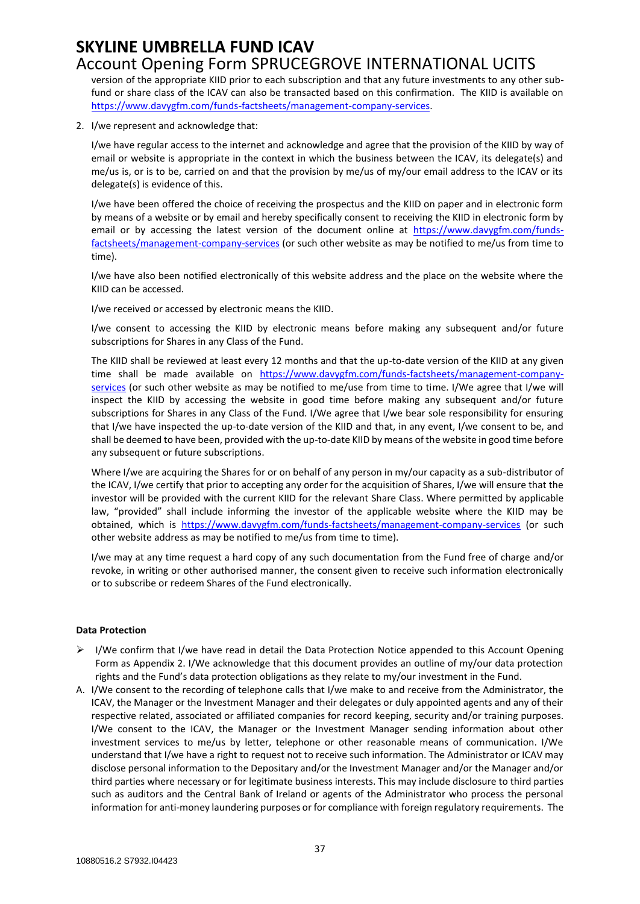version of the appropriate KIID prior to each subscription and that any future investments to any other sub-fund or share class of the ICAV can also be transacted based on this confirmation. The KIID is available on https://www.davygfm.com/funds-factsheets/management-company-services.

2. I/we represent and acknowledge that:

   I/we have regular access to the internet and acknowledge and agree that the provision of the KIID by way of email or website is appropriate in the context in which the business between the ICAV, its delegate(s) and me/us is, or is to be, carried on and that the provision by me/us of my/our email address to the ICAV or its delegate(s) is evidence of this.

   I/we have been offered the choice of receiving the prospectus and the KIID on paper and in electronic form by means of a website or by email and hereby specifically consent to receiving the KIID in electronic form by email or by accessing the latest version of the document online at https://www.davygfm.com/funds-factsheets/management-company-services (or such other website as may be notified to me/us from time to time).

   I/we have also been notified electronically of this website address and the place on the website where the KIID can be accessed.

   I/we received or accessed by electronic means the KIID.

   I/we consent to accessing the KIID by electronic means before making any subsequent and/or future subscriptions for Shares in any Class of the Fund.

   The KIID shall be reviewed at least every 12 months and that the up-to-date version of the KIID at any given time shall be made available on https://www.davygfm.com/funds-factsheets/management-company-services (or such other website as may be notified to me/use from time to time. I/We agree that I/we will inspect the KIID by accessing the website in good time before making any subsequent and/or future subscriptions for Shares in any Class of the Fund. I/We agree that I/we bear sole responsibility for ensuring that I/we have inspected the up-to-date version of the KIID and that, in any event, I/we consent to be, and shall be deemed to have been, provided with the up-to-date KIID by means of the website in good time before any subsequent or future subscriptions.

   Where I/we are acquiring the Shares for or on behalf of any person in my/our capacity as a sub-distributor of the ICAV, I/we certify that prior to accepting any order for the acquisition of Shares, I/we will ensure that the investor will be provided with the current KIID for the relevant Share Class. Where permitted by applicable law, "provided" shall include informing the investor of the applicable website where the KIID may be obtained, which is https://www.davygfm.com/funds-factsheets/management-company-services (or such other website address as may be notified to me/us from time to time).

   I/we may at any time request a hard copy of any such documentation from the Fund free of charge and/or revoke, in writing or other authorised manner, the consent given to receive such information electronically or to subscribe or redeem Shares of the Fund electronically.

**Data Protection**

- I/We confirm that I/we have read in detail the Data Protection Notice appended to this Account Opening Form as Appendix 2. I/We acknowledge that this document provides an outline of my/our data protection rights and the Fund's data protection obligations as they relate to my/our investment in the Fund.

A. I/We consent to the recording of telephone calls that I/we make to and receive from the Administrator, the ICAV, the Manager or the Investment Manager and their delegates or duly appointed agents and any of their respective related, associated or affiliated companies for record keeping, security and/or training purposes. I/We consent to the ICAV, the Manager or the Investment Manager sending information about other investment services to me/us by letter, telephone or other reasonable means of communication. I/We understand that I/we have a right to request not to receive such information. The Administrator or ICAV may disclose personal information to the Depositary and/or the Investment Manager and/or the Manager and/or third parties where necessary or for legitimate business interests. This may include disclosure to third parties such as auditors and the Central Bank of Ireland or agents of the Administrator who process the personal information for anti-money laundering purposes or for compliance with foreign regulatory requirements. The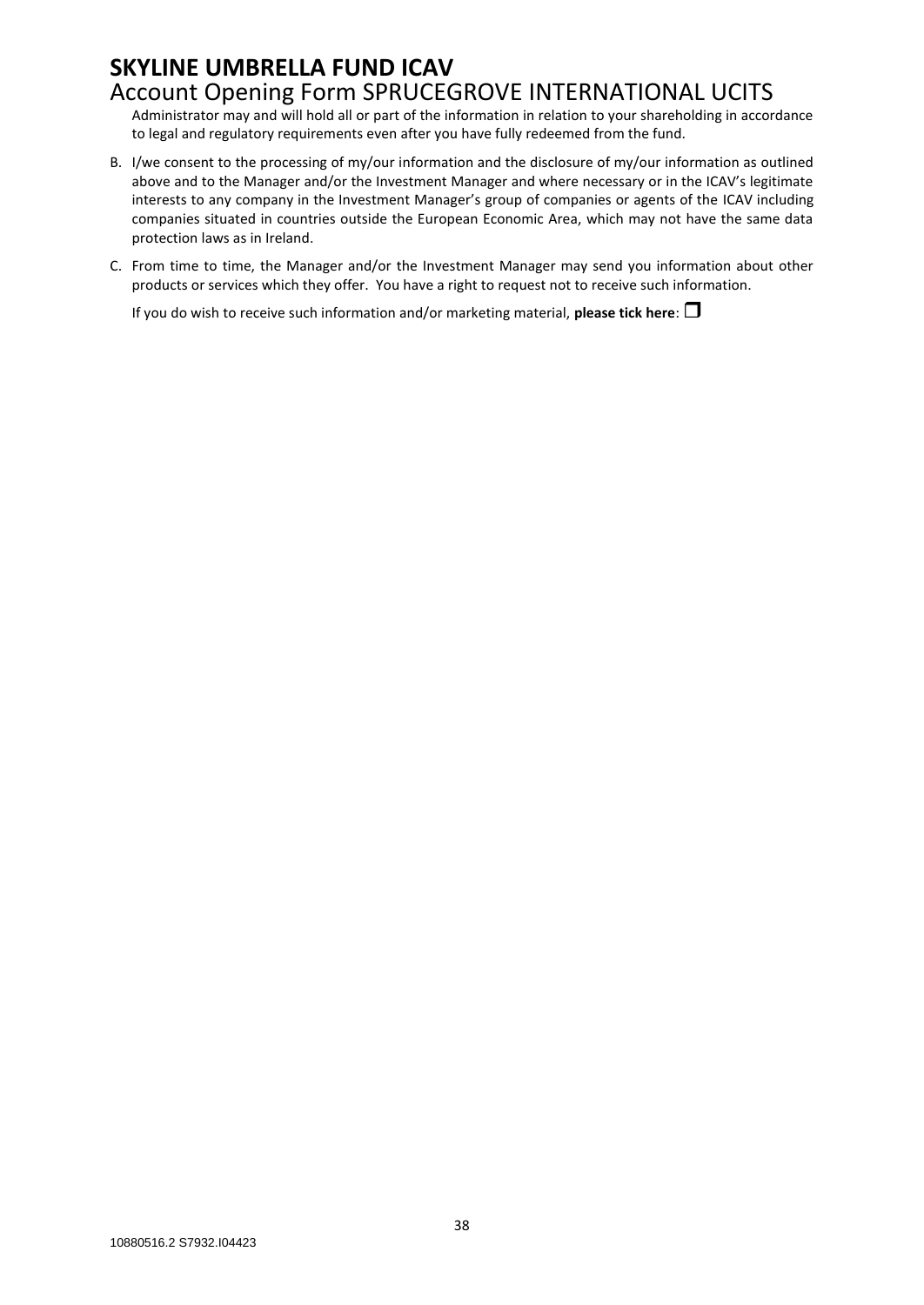Administrator may and will hold all or part of the information in relation to your shareholding in accordance to legal and regulatory requirements even after you have fully redeemed from the fund.

B. I/we consent to the processing of my/our information and the disclosure of my/our information as outlined above and to the Manager and/or the Investment Manager and where necessary or in the ICAV's legitimate interests to any company in the Investment Manager's group of companies or agents of the ICAV including companies situated in countries outside the European Economic Area, which may not have the same data protection laws as in Ireland.

C. From time to time, the Manager and/or the Investment Manager may send you information about other products or services which they offer. You have a right to request not to receive such information.

   If you do wish to receive such information and/or marketing material, **please tick here**: ☐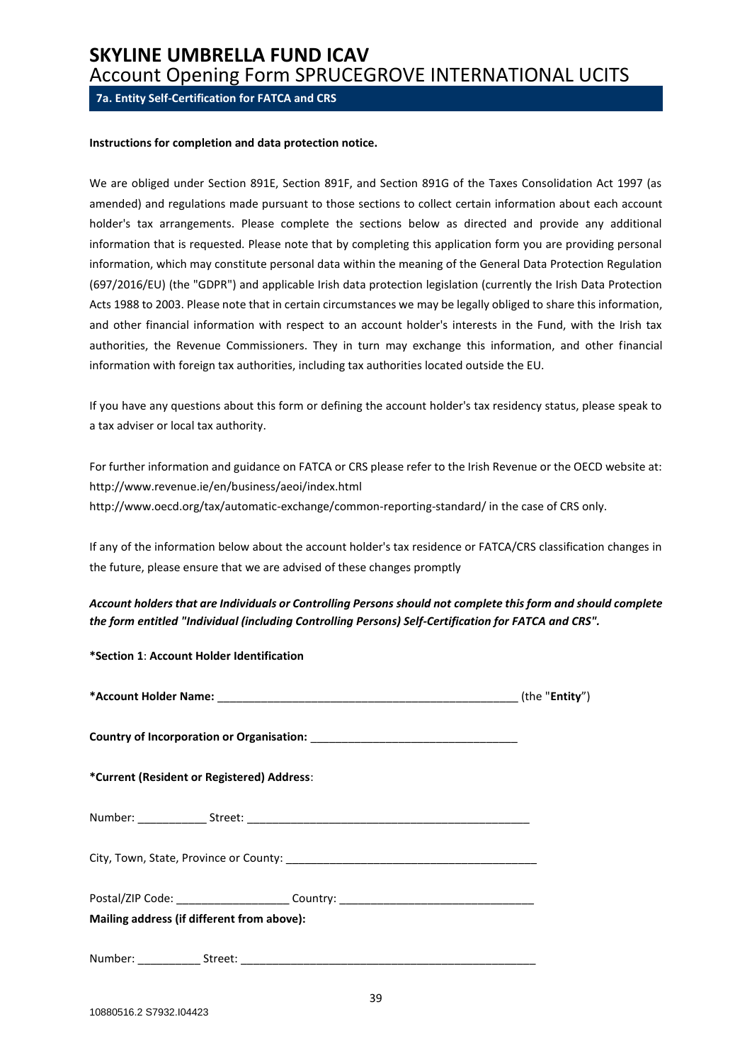# SKYLINE UMBRELLA FUND ICAV

## Account Opening Form SPRUCEGROVE INTERNATIONAL UCITS

### 7a. Entity Self-Certification for FATCA and CRS

**Instructions for completion and data protection notice.**

We are obliged under Section 891E, Section 891F, and Section 891G of the Taxes Consolidation Act 1997 (as amended) and regulations made pursuant to those sections to collect certain information about each account holder's tax arrangements. Please complete the sections below as directed and provide any additional information that is requested. Please note that by completing this application form you are providing personal information, which may constitute personal data within the meaning of the General Data Protection Regulation (697/2016/EU) (the "GDPR") and applicable Irish data protection legislation (currently the Irish Data Protection Acts 1988 to 2003. Please note that in certain circumstances we may be legally obliged to share this information, and other financial information with respect to an account holder's interests in the Fund, with the Irish tax authorities, the Revenue Commissioners. They in turn may exchange this information, and other financial information with foreign tax authorities, including tax authorities located outside the EU.

If you have any questions about this form or defining the account holder's tax residency status, please speak to a tax adviser or local tax authority.

For further information and guidance on FATCA or CRS please refer to the Irish Revenue or the OECD website at:
http://www.revenue.ie/en/business/aeoi/index.html
http://www.oecd.org/tax/automatic-exchange/common-reporting-standard/ in the case of CRS only.

If any of the information below about the account holder's tax residence or FATCA/CRS classification changes in the future, please ensure that we are advised of these changes promptly

***Account holders that are Individuals or Controlling Persons should not complete this form and should complete the form entitled "Individual (including Controlling Persons) Self-Certification for FATCA and CRS".***

**\*Section 1**: **Account Holder Identification**

**\*Account Holder Name:** _______________________________________________ (the "**Entity**")

**Country of Incorporation or Organisation:** ________________________________

**\*Current (Resident or Registered) Address**:

Number: ___________ Street: _____________________________________________

City, Town, State, Province or County: _______________________________________

Postal/ZIP Code: __________________ Country: ______________________________

**Mailing address (if different from above):**

Number: __________ Street: ________________________________________________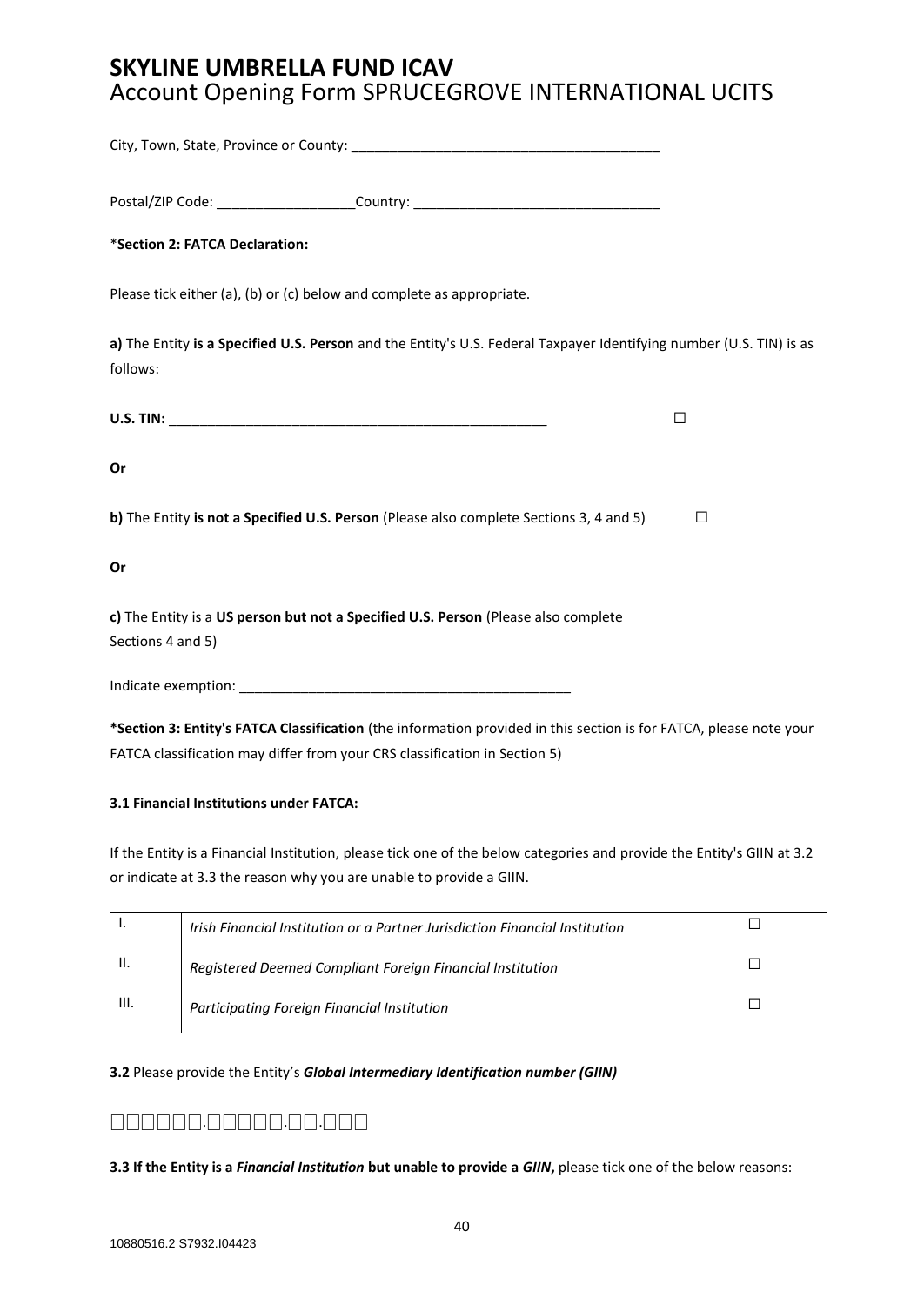# SKYLINE UMBRELLA FUND ICAV
Account Opening Form SPRUCEGROVE INTERNATIONAL UCITS

City, Town, State, Province or County: ________________________________________

Postal/ZIP Code: __________________Country: ________________________________

***Section 2: FATCA Declaration:**

Please tick either (a), (b) or (c) below and complete as appropriate.

**a)** The Entity **is a Specified U.S. Person** and the Entity's U.S. Federal Taxpayer Identifying number (U.S. TIN) is as follows:

**U.S. TIN:** __________________________________________________ ☐

**Or**

**b)** The Entity **is not a Specified U.S. Person** (Please also complete Sections 3, 4 and 5) ☐

**Or**

**c)** The Entity is a **US person but not a Specified U.S. Person** (Please also complete Sections 4 and 5)

Indicate exemption: ____________________________________________

***Section 3: Entity's FATCA Classification** (the information provided in this section is for FATCA, please note your FATCA classification may differ from your CRS classification in Section 5)

**3.1 Financial Institutions under FATCA:**

If the Entity is a Financial Institution, please tick one of the below categories and provide the Entity's GIIN at 3.2 or indicate at 3.3 the reason why you are unable to provide a GIIN.

| | | |
|---|---|---|
| I. | *Irish Financial Institution or a Partner Jurisdiction Financial Institution* | ☐ |
| II. | *Registered Deemed Compliant Foreign Financial Institution* | ☐ |
| III. | *Participating Foreign Financial Institution* | ☐ |

**3.2** Please provide the Entity's ***Global Intermediary Identification number (GIIN)***

☐☐☐☐☐☐.☐☐☐☐☐.☐☐.☐☐☐

**3.3 If the Entity is a *Financial Institution* but unable to provide a *GIIN*,** please tick one of the below reasons: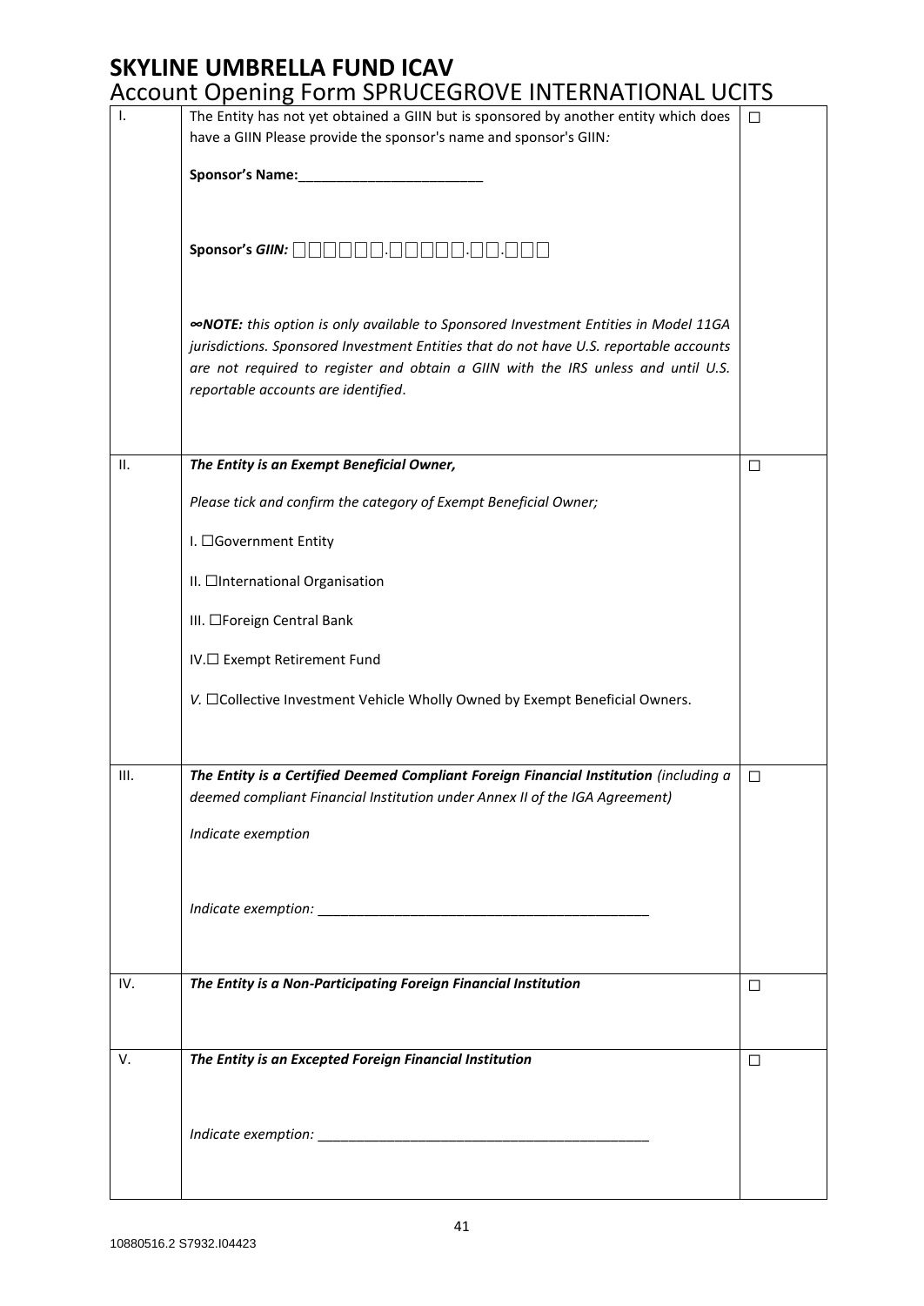# SKYLINE UMBRELLA FUND ICAV

## Account Opening Form SPRUCEGROVE INTERNATIONAL UCITS

| | | |
|---|---|---|
| I. | The Entity has not yet obtained a GIIN but is sponsored by another entity which does have a GIIN Please provide the sponsor's name and sponsor's GIIN:<br><br>**Sponsor's Name:**________________________<br><br>**Sponsor's *GIIN:*** □□□□□□.□□□□□.□□.□□□<br><br>***∞NOTE:*** *this option is only available to Sponsored Investment Entities in Model 1IGA jurisdictions. Sponsored Investment Entities that do not have U.S. reportable accounts are not required to register and obtain a GIIN with the IRS unless and until U.S. reportable accounts are identified*. | ☐ |
| II. | ***The Entity is an Exempt Beneficial Owner,***<br><br>*Please tick and confirm the category of Exempt Beneficial Owner;*<br><br>I. ☐Government Entity<br><br>II. ☐International Organisation<br><br>III. ☐Foreign Central Bank<br><br>IV.☐ Exempt Retirement Fund<br><br>*V.* ☐Collective Investment Vehicle Wholly Owned by Exempt Beneficial Owners. | ☐ |
| III. | ***The Entity is a Certified Deemed Compliant Foreign Financial Institution*** *(including a deemed compliant Financial Institution under Annex II of the IGA Agreement)*<br><br>*Indicate exemption*<br><br>*Indicate exemption:* ____________________________________________ | ☐ |
| IV. | ***The Entity is a Non-Participating Foreign Financial Institution*** | ☐ |
| V. | ***The Entity is an Excepted Foreign Financial Institution***<br><br>*Indicate exemption:* ____________________________________________ | ☐ |

10880516.2 S7932.I04423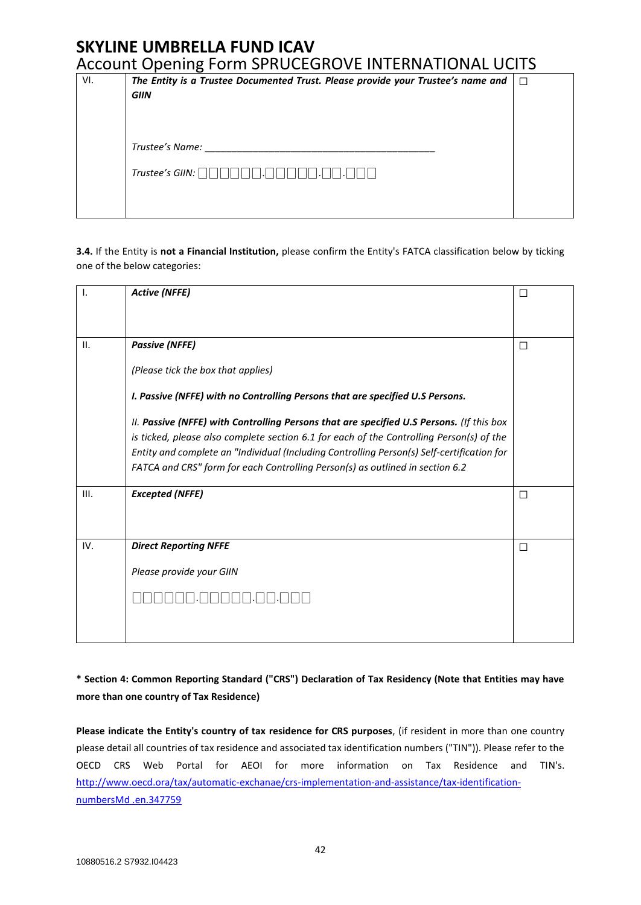| VI. | ***The Entity is a Trustee Documented Trust. Please provide your Trustee's name and GIIN***<br><br>*Trustee's Name:* ___________________________________________<br><br>*Trustee's GIIN:* □□□□□□.□□□□□.□□.□□□ | □ |
|---|---|---|

**3.4.** If the Entity is **not a Financial Institution,** please confirm the Entity's FATCA classification below by ticking one of the below categories:

| I. | ***Active (NFFE)*** | □ |
|---|---|---|
| II. | ***Passive (NFFE)***<br><br>*(Please tick the box that applies)*<br><br>***I. Passive (NFFE) with no Controlling Persons that are specified U.S Persons.***<br><br>*II.* ***Passive (NFFE) with Controlling Persons that are specified U.S Persons.*** *(If this box is ticked, please also complete section 6.1 for each of the Controlling Person(s) of the Entity and complete an "Individual (Including Controlling Person(s) Self-certification for FATCA and CRS" form for each Controlling Person(s) as outlined in section 6.2* | □ |
| III. | ***Excepted (NFFE)*** | □ |
| IV. | ***Direct Reporting NFFE***<br><br>*Please provide your GIIN*<br><br>□□□□□□.□□□□□.□□.□□□ | □ |

**\* Section 4: Common Reporting Standard ("CRS") Declaration of Tax Residency (Note that Entities may have more than one country of Tax Residence)**

**Please indicate the Entity's country of tax residence for CRS purposes**, (if resident in more than one country please detail all countries of tax residence and associated tax identification numbers ("TIN")). Please refer to the OECD CRS Web Portal for AEOI for more information on Tax Residence and TIN's. http://www.oecd.ora/tax/automatic-exchanae/crs-implementation-and-assistance/tax-identification-numbersMd .en.347759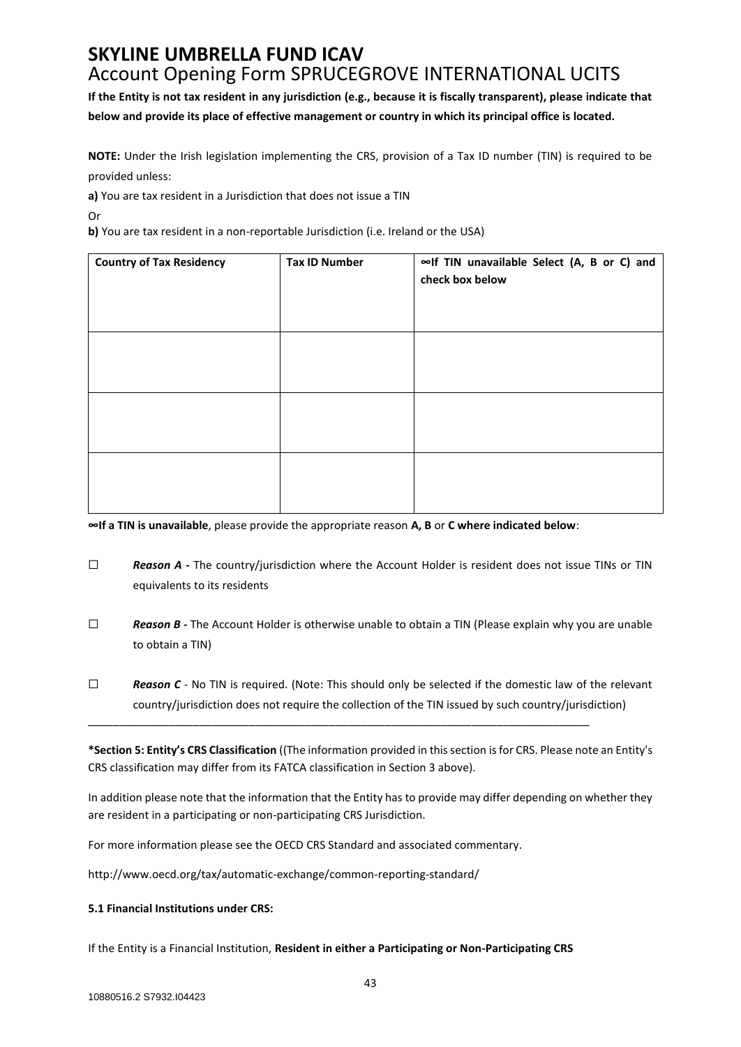# SKYLINE UMBRELLA FUND ICAV

## Account Opening Form SPRUCEGROVE INTERNATIONAL UCITS

**If the Entity is not tax resident in any jurisdiction (e.g., because it is fiscally transparent), please indicate that below and provide its place of effective management or country in which its principal office is located.**

**NOTE:** Under the Irish legislation implementing the CRS, provision of a Tax ID number (TIN) is required to be provided unless:

**a)** You are tax resident in a Jurisdiction that does not issue a TIN

Or

**b)** You are tax resident in a non-reportable Jurisdiction (i.e. Ireland or the USA)

| Country of Tax Residency | Tax ID Number | ∞If TIN unavailable Select (A, B or C) and check box below |
|---|---|---|
| | | |
| | | |
| | | |

**∞If a TIN is unavailable**, please provide the appropriate reason **A, B** or **C where indicated below**:

☐ ***Reason A -*** The country/jurisdiction where the Account Holder is resident does not issue TINs or TIN equivalents to its residents

☐ ***Reason B -*** The Account Holder is otherwise unable to obtain a TIN (Please explain why you are unable to obtain a TIN)

☐ ***Reason C*** - No TIN is required. (Note: This should only be selected if the domestic law of the relevant country/jurisdiction does not require the collection of the TIN issued by such country/jurisdiction)

\_\_\_\_\_\_\_\_\_\_\_\_\_\_\_\_\_\_\_\_\_\_\_\_\_\_\_\_\_\_\_\_\_\_\_\_\_\_\_\_\_\_\_\_\_\_\_\_\_\_\_\_\_\_\_\_\_\_\_\_\_\_\_\_\_\_\_\_\_\_\_\_\_\_\_\_\_\_

**\*Section 5: Entity's CRS Classification** ((The information provided in this section is for CRS. Please note an Entity's CRS classification may differ from its FATCA classification in Section 3 above).

In addition please note that the information that the Entity has to provide may differ depending on whether they are resident in a participating or non-participating CRS Jurisdiction.

For more information please see the OECD CRS Standard and associated commentary.

http://www.oecd.org/tax/automatic-exchange/common-reporting-standard/

**5.1 Financial Institutions under CRS:**

If the Entity is a Financial Institution, **Resident in either a Participating or Non-Participating CRS**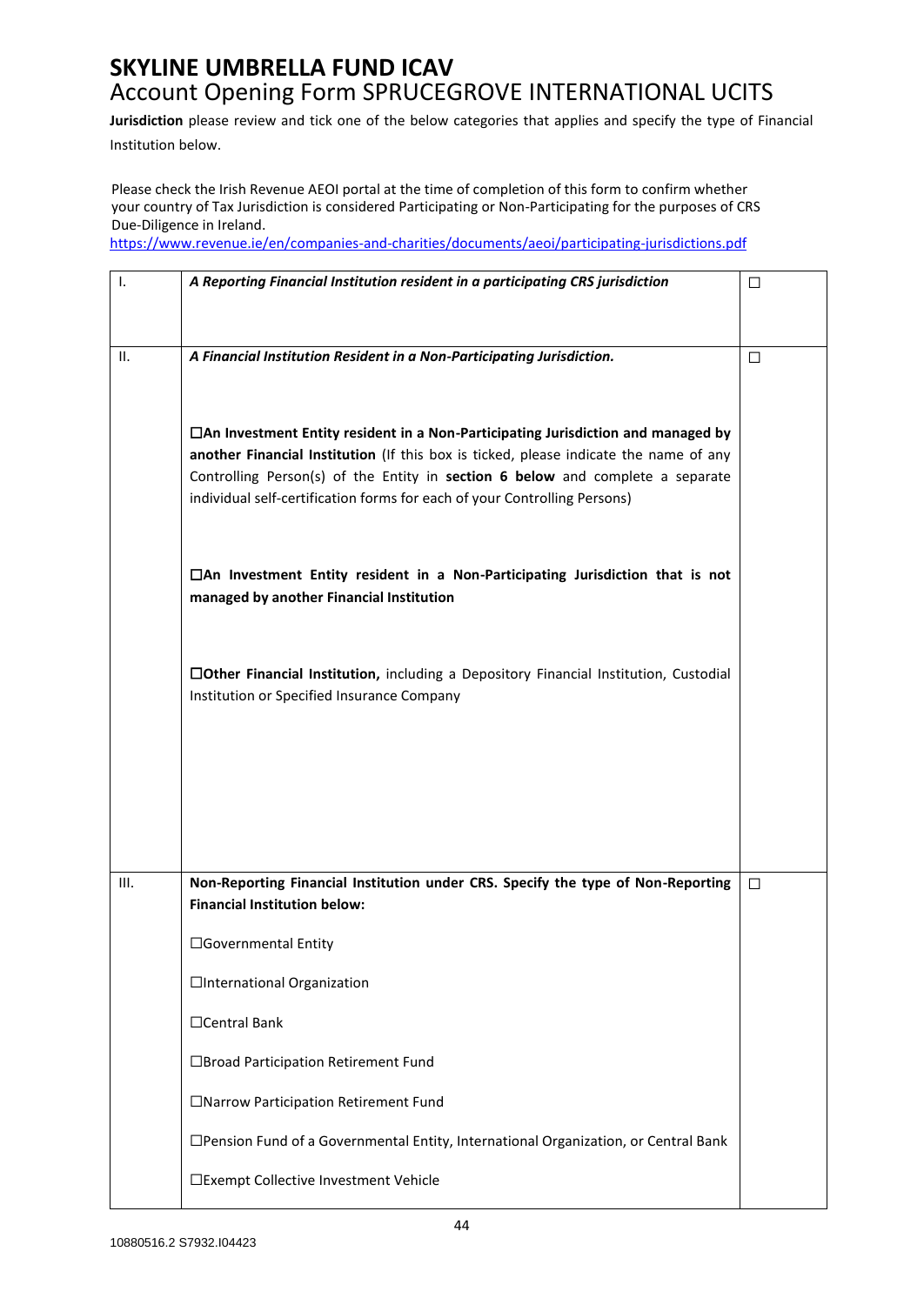# SKYLINE UMBRELLA FUND ICAV

## Account Opening Form SPRUCEGROVE INTERNATIONAL UCITS

**Jurisdiction** please review and tick one of the below categories that applies and specify the type of Financial Institution below.

Please check the Irish Revenue AEOI portal at the time of completion of this form to confirm whether your country of Tax Jurisdiction is considered Participating or Non-Participating for the purposes of CRS Due-Diligence in Ireland.
https://www.revenue.ie/en/companies-and-charities/documents/aeoi/participating-jurisdictions.pdf

| | | |
|---|---|---|
| I. | ***A Reporting Financial Institution resident in a participating CRS jurisdiction*** | ☐ |
| II. | ***A Financial Institution Resident in a Non-Participating Jurisdiction.***<br><br>☐**An Investment Entity resident in a Non-Participating Jurisdiction and managed by another Financial Institution** (If this box is ticked, please indicate the name of any Controlling Person(s) of the Entity in **section 6 below** and complete a separate individual self-certification forms for each of your Controlling Persons)<br><br>☐**An Investment Entity resident in a Non-Participating Jurisdiction that is not managed by another Financial Institution**<br><br>☐**Other Financial Institution,** including a Depository Financial Institution, Custodial Institution or Specified Insurance Company | ☐ |
| III. | **Non-Reporting Financial Institution under CRS. Specify the type of Non-Reporting Financial Institution below:**<br><br>☐Governmental Entity<br><br>☐International Organization<br><br>☐Central Bank<br><br>☐Broad Participation Retirement Fund<br><br>☐Narrow Participation Retirement Fund<br><br>☐Pension Fund of a Governmental Entity, International Organization, or Central Bank<br><br>☐Exempt Collective Investment Vehicle | ☐ |

10880516.2 S7932.I04423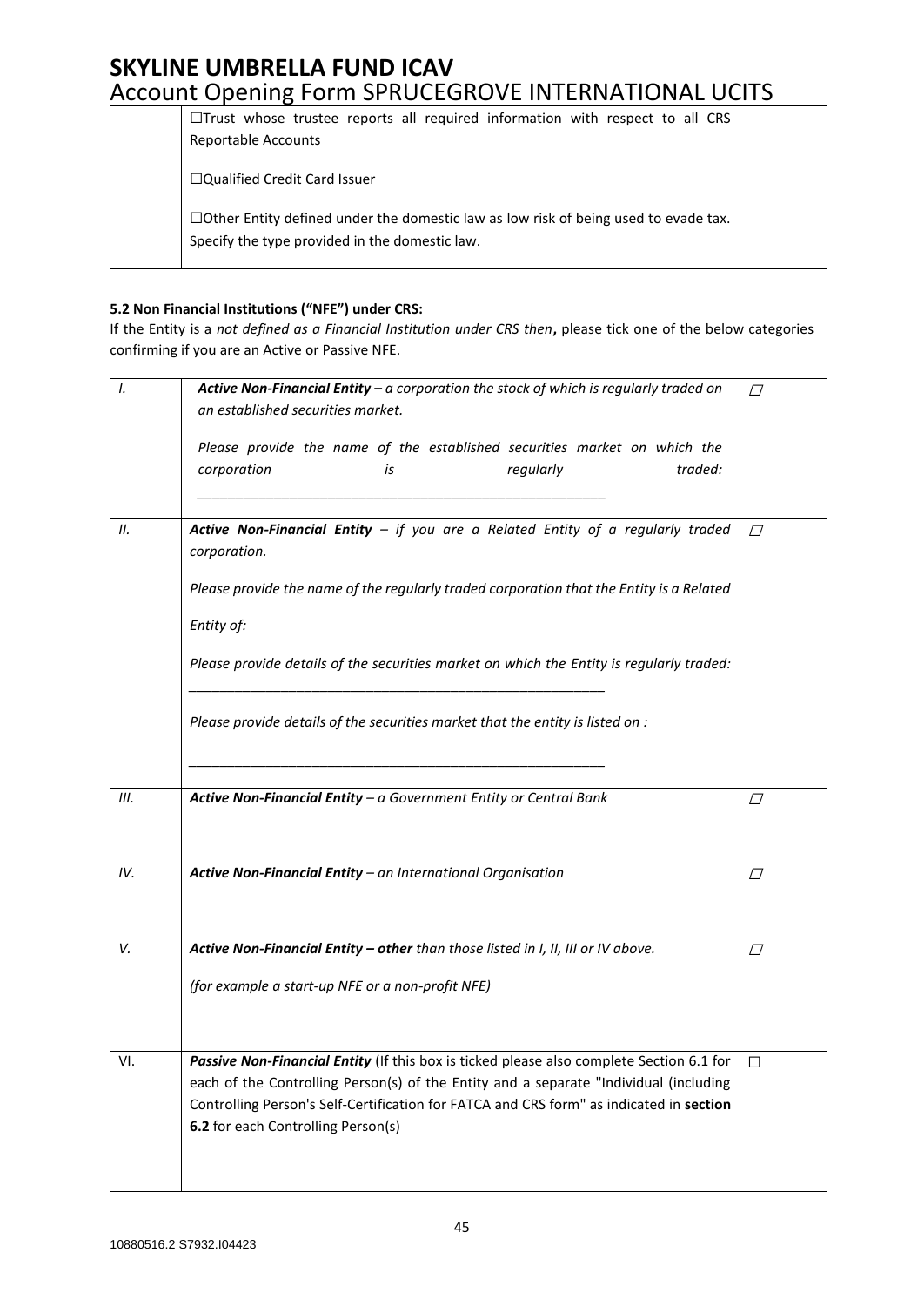| | ☐Trust whose trustee reports all required information with respect to all CRS Reportable Accounts<br><br>☐Qualified Credit Card Issuer<br><br>☐Other Entity defined under the domestic law as low risk of being used to evade tax. Specify the type provided in the domestic law. | |
|---|---|---|

**5.2 Non Financial Institutions ("NFE") under CRS:**

If the Entity is a *not defined as a Financial Institution under CRS then*, please tick one of the below categories confirming if you are an Active or Passive NFE.

| | | |
|---|---|---|
| *I.* | ***Active Non-Financial Entity –*** *a corporation the stock of which is regularly traded on an established securities market.*<br><br>*Please provide the name of the established securities market on which the corporation is regularly traded:*<br><br>_______________________________________________________ | ☐ |
| *II.* | ***Active Non-Financial Entity*** *– if you are a Related Entity of a regularly traded corporation.*<br><br>*Please provide the name of the regularly traded corporation that the Entity is a Related Entity of:*<br><br>*Please provide details of the securities market on which the Entity is regularly traded:*<br><br>_______________________________________________________<br><br>*Please provide details of the securities market that the entity is listed on :*<br><br>_______________________________________________________ | ☐ |
| *III.* | ***Active Non-Financial Entity*** *– a Government Entity or Central Bank* | ☐ |
| *IV.* | ***Active Non-Financial Entity*** *– an International Organisation* | ☐ |
| *V.* | ***Active Non-Financial Entity – other*** *than those listed in I, II, III or IV above.*<br><br>*(for example a start-up NFE or a non-profit NFE)* | ☐ |
| VI. | ***Passive Non-Financial Entity*** (If this box is ticked please also complete Section 6.1 for each of the Controlling Person(s) of the Entity and a separate "Individual (including Controlling Person's Self-Certification for FATCA and CRS form" as indicated in **section 6.2** for each Controlling Person(s) | ☐ |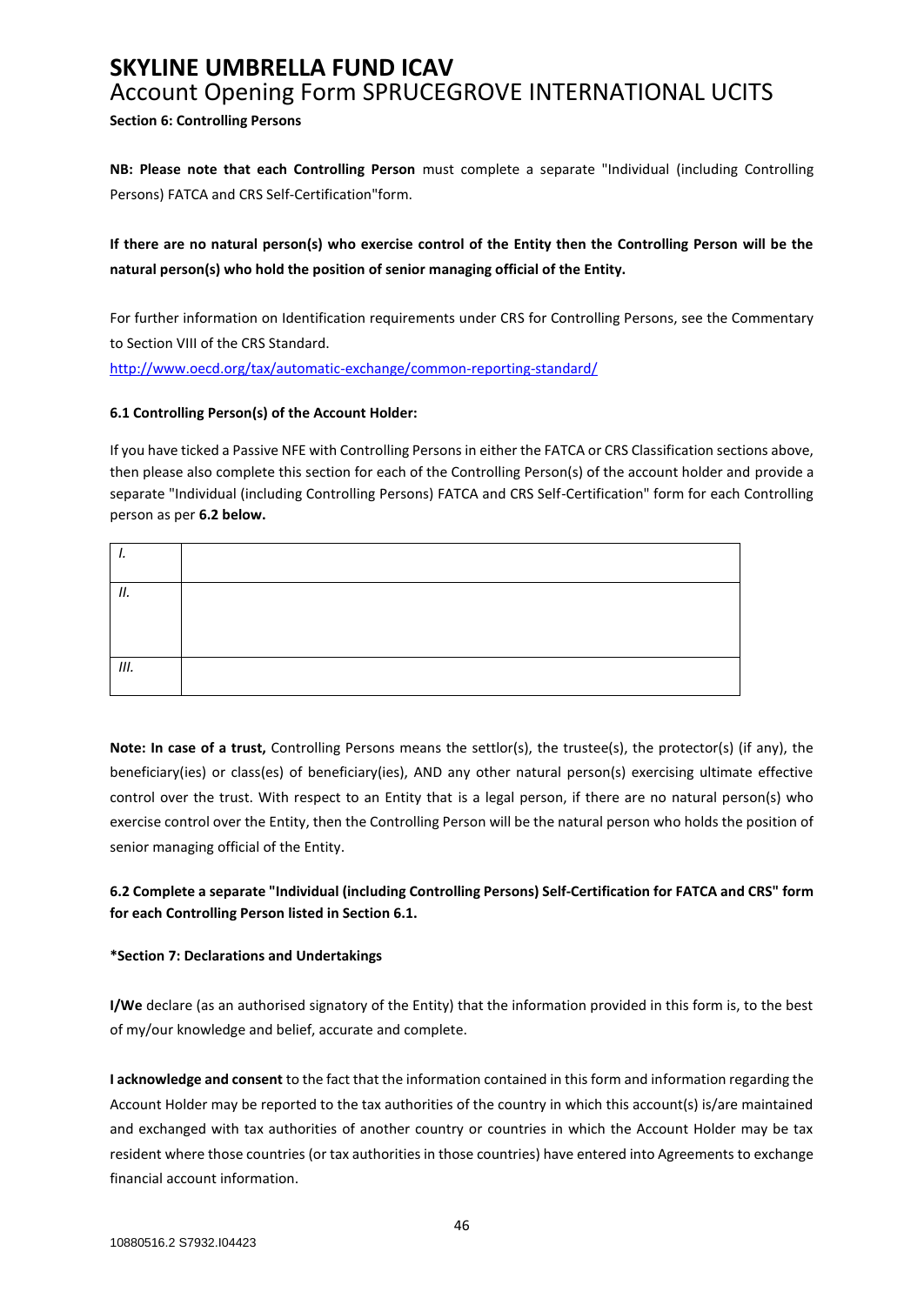# SKYLINE UMBRELLA FUND ICAV

## Account Opening Form SPRUCEGROVE INTERNATIONAL UCITS

**Section 6: Controlling Persons**

**NB: Please note that each Controlling Person** must complete a separate "Individual (including Controlling Persons) FATCA and CRS Self-Certification"form.

**If there are no natural person(s) who exercise control of the Entity then the Controlling Person will be the natural person(s) who hold the position of senior managing official of the Entity.**

For further information on Identification requirements under CRS for Controlling Persons, see the Commentary to Section VIII of the CRS Standard.

http://www.oecd.org/tax/automatic-exchange/common-reporting-standard/

**6.1 Controlling Person(s) of the Account Holder:**

If you have ticked a Passive NFE with Controlling Persons in either the FATCA or CRS Classification sections above, then please also complete this section for each of the Controlling Person(s) of the account holder and provide a separate "Individual (including Controlling Persons) FATCA and CRS Self-Certification" form for each Controlling person as per **6.2 below.**

| | |
|---|---|
| *I.* | |
| *II.* | |
| *III.* | |

**Note: In case of a trust,** Controlling Persons means the settlor(s), the trustee(s), the protector(s) (if any), the beneficiary(ies) or class(es) of beneficiary(ies), AND any other natural person(s) exercising ultimate effective control over the trust. With respect to an Entity that is a legal person, if there are no natural person(s) who exercise control over the Entity, then the Controlling Person will be the natural person who holds the position of senior managing official of the Entity.

**6.2 Complete a separate "Individual (including Controlling Persons) Self-Certification for FATCA and CRS" form for each Controlling Person listed in Section 6.1.**

**\*Section 7: Declarations and Undertakings**

**I/We** declare (as an authorised signatory of the Entity) that the information provided in this form is, to the best of my/our knowledge and belief, accurate and complete.

**I acknowledge and consent** to the fact that the information contained in this form and information regarding the Account Holder may be reported to the tax authorities of the country in which this account(s) is/are maintained and exchanged with tax authorities of another country or countries in which the Account Holder may be tax resident where those countries (or tax authorities in those countries) have entered into Agreements to exchange financial account information.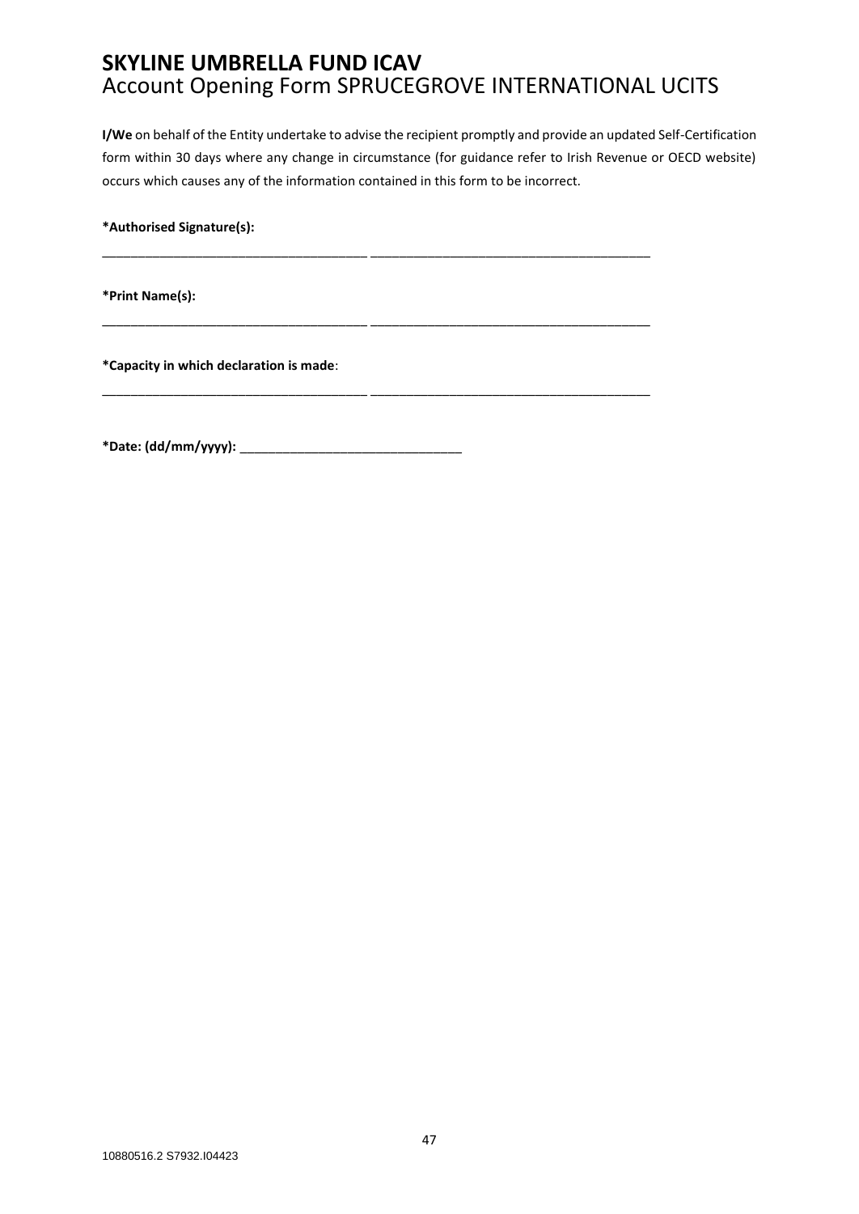**I/We** on behalf of the Entity undertake to advise the recipient promptly and provide an updated Self-Certification form within 30 days where any change in circumstance (for guidance refer to Irish Revenue or OECD website) occurs which causes any of the information contained in this form to be incorrect.

***Authorised Signature(s):**

_____________________________________ _____________________________________

***Print Name(s):**

_____________________________________ _____________________________________

***Capacity in which declaration is made**:

_____________________________________ _____________________________________

***Date: (dd/mm/yyyy):** ______________________________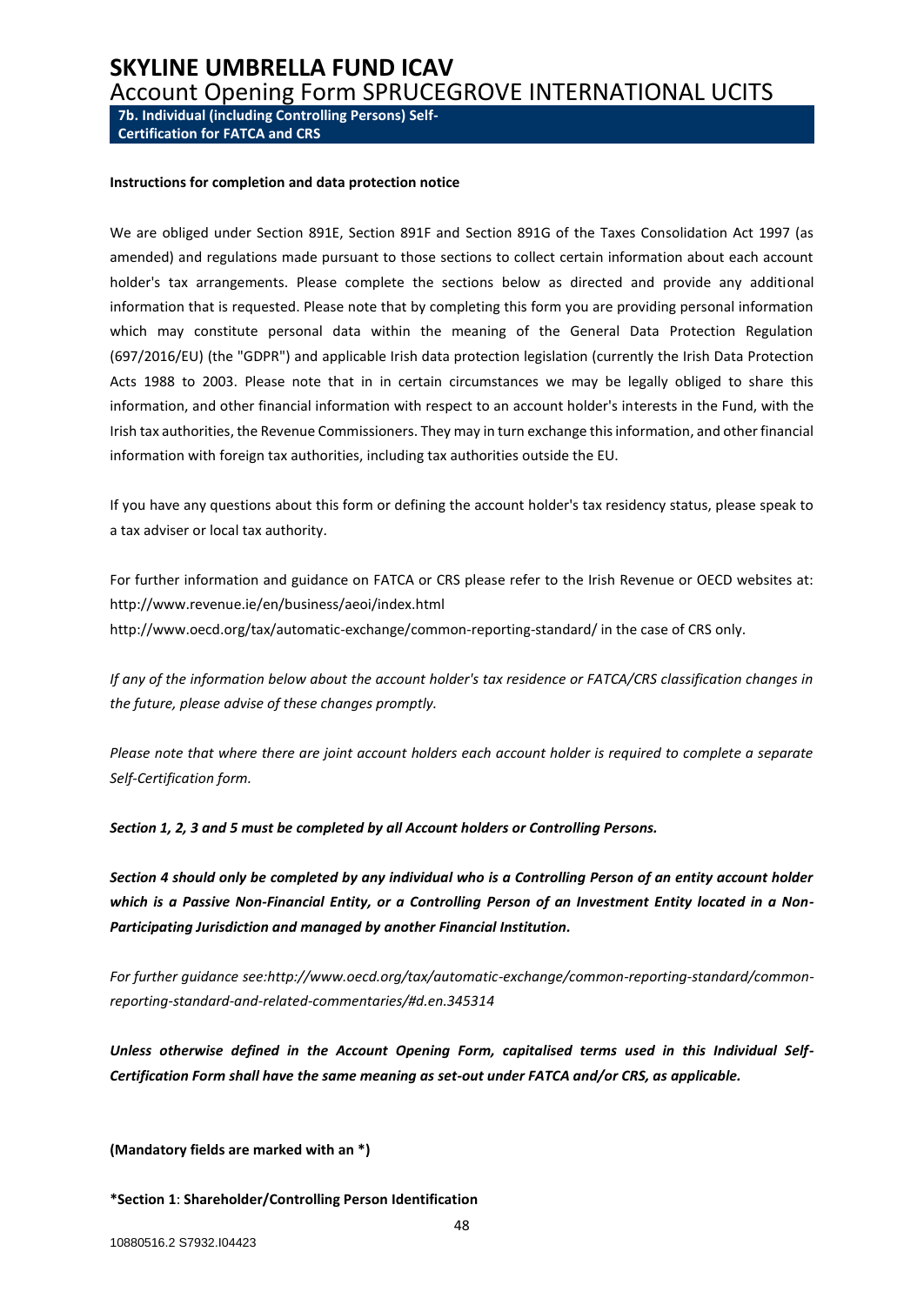# SKYLINE UMBRELLA FUND ICAV

## Account Opening Form SPRUCEGROVE INTERNATIONAL UCITS

**7b. Individual (including Controlling Persons) Self-Certification for FATCA and CRS**

**Instructions for completion and data protection notice**

We are obliged under Section 891E, Section 891F and Section 891G of the Taxes Consolidation Act 1997 (as amended) and regulations made pursuant to those sections to collect certain information about each account holder's tax arrangements. Please complete the sections below as directed and provide any additional information that is requested. Please note that by completing this form you are providing personal information which may constitute personal data within the meaning of the General Data Protection Regulation (697/2016/EU) (the "GDPR") and applicable Irish data protection legislation (currently the Irish Data Protection Acts 1988 to 2003. Please note that in in certain circumstances we may be legally obliged to share this information, and other financial information with respect to an account holder's interests in the Fund, with the Irish tax authorities, the Revenue Commissioners. They may in turn exchange this information, and other financial information with foreign tax authorities, including tax authorities outside the EU.

If you have any questions about this form or defining the account holder's tax residency status, please speak to a tax adviser or local tax authority.

For further information and guidance on FATCA or CRS please refer to the Irish Revenue or OECD websites at:
http://www.revenue.ie/en/business/aeoi/index.html
http://www.oecd.org/tax/automatic-exchange/common-reporting-standard/ in the case of CRS only.

*If any of the information below about the account holder's tax residence or FATCA/CRS classification changes in the future, please advise of these changes promptly.*

*Please note that where there are joint account holders each account holder is required to complete a separate Self-Certification form.*

***Section 1, 2, 3 and 5 must be completed by all Account holders or Controlling Persons.***

***Section 4 should only be completed by any individual who is a Controlling Person of an entity account holder which is a Passive Non-Financial Entity, or a Controlling Person of an Investment Entity located in a Non-Participating Jurisdiction and managed by another Financial Institution.***

*For further guidance see:http://www.oecd.org/tax/automatic-exchange/common-reporting-standard/common-reporting-standard-and-related-commentaries/#d.en.345314*

***Unless otherwise defined in the Account Opening Form, capitalised terms used in this Individual Self-Certification Form shall have the same meaning as set-out under FATCA and/or CRS, as applicable.***

**(Mandatory fields are marked with an \*)**

**\*Section 1**: **Shareholder/Controlling Person Identification**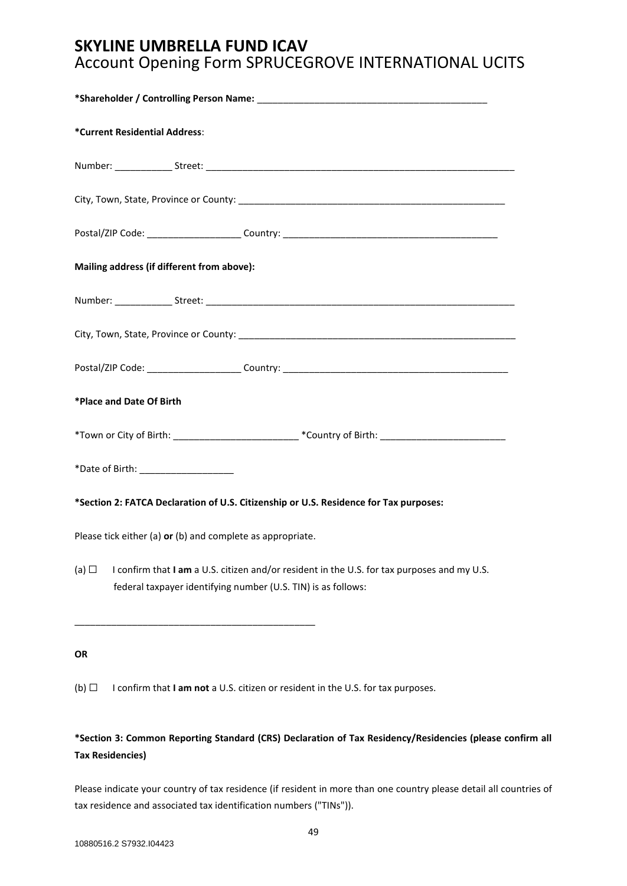# SKYLINE UMBRELLA FUND ICAV
## Account Opening Form SPRUCEGROVE INTERNATIONAL UCITS

**\*Shareholder / Controlling Person Name:** _____________________________________________

**\*Current Residential Address**:

Number: ___________ Street: _____________________________________________________________

City, Town, State, Province or County: ____________________________________________________

Postal/ZIP Code: __________________ Country: _________________________________________

**Mailing address (if different from above):**

Number: ___________ Street: _____________________________________________________________

City, Town, State, Province or County: ______________________________________________________

Postal/ZIP Code: __________________ Country: ____________________________________________

**\*Place and Date Of Birth**

\*Town or City of Birth: _______________________ \*Country of Birth: _______________________

\*Date of Birth: _________________

**\*Section 2: FATCA Declaration of U.S. Citizenship or U.S. Residence for Tax purposes:**

Please tick either (a) **or** (b) and complete as appropriate.

(a) ☐ I confirm that **I am** a U.S. citizen and/or resident in the U.S. for tax purposes and my U.S. federal taxpayer identifying number (U.S. TIN) is as follows:

_______________________________________________

**OR**

(b) ☐ I confirm that **I am not** a U.S. citizen or resident in the U.S. for tax purposes.

**\*Section 3: Common Reporting Standard (CRS) Declaration of Tax Residency/Residencies (please confirm all Tax Residencies)**

Please indicate your country of tax residence (if resident in more than one country please detail all countries of tax residence and associated tax identification numbers ("TINs")).

10880516.2 S7932.I04423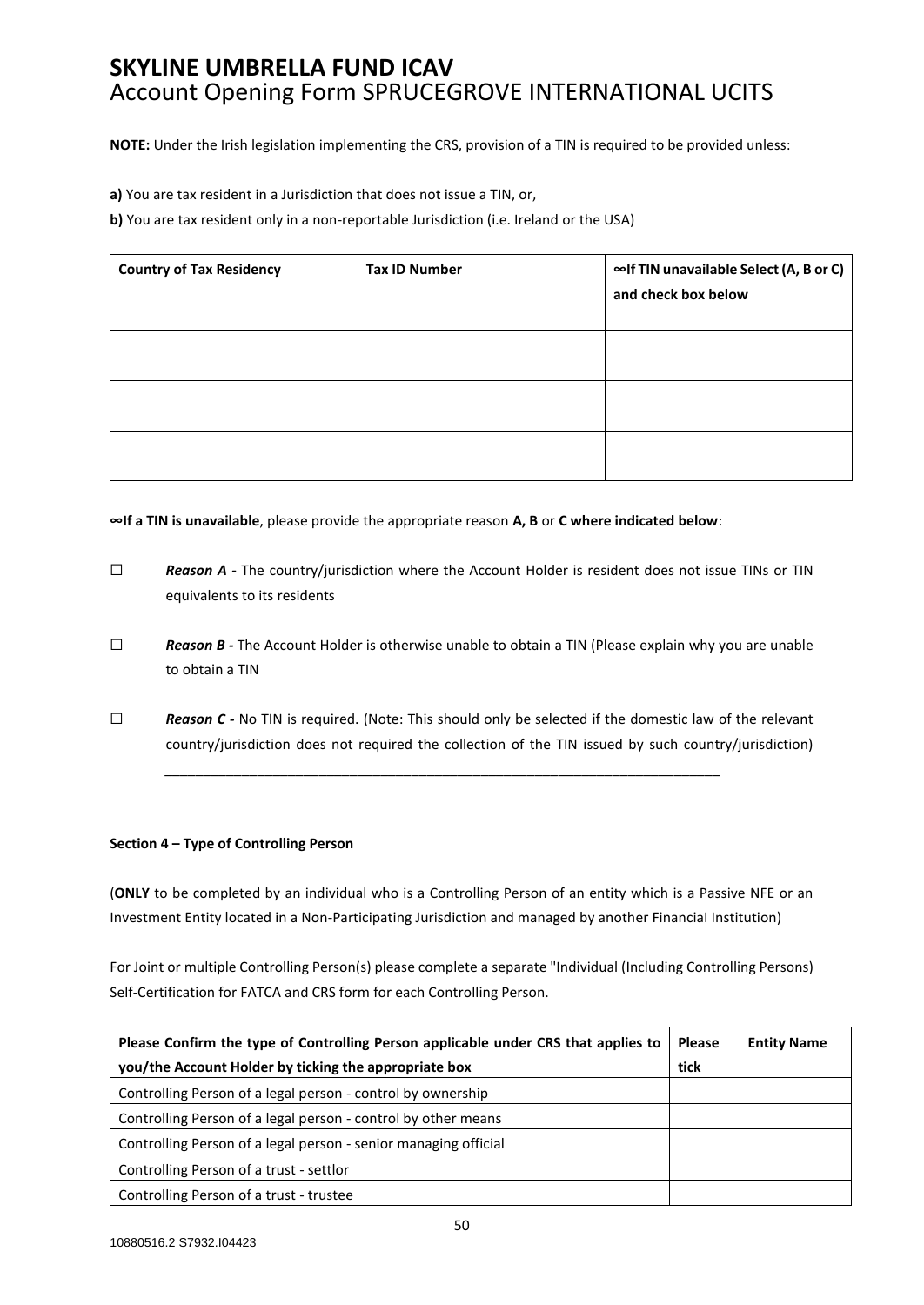# SKYLINE UMBRELLA FUND ICAV
Account Opening Form SPRUCEGROVE INTERNATIONAL UCITS

**NOTE:** Under the Irish legislation implementing the CRS, provision of a TIN is required to be provided unless:

**a)** You are tax resident in a Jurisdiction that does not issue a TIN, or,

**b)** You are tax resident only in a non-reportable Jurisdiction (i.e. Ireland or the USA)

| **Country of Tax Residency** | **Tax ID Number** | **∞If TIN unavailable Select (A, B or C) and check box below** |
|---|---|---|
| | | |
| | | |
| | | |

**∞If a TIN is unavailable**, please provide the appropriate reason **A, B** or **C where indicated below**:

☐ ***Reason A -*** The country/jurisdiction where the Account Holder is resident does not issue TINs or TIN equivalents to its residents

☐ ***Reason B -*** The Account Holder is otherwise unable to obtain a TIN (Please explain why you are unable to obtain a TIN

☐ ***Reason C -*** No TIN is required. (Note: This should only be selected if the domestic law of the relevant country/jurisdiction does not required the collection of the TIN issued by such country/jurisdiction)

___________________________________________________________________________

**Section 4 – Type of Controlling Person**

(**ONLY** to be completed by an individual who is a Controlling Person of an entity which is a Passive NFE or an Investment Entity located in a Non-Participating Jurisdiction and managed by another Financial Institution)

For Joint or multiple Controlling Person(s) please complete a separate "Individual (Including Controlling Persons) Self-Certification for FATCA and CRS form for each Controlling Person.

| **Please Confirm the type of Controlling Person applicable under CRS that applies to you/the Account Holder by ticking the appropriate box** | **Please tick** | **Entity Name** |
|---|---|---|
| Controlling Person of a legal person - control by ownership | | |
| Controlling Person of a legal person - control by other means | | |
| Controlling Person of a legal person - senior managing official | | |
| Controlling Person of a trust - settlor | | |
| Controlling Person of a trust - trustee | | |

10880516.2 S7932.I04423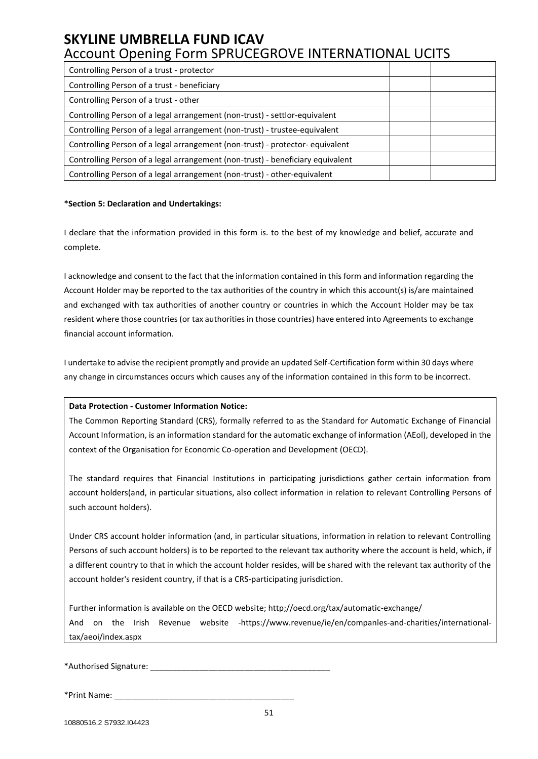# SKYLINE UMBRELLA FUND ICAV

## Account Opening Form SPRUCEGROVE INTERNATIONAL UCITS

| | | |
|---|---|---|
| Controlling Person of a trust - protector | | |
| Controlling Person of a trust - beneficiary | | |
| Controlling Person of a trust - other | | |
| Controlling Person of a legal arrangement (non-trust) - settlor-equivalent | | |
| Controlling Person of a legal arrangement (non-trust) - trustee-equivalent | | |
| Controlling Person of a legal arrangement (non-trust) - protector- equivalent | | |
| Controlling Person of a legal arrangement (non-trust) - beneficiary equivalent | | |
| Controlling Person of a legal arrangement (non-trust) - other-equivalent | | |

**\*Section 5: Declaration and Undertakings:**

I declare that the information provided in this form is. to the best of my knowledge and belief, accurate and complete.

I acknowledge and consent to the fact that the information contained in this form and information regarding the Account Holder may be reported to the tax authorities of the country in which this account(s) is/are maintained and exchanged with tax authorities of another country or countries in which the Account Holder may be tax resident where those countries (or tax authorities in those countries) have entered into Agreements to exchange financial account information.

I undertake to advise the recipient promptly and provide an updated Self-Certification form within 30 days where any change in circumstances occurs which causes any of the information contained in this form to be incorrect.

**Data Protection - Customer Information Notice:**

The Common Reporting Standard (CRS), formally referred to as the Standard for Automatic Exchange of Financial Account Information, is an information standard for the automatic exchange of information (AEoI), developed in the context of the Organisation for Economic Co-operation and Development (OECD).

The standard requires that Financial Institutions in participating jurisdictions gather certain information from account holders(and, in particular situations, also collect information in relation to relevant Controlling Persons of such account holders).

Under CRS account holder information (and, in particular situations, information in relation to relevant Controlling Persons of such account holders) is to be reported to the relevant tax authority where the account is held, which, if a different country to that in which the account holder resides, will be shared with the relevant tax authority of the account holder's resident country, if that is a CRS-participating jurisdiction.

Further information is available on the OECD website; http;//oecd.org/tax/automatic-exchange/
And on the Irish Revenue website -https://www.revenue/ie/en/companles-and-charities/international-tax/aeoi/index.aspx

\*Authorised Signature: ________________________________________

\*Print Name: ________________________________________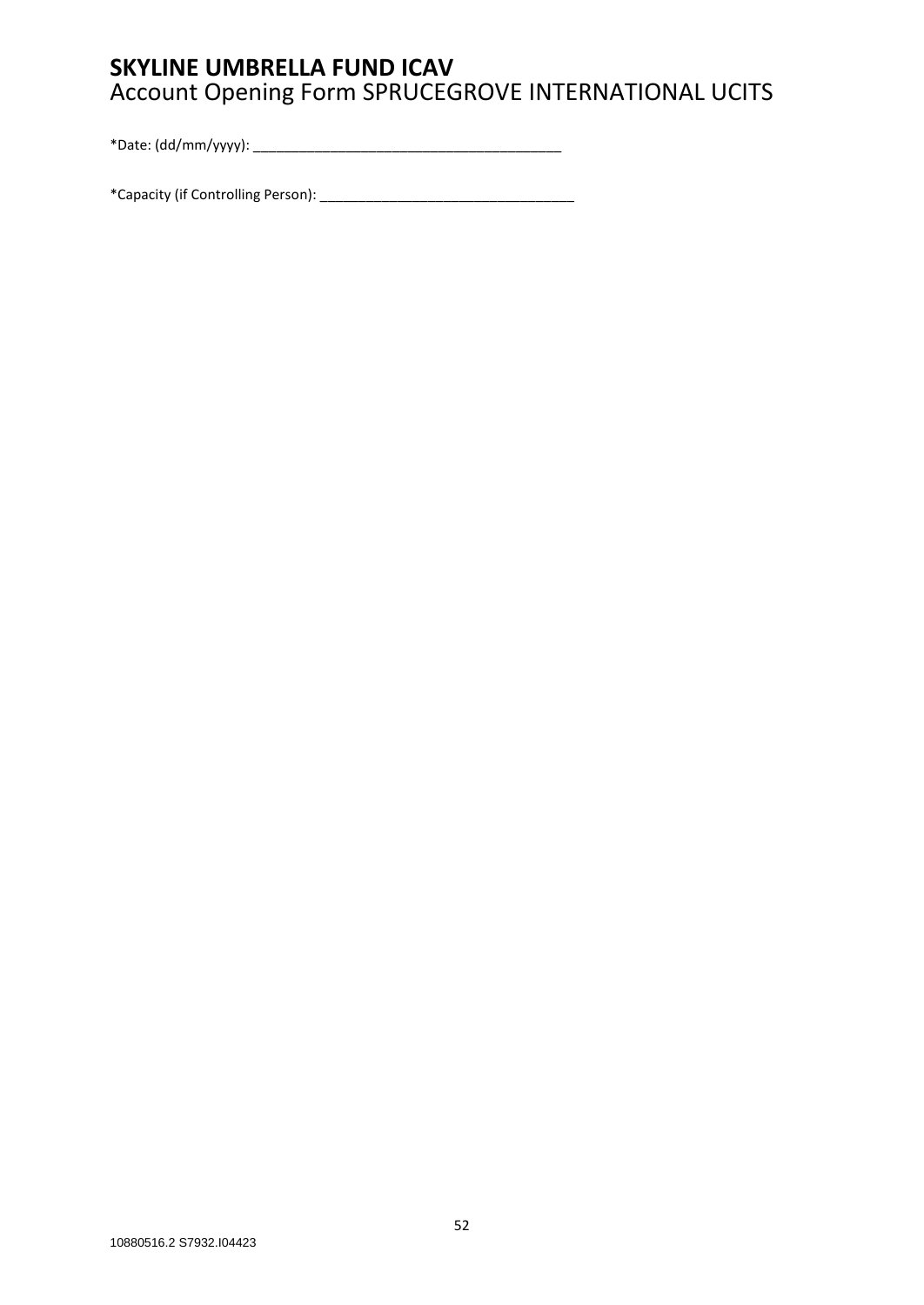**SKYLINE UMBRELLA FUND ICAV**
Account Opening Form SPRUCEGROVE INTERNATIONAL UCITS

*Date: (dd/mm/yyyy): ________________________________________

*Capacity (if Controlling Person): _________________________________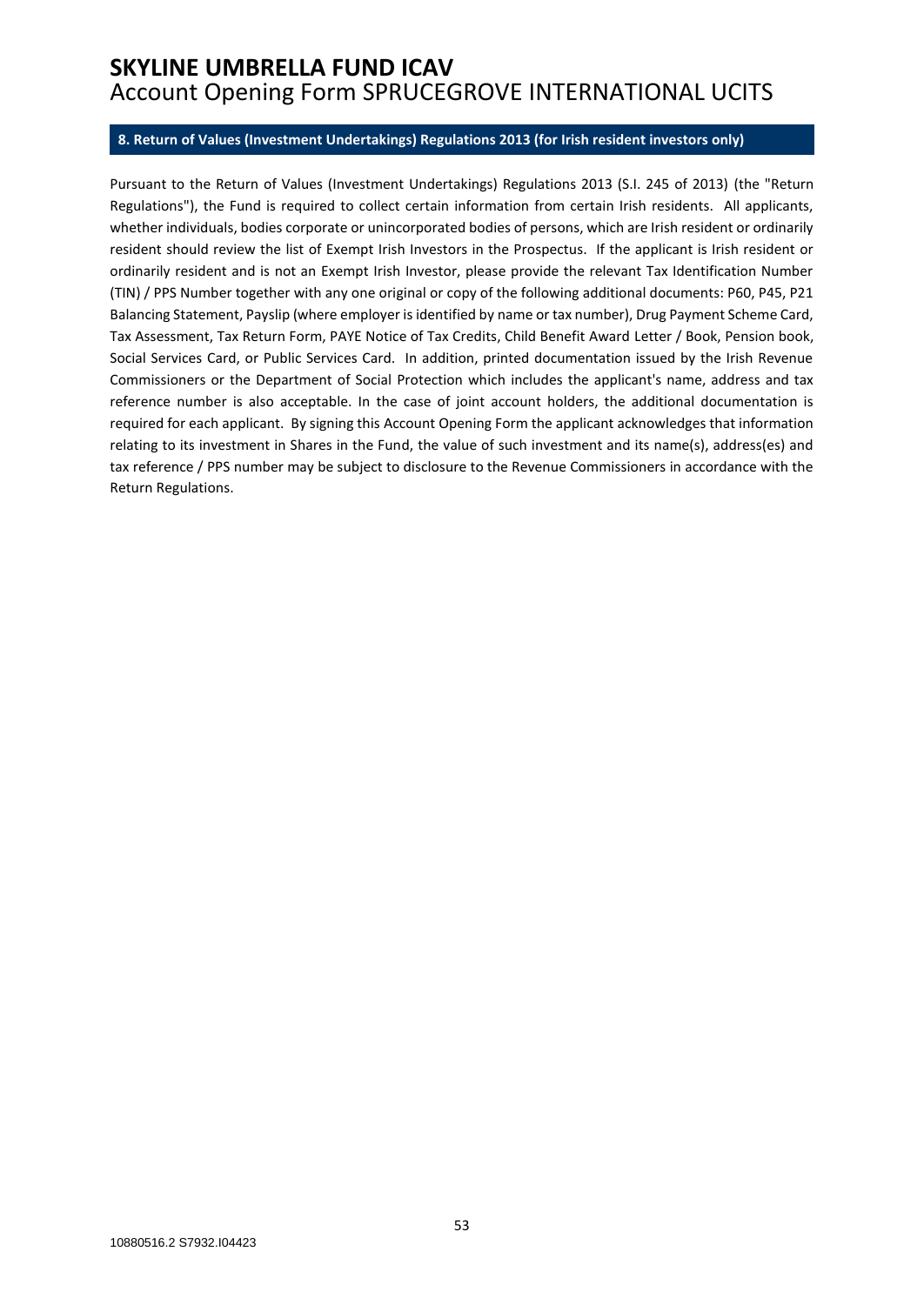## 8. Return of Values (Investment Undertakings) Regulations 2013 (for Irish resident investors only)

Pursuant to the Return of Values (Investment Undertakings) Regulations 2013 (S.I. 245 of 2013) (the "Return Regulations"), the Fund is required to collect certain information from certain Irish residents. All applicants, whether individuals, bodies corporate or unincorporated bodies of persons, which are Irish resident or ordinarily resident should review the list of Exempt Irish Investors in the Prospectus. If the applicant is Irish resident or ordinarily resident and is not an Exempt Irish Investor, please provide the relevant Tax Identification Number (TIN) / PPS Number together with any one original or copy of the following additional documents: P60, P45, P21 Balancing Statement, Payslip (where employer is identified by name or tax number), Drug Payment Scheme Card, Tax Assessment, Tax Return Form, PAYE Notice of Tax Credits, Child Benefit Award Letter / Book, Pension book, Social Services Card, or Public Services Card. In addition, printed documentation issued by the Irish Revenue Commissioners or the Department of Social Protection which includes the applicant's name, address and tax reference number is also acceptable. In the case of joint account holders, the additional documentation is required for each applicant. By signing this Account Opening Form the applicant acknowledges that information relating to its investment in Shares in the Fund, the value of such investment and its name(s), address(es) and tax reference / PPS number may be subject to disclosure to the Revenue Commissioners in accordance with the Return Regulations.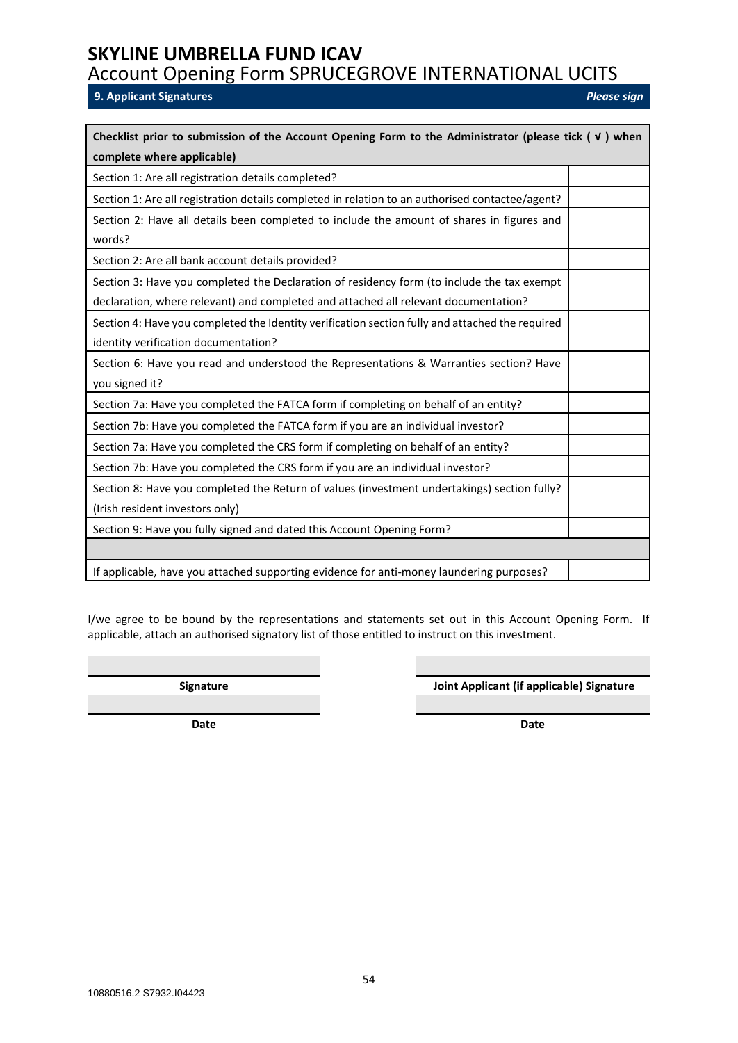# SKYLINE UMBRELLA FUND ICAV

Account Opening Form SPRUCEGROVE INTERNATIONAL UCITS

## 9. Applicant Signatures

*Please sign*

| Checklist prior to submission of the Account Opening Form to the Administrator (please tick ( √ ) when complete where applicable) | |
|---|---|
| Section 1: Are all registration details completed? | |
| Section 1: Are all registration details completed in relation to an authorised contactee/agent? | |
| Section 2: Have all details been completed to include the amount of shares in figures and words? | |
| Section 2: Are all bank account details provided? | |
| Section 3: Have you completed the Declaration of residency form (to include the tax exempt declaration, where relevant) and completed and attached all relevant documentation? | |
| Section 4: Have you completed the Identity verification section fully and attached the required identity verification documentation? | |
| Section 6: Have you read and understood the Representations & Warranties section? Have you signed it? | |
| Section 7a: Have you completed the FATCA form if completing on behalf of an entity? | |
| Section 7b: Have you completed the FATCA form if you are an individual investor? | |
| Section 7a: Have you completed the CRS form if completing on behalf of an entity? | |
| Section 7b: Have you completed the CRS form if you are an individual investor? | |
| Section 8: Have you completed the Return of values (investment undertakings) section fully? (Irish resident investors only) | |
| Section 9: Have you fully signed and dated this Account Opening Form? | |
| | |
| If applicable, have you attached supporting evidence for anti-money laundering purposes? | |

I/we agree to be bound by the representations and statements set out in this Account Opening Form. If applicable, attach an authorised signatory list of those entitled to instruct on this investment.

| | |
|---|---|
| ____________________ | ____________________ |
| **Signature** | **Joint Applicant (if applicable) Signature** |
| ____________________ | ____________________ |
| **Date** | **Date** |

10880516.2 S7932.I04423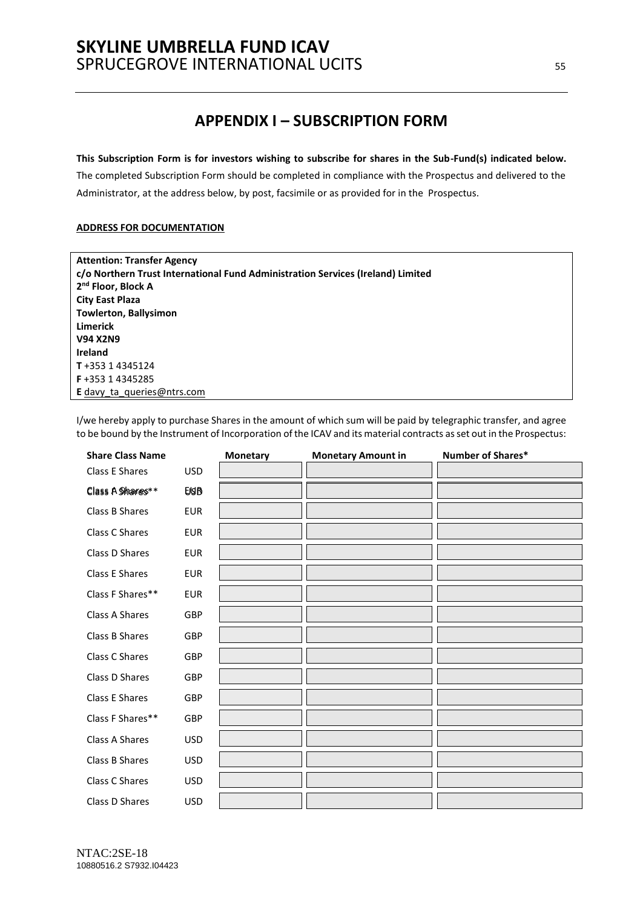## APPENDIX I – SUBSCRIPTION FORM

**This Subscription Form is for investors wishing to subscribe for shares in the Sub-Fund(s) indicated below.** The completed Subscription Form should be completed in compliance with the Prospectus and delivered to the Administrator, at the address below, by post, facsimile or as provided for in the Prospectus.

**ADDRESS FOR DOCUMENTATION**

**Attention: Transfer Agency**
**c/o Northern Trust International Fund Administration Services (Ireland) Limited**
**2nd Floor, Block A**
**City East Plaza**
**Towlerton, Ballysimon**
**Limerick**
**V94 X2N9**
**Ireland**
**T** +353 1 4345124
**F** +353 1 4345285
**E** davy_ta_queries@ntrs.com

I/we hereby apply to purchase Shares in the amount of which sum will be paid by telegraphic transfer, and agree to be bound by the Instrument of Incorporation of the ICAV and its material contracts as set out in the Prospectus:

| Share Class Name | | Monetary | Monetary Amount in | Number of Shares* |
|---|---|---|---|---|
| Class E Shares | USD | | | |
| Class A Shares** | EUR | | | |
| Class B Shares | EUR | | | |
| Class C Shares | EUR | | | |
| Class D Shares | EUR | | | |
| Class E Shares | EUR | | | |
| Class F Shares** | EUR | | | |
| Class A Shares | GBP | | | |
| Class B Shares | GBP | | | |
| Class C Shares | GBP | | | |
| Class D Shares | GBP | | | |
| Class E Shares | GBP | | | |
| Class F Shares** | GBP | | | |
| Class A Shares | USD | | | |
| Class B Shares | USD | | | |
| Class C Shares | USD | | | |
| Class D Shares | USD | | | |

NTAC:2SE-18
10880516.2 S7932.I04423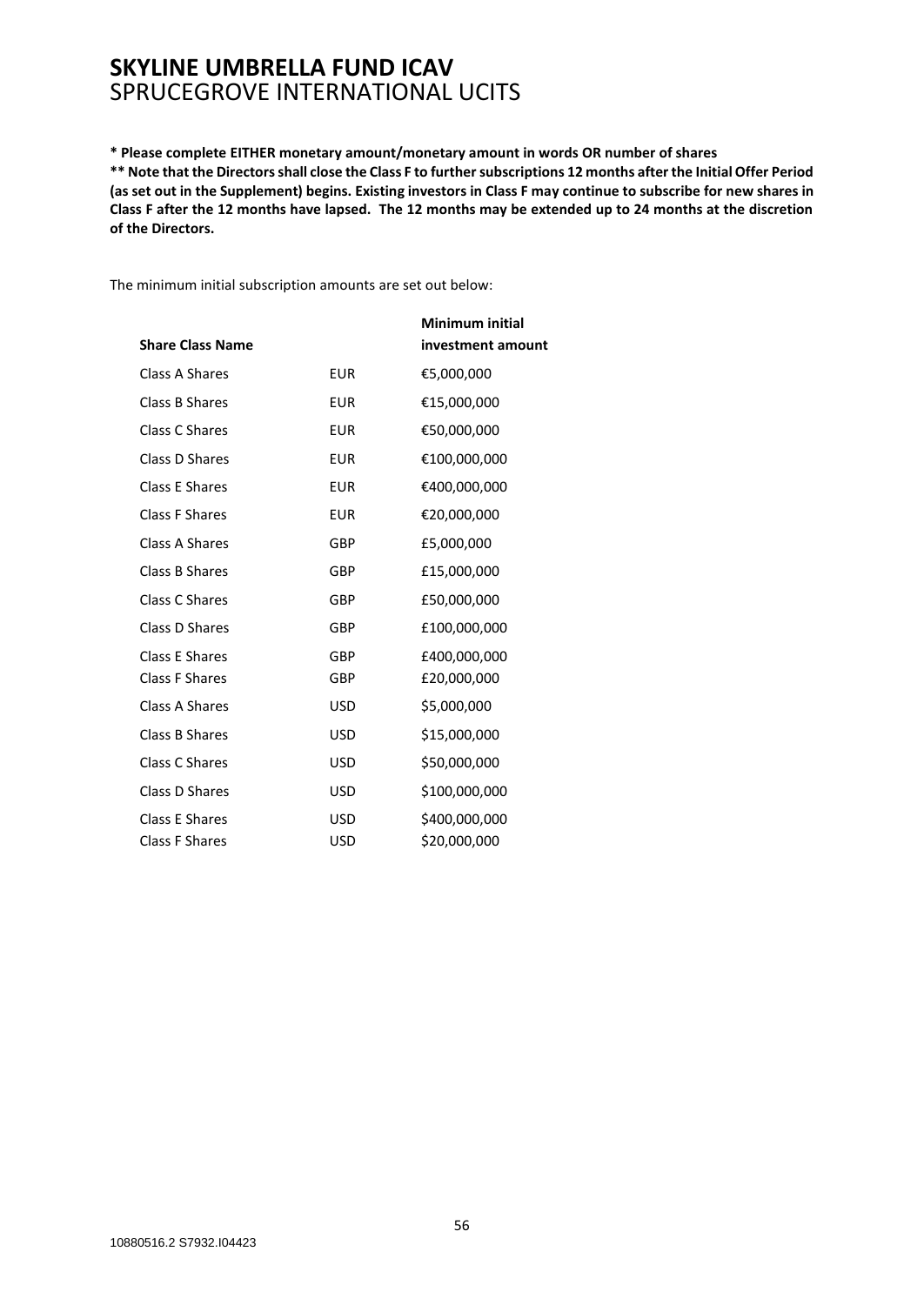**\* Please complete EITHER monetary amount/monetary amount in words OR number of shares**

**\*\* Note that the Directors shall close the Class F to further subscriptions 12 months after the Initial Offer Period (as set out in the Supplement) begins. Existing investors in Class F may continue to subscribe for new shares in Class F after the 12 months have lapsed. The 12 months may be extended up to 24 months at the discretion of the Directors.**

The minimum initial subscription amounts are set out below:

| **Share Class Name** | | **Minimum initial investment amount** |
|---|---|---|
| Class A Shares | EUR | €5,000,000 |
| Class B Shares | EUR | €15,000,000 |
| Class C Shares | EUR | €50,000,000 |
| Class D Shares | EUR | €100,000,000 |
| Class E Shares | EUR | €400,000,000 |
| Class F Shares | EUR | €20,000,000 |
| Class A Shares | GBP | £5,000,000 |
| Class B Shares | GBP | £15,000,000 |
| Class C Shares | GBP | £50,000,000 |
| Class D Shares | GBP | £100,000,000 |
| Class E Shares | GBP | £400,000,000 |
| Class F Shares | GBP | £20,000,000 |
| Class A Shares | USD | $5,000,000 |
| Class B Shares | USD | $15,000,000 |
| Class C Shares | USD | $50,000,000 |
| Class D Shares | USD | $100,000,000 |
| Class E Shares | USD | $400,000,000 |
| Class F Shares | USD | $20,000,000 |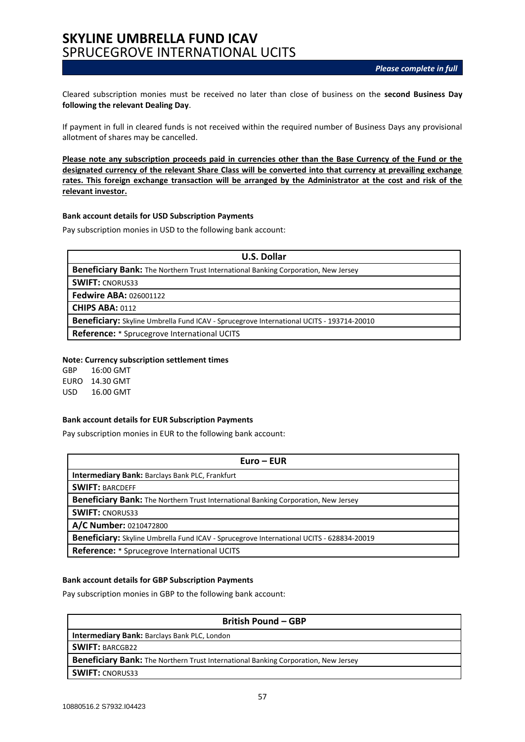# SKYLINE UMBRELLA FUND ICAV
## SPRUCEGROVE INTERNATIONAL UCITS

*Please complete in full*

Cleared subscription monies must be received no later than close of business on the **second Business Day following the relevant Dealing Day**.

If payment in full in cleared funds is not received within the required number of Business Days any provisional allotment of shares may be cancelled.

**Please note any subscription proceeds paid in currencies other than the Base Currency of the Fund or the designated currency of the relevant Share Class will be converted into that currency at prevailing exchange rates. This foreign exchange transaction will be arranged by the Administrator at the cost and risk of the relevant investor.**

**Bank account details for USD Subscription Payments**

Pay subscription monies in USD to the following bank account:

| U.S. Dollar |
|---|
| **Beneficiary Bank:** The Northern Trust International Banking Corporation, New Jersey |
| **SWIFT:** CNORUS33 |
| **Fedwire ABA:** 026001122 |
| **CHIPS ABA:** 0112 |
| **Beneficiary:** Skyline Umbrella Fund ICAV - Sprucegrove International UCITS - 193714-20010 |
| **Reference:** * Sprucegrove International UCITS |

**Note: Currency subscription settlement times**

GBP 16:00 GMT
EURO 14.30 GMT
USD 16.00 GMT

**Bank account details for EUR Subscription Payments**

Pay subscription monies in EUR to the following bank account:

| Euro – EUR |
|---|
| **Intermediary Bank:** Barclays Bank PLC, Frankfurt |
| **SWIFT:** BARCDEFF |
| **Beneficiary Bank:** The Northern Trust International Banking Corporation, New Jersey |
| **SWIFT:** CNORUS33 |
| **A/C Number:** 0210472800 |
| **Beneficiary:** Skyline Umbrella Fund ICAV - Sprucegrove International UCITS - 628834-20019 |
| **Reference:** * Sprucegrove International UCITS |

**Bank account details for GBP Subscription Payments**

Pay subscription monies in GBP to the following bank account:

| British Pound – GBP |
|---|
| **Intermediary Bank:** Barclays Bank PLC, London |
| **SWIFT:** BARCGB22 |
| **Beneficiary Bank:** The Northern Trust International Banking Corporation, New Jersey |
| **SWIFT:** CNORUS33 |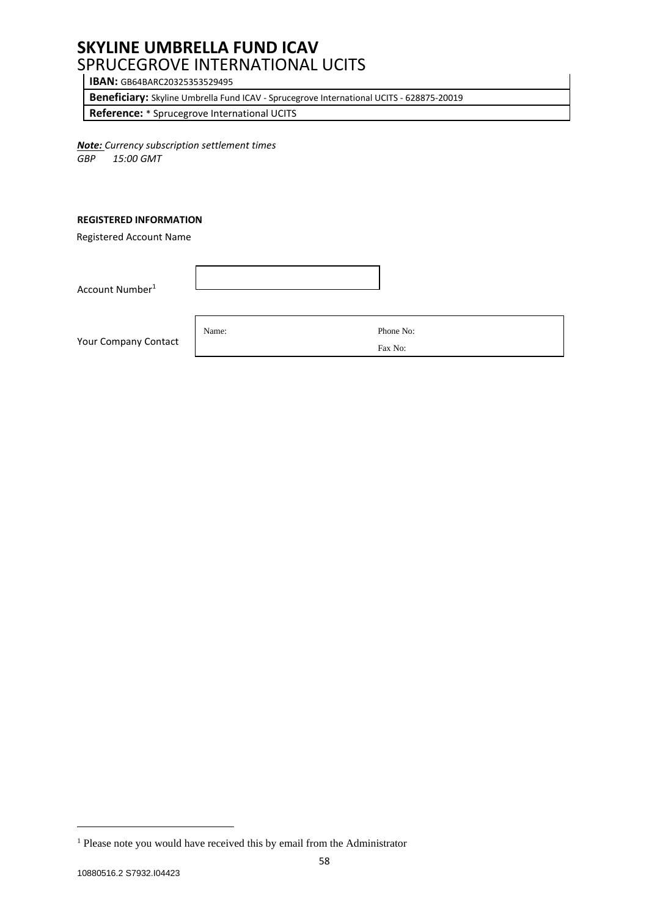# SKYLINE UMBRELLA FUND ICAV

## SPRUCEGROVE INTERNATIONAL UCITS

| |
|---|
| **IBAN:** GB64BARC20325353529495 |
| **Beneficiary:** Skyline Umbrella Fund ICAV - Sprucegrove International UCITS - 628875-20019 |
| **Reference:** * Sprucegrove International UCITS |

***Note:*** *Currency subscription settlement times*
*GBP 15:00 GMT*

**REGISTERED INFORMATION**

Registered Account Name

Account Number[1]

| |
|---|
| |

Your Company Contact

| | |
|---|---|
| Name: | Phone No: |
| | Fax No: |

[1] Please note you would have received this by email from the Administrator

10880516.2 S7932.I04423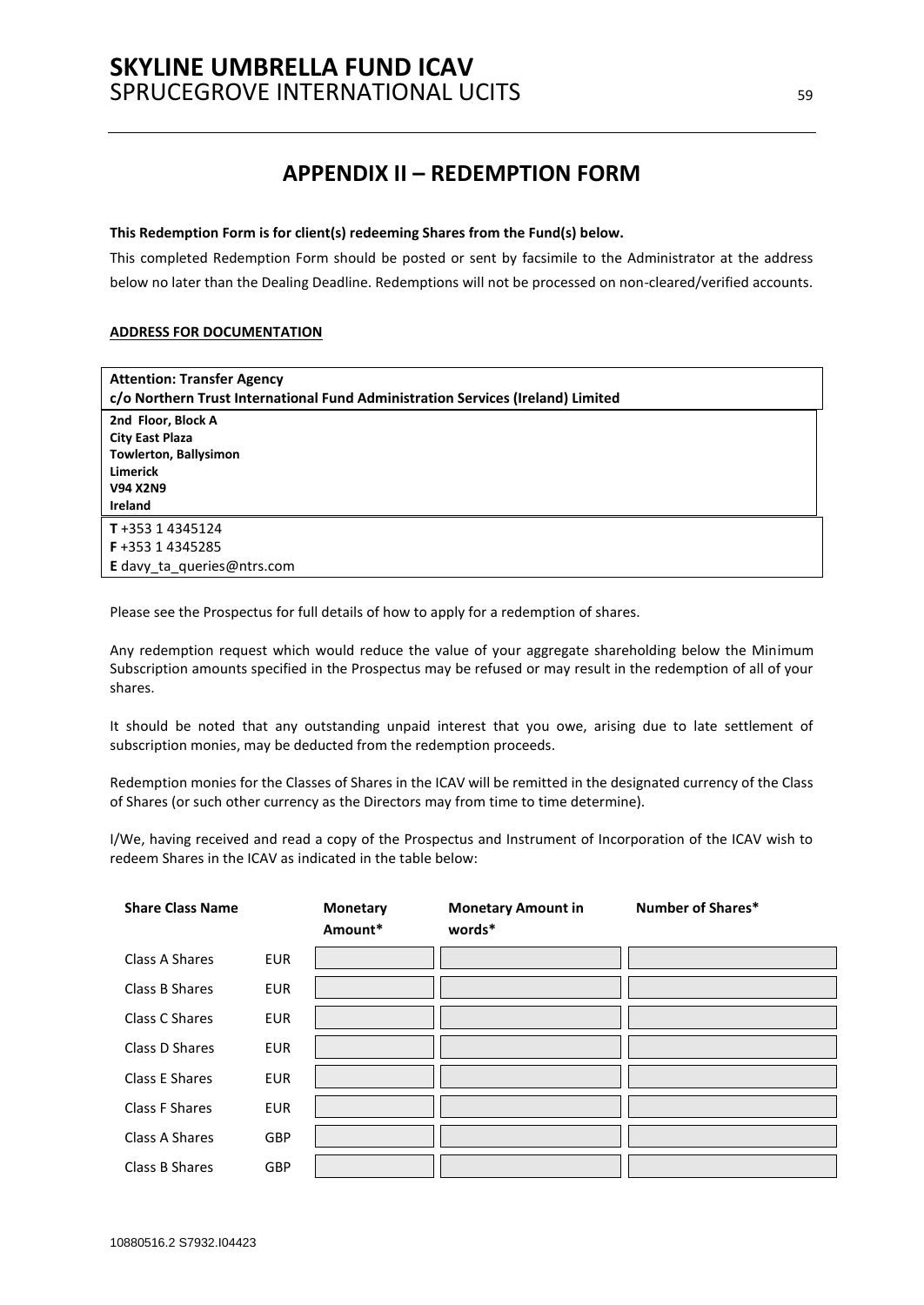# APPENDIX II – REDEMPTION FORM

**This Redemption Form is for client(s) redeeming Shares from the Fund(s) below.**

This completed Redemption Form should be posted or sent by facsimile to the Administrator at the address below no later than the Dealing Deadline. Redemptions will not be processed on non-cleared/verified accounts.

**ADDRESS FOR DOCUMENTATION**

| **Attention: Transfer Agency**<br>**c/o Northern Trust International Fund Administration Services (Ireland) Limited** |
|---|
| **2nd Floor, Block A**<br>**City East Plaza**<br>**Towlerton, Ballysimon**<br>**Limerick**<br>**V94 X2N9**<br>**Ireland** |
| **T** +353 1 4345124<br>**F** +353 1 4345285<br>**E** davy_ta_queries@ntrs.com |

Please see the Prospectus for full details of how to apply for a redemption of shares.

Any redemption request which would reduce the value of your aggregate shareholding below the Minimum Subscription amounts specified in the Prospectus may be refused or may result in the redemption of all of your shares.

It should be noted that any outstanding unpaid interest that you owe, arising due to late settlement of subscription monies, may be deducted from the redemption proceeds.

Redemption monies for the Classes of Shares in the ICAV will be remitted in the designated currency of the Class of Shares (or such other currency as the Directors may from time to time determine).

I/We, having received and read a copy of the Prospectus and Instrument of Incorporation of the ICAV wish to redeem Shares in the ICAV as indicated in the table below:

| **Share Class Name** | | **Monetary Amount*** | **Monetary Amount in words*** | **Number of Shares*** |
|---|---|---|---|---|
| Class A Shares | EUR | | | |
| Class B Shares | EUR | | | |
| Class C Shares | EUR | | | |
| Class D Shares | EUR | | | |
| Class E Shares | EUR | | | |
| Class F Shares | EUR | | | |
| Class A Shares | GBP | | | |
| Class B Shares | GBP | | | |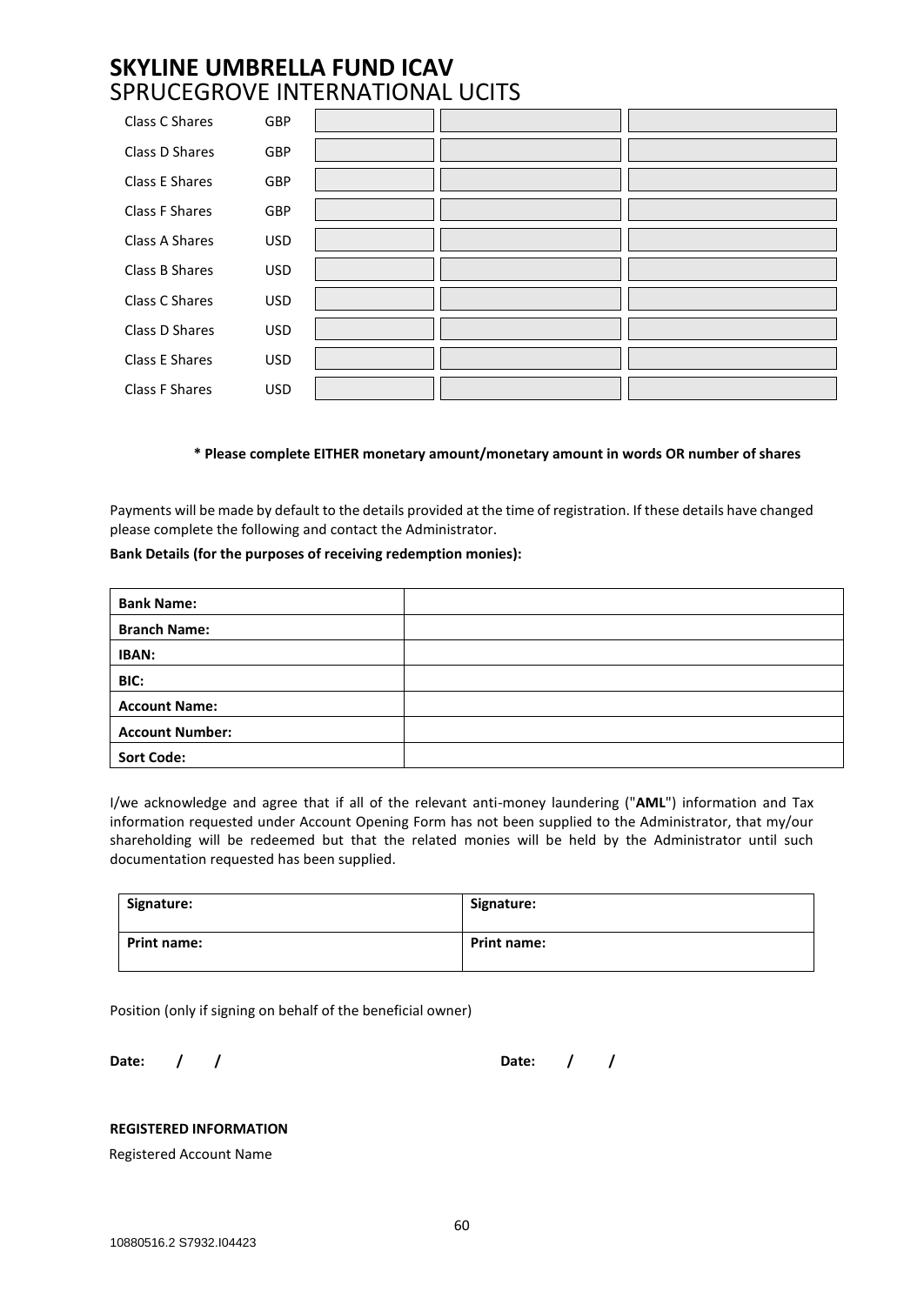# SKYLINE UMBRELLA FUND ICAV

## SPRUCEGROVE INTERNATIONAL UCITS

| | | | | |
|---|---|---|---|---|
| Class C Shares | GBP | | | |
| Class D Shares | GBP | | | |
| Class E Shares | GBP | | | |
| Class F Shares | GBP | | | |
| Class A Shares | USD | | | |
| Class B Shares | USD | | | |
| Class C Shares | USD | | | |
| Class D Shares | USD | | | |
| Class E Shares | USD | | | |
| Class F Shares | USD | | | |

**\* Please complete EITHER monetary amount/monetary amount in words OR number of shares**

Payments will be made by default to the details provided at the time of registration. If these details have changed please complete the following and contact the Administrator.

**Bank Details (for the purposes of receiving redemption monies):**

| | |
|---|---|
| **Bank Name:** | |
| **Branch Name:** | |
| **IBAN:** | |
| **BIC:** | |
| **Account Name:** | |
| **Account Number:** | |
| **Sort Code:** | |

I/we acknowledge and agree that if all of the relevant anti-money laundering ("**AML**") information and Tax information requested under Account Opening Form has not been supplied to the Administrator, that my/our shareholding will be redeemed but that the related monies will be held by the Administrator until such documentation requested has been supplied.

| | |
|---|---|
| **Signature:** | **Signature:** |
| **Print name:** | **Print name:** |

Position (only if signing on behalf of the beneficial owner)

**Date: / /** **Date: / /**

**REGISTERED INFORMATION**

Registered Account Name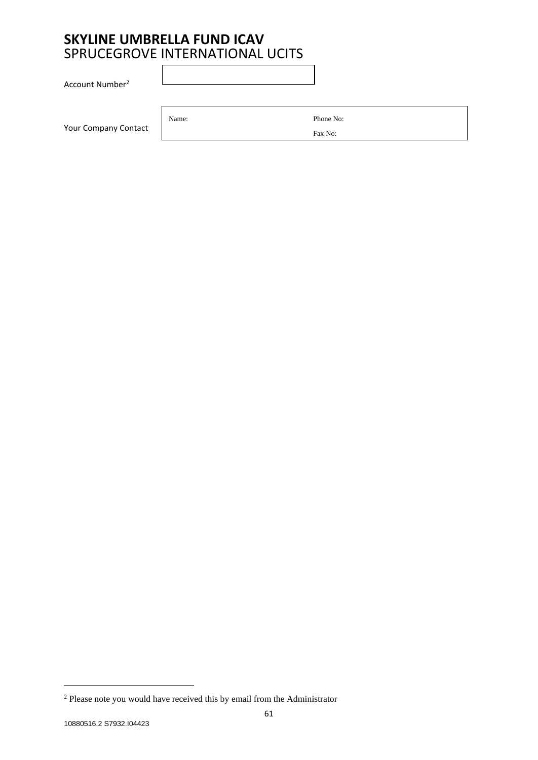# SKYLINE UMBRELLA FUND ICAV

SPRUCEGROVE INTERNATIONAL UCITS

| Account Number[2] | |
|---|---|

| Your Company Contact | Name: | Phone No: / Fax No: |
|---|---|---|

[2] Please note you would have received this by email from the Administrator

10880516.2 S7932.I04423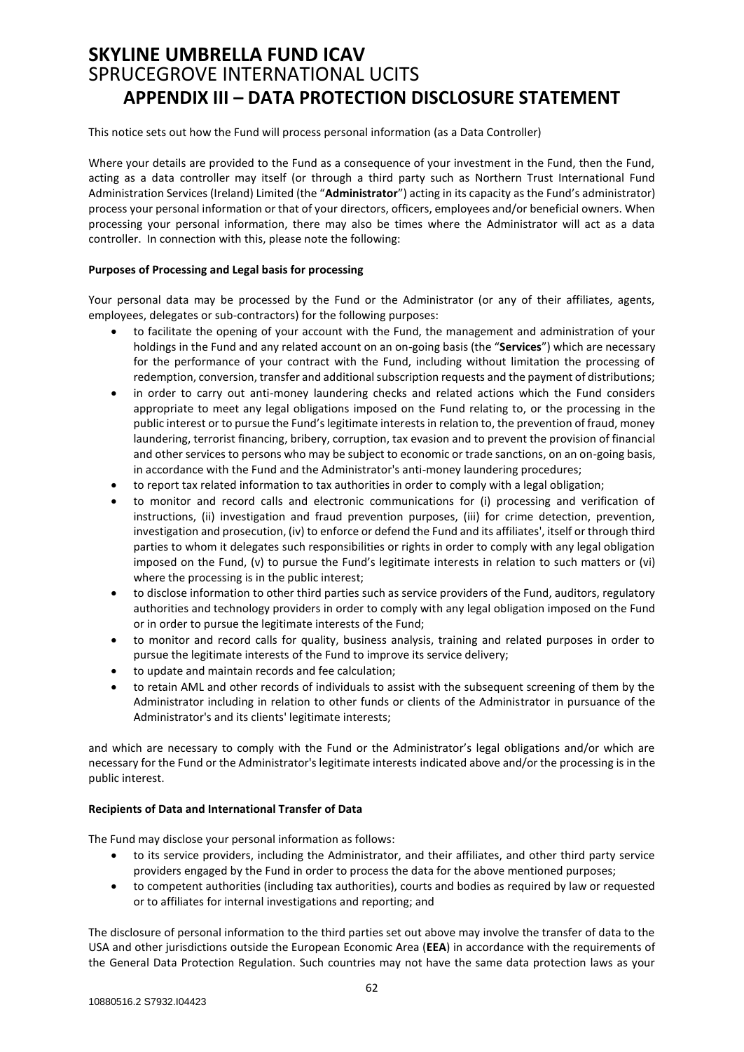# SKYLINE UMBRELLA FUND ICAV

SPRUCEGROVE INTERNATIONAL UCITS

## APPENDIX III – DATA PROTECTION DISCLOSURE STATEMENT

This notice sets out how the Fund will process personal information (as a Data Controller)

Where your details are provided to the Fund as a consequence of your investment in the Fund, then the Fund, acting as a data controller may itself (or through a third party such as Northern Trust International Fund Administration Services (Ireland) Limited (the "**Administrator**") acting in its capacity as the Fund's administrator) process your personal information or that of your directors, officers, employees and/or beneficial owners. When processing your personal information, there may also be times where the Administrator will act as a data controller. In connection with this, please note the following:

**Purposes of Processing and Legal basis for processing**

Your personal data may be processed by the Fund or the Administrator (or any of their affiliates, agents, employees, delegates or sub-contractors) for the following purposes:

- to facilitate the opening of your account with the Fund, the management and administration of your holdings in the Fund and any related account on an on-going basis (the "**Services**") which are necessary for the performance of your contract with the Fund, including without limitation the processing of redemption, conversion, transfer and additional subscription requests and the payment of distributions;
- in order to carry out anti-money laundering checks and related actions which the Fund considers appropriate to meet any legal obligations imposed on the Fund relating to, or the processing in the public interest or to pursue the Fund's legitimate interests in relation to, the prevention of fraud, money laundering, terrorist financing, bribery, corruption, tax evasion and to prevent the provision of financial and other services to persons who may be subject to economic or trade sanctions, on an on-going basis, in accordance with the Fund and the Administrator's anti-money laundering procedures;
- to report tax related information to tax authorities in order to comply with a legal obligation;
- to monitor and record calls and electronic communications for (i) processing and verification of instructions, (ii) investigation and fraud prevention purposes, (iii) for crime detection, prevention, investigation and prosecution, (iv) to enforce or defend the Fund and its affiliates', itself or through third parties to whom it delegates such responsibilities or rights in order to comply with any legal obligation imposed on the Fund, (v) to pursue the Fund's legitimate interests in relation to such matters or (vi) where the processing is in the public interest;
- to disclose information to other third parties such as service providers of the Fund, auditors, regulatory authorities and technology providers in order to comply with any legal obligation imposed on the Fund or in order to pursue the legitimate interests of the Fund;
- to monitor and record calls for quality, business analysis, training and related purposes in order to pursue the legitimate interests of the Fund to improve its service delivery;
- to update and maintain records and fee calculation;
- to retain AML and other records of individuals to assist with the subsequent screening of them by the Administrator including in relation to other funds or clients of the Administrator in pursuance of the Administrator's and its clients' legitimate interests;

and which are necessary to comply with the Fund or the Administrator's legal obligations and/or which are necessary for the Fund or the Administrator's legitimate interests indicated above and/or the processing is in the public interest.

**Recipients of Data and International Transfer of Data**

The Fund may disclose your personal information as follows:

- to its service providers, including the Administrator, and their affiliates, and other third party service providers engaged by the Fund in order to process the data for the above mentioned purposes;
- to competent authorities (including tax authorities), courts and bodies as required by law or requested or to affiliates for internal investigations and reporting; and

The disclosure of personal information to the third parties set out above may involve the transfer of data to the USA and other jurisdictions outside the European Economic Area (**EEA**) in accordance with the requirements of the General Data Protection Regulation. Such countries may not have the same data protection laws as your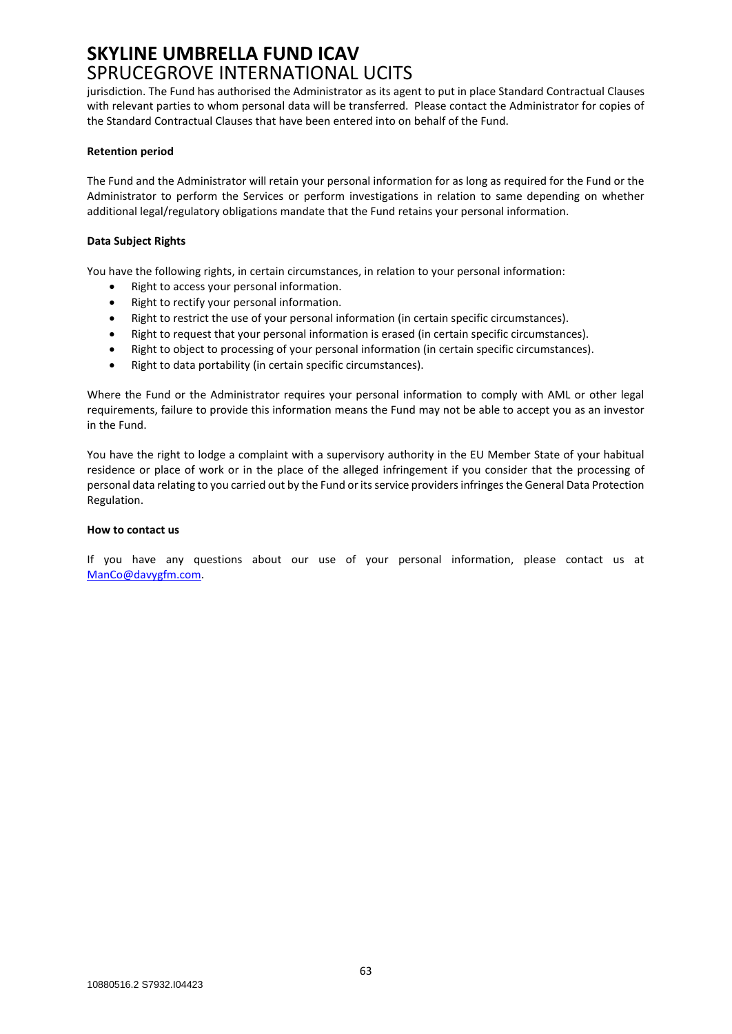jurisdiction. The Fund has authorised the Administrator as its agent to put in place Standard Contractual Clauses with relevant parties to whom personal data will be transferred. Please contact the Administrator for copies of the Standard Contractual Clauses that have been entered into on behalf of the Fund.

**Retention period**

The Fund and the Administrator will retain your personal information for as long as required for the Fund or the Administrator to perform the Services or perform investigations in relation to same depending on whether additional legal/regulatory obligations mandate that the Fund retains your personal information.

**Data Subject Rights**

You have the following rights, in certain circumstances, in relation to your personal information:

- Right to access your personal information.
- Right to rectify your personal information.
- Right to restrict the use of your personal information (in certain specific circumstances).
- Right to request that your personal information is erased (in certain specific circumstances).
- Right to object to processing of your personal information (in certain specific circumstances).
- Right to data portability (in certain specific circumstances).

Where the Fund or the Administrator requires your personal information to comply with AML or other legal requirements, failure to provide this information means the Fund may not be able to accept you as an investor in the Fund.

You have the right to lodge a complaint with a supervisory authority in the EU Member State of your habitual residence or place of work or in the place of the alleged infringement if you consider that the processing of personal data relating to you carried out by the Fund or its service providers infringes the General Data Protection Regulation.

**How to contact us**

If you have any questions about our use of your personal information, please contact us at ManCo@davygfm.com.